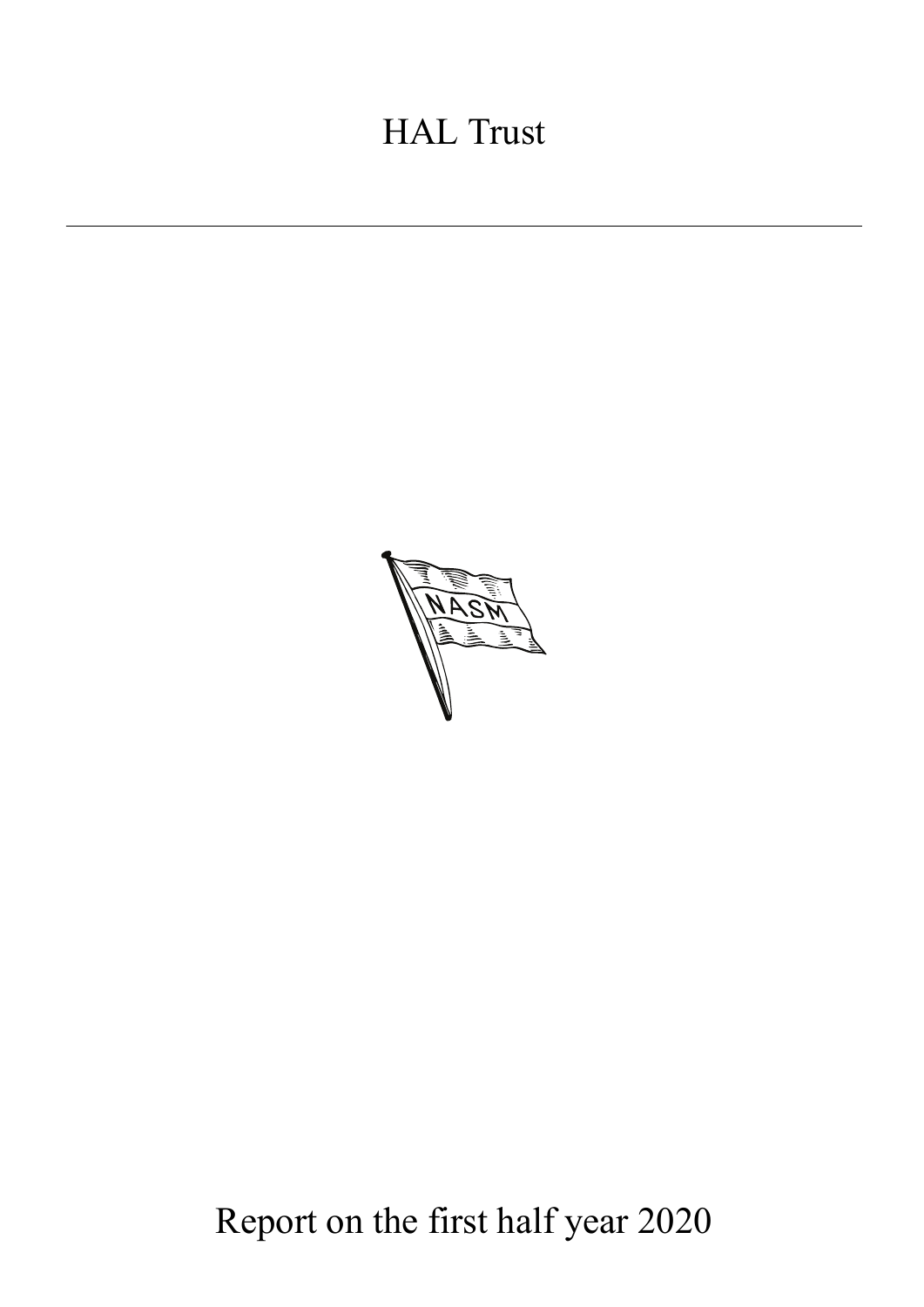# HAL Trust

---

Report on the first half year 2020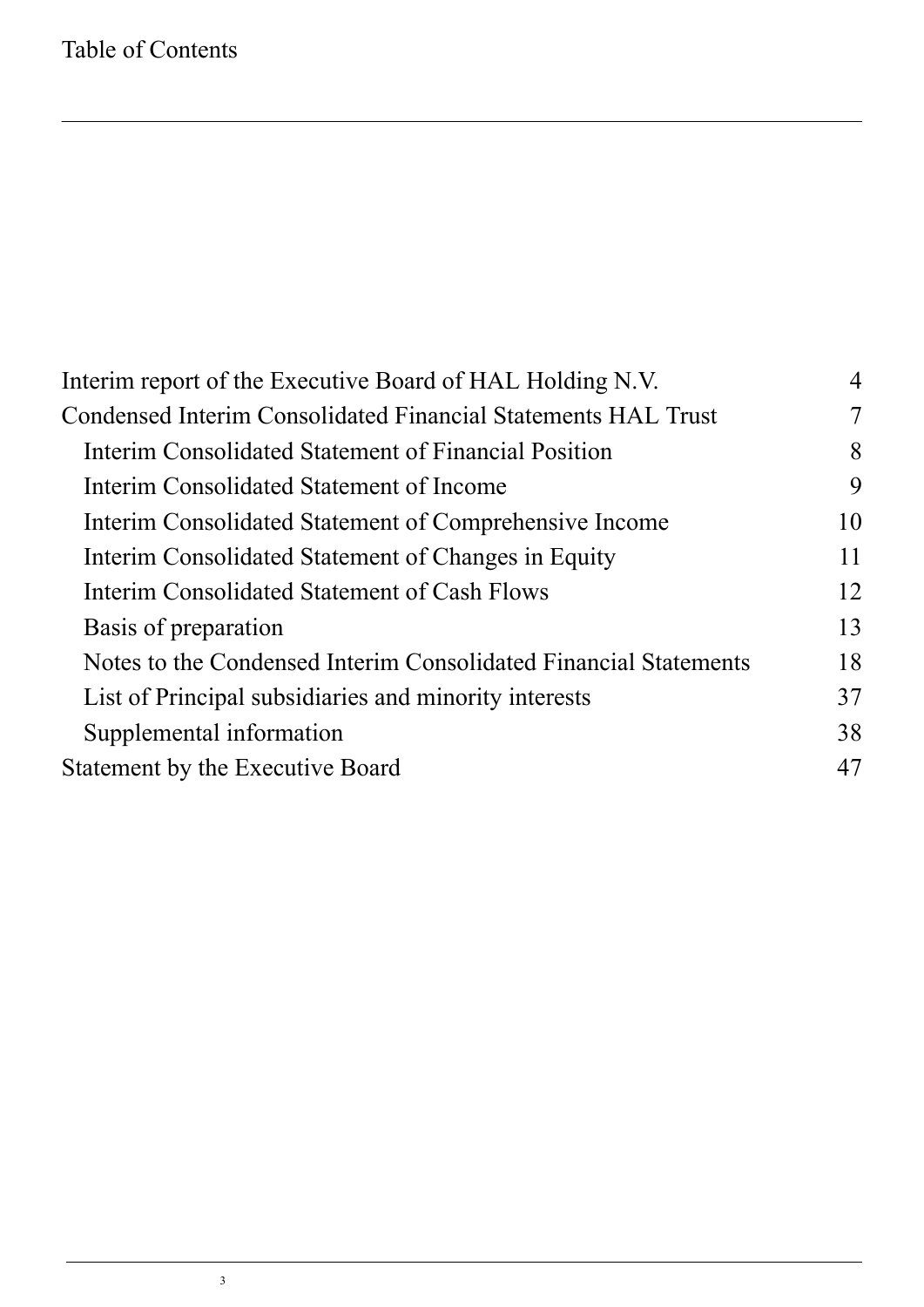# Table of Contents

| | |
|---|---|
| Interim report of the Executive Board of HAL Holding N.V. | 4 |
| Condensed Interim Consolidated Financial Statements HAL Trust | 7 |
| Interim Consolidated Statement of Financial Position | 8 |
| Interim Consolidated Statement of Income | 9 |
| Interim Consolidated Statement of Comprehensive Income | 10 |
| Interim Consolidated Statement of Changes in Equity | 11 |
| Interim Consolidated Statement of Cash Flows | 12 |
| Basis of preparation | 13 |
| Notes to the Condensed Interim Consolidated Financial Statements | 18 |
| List of Principal subsidiaries and minority interests | 37 |
| Supplemental information | 38 |
| Statement by the Executive Board | 47 |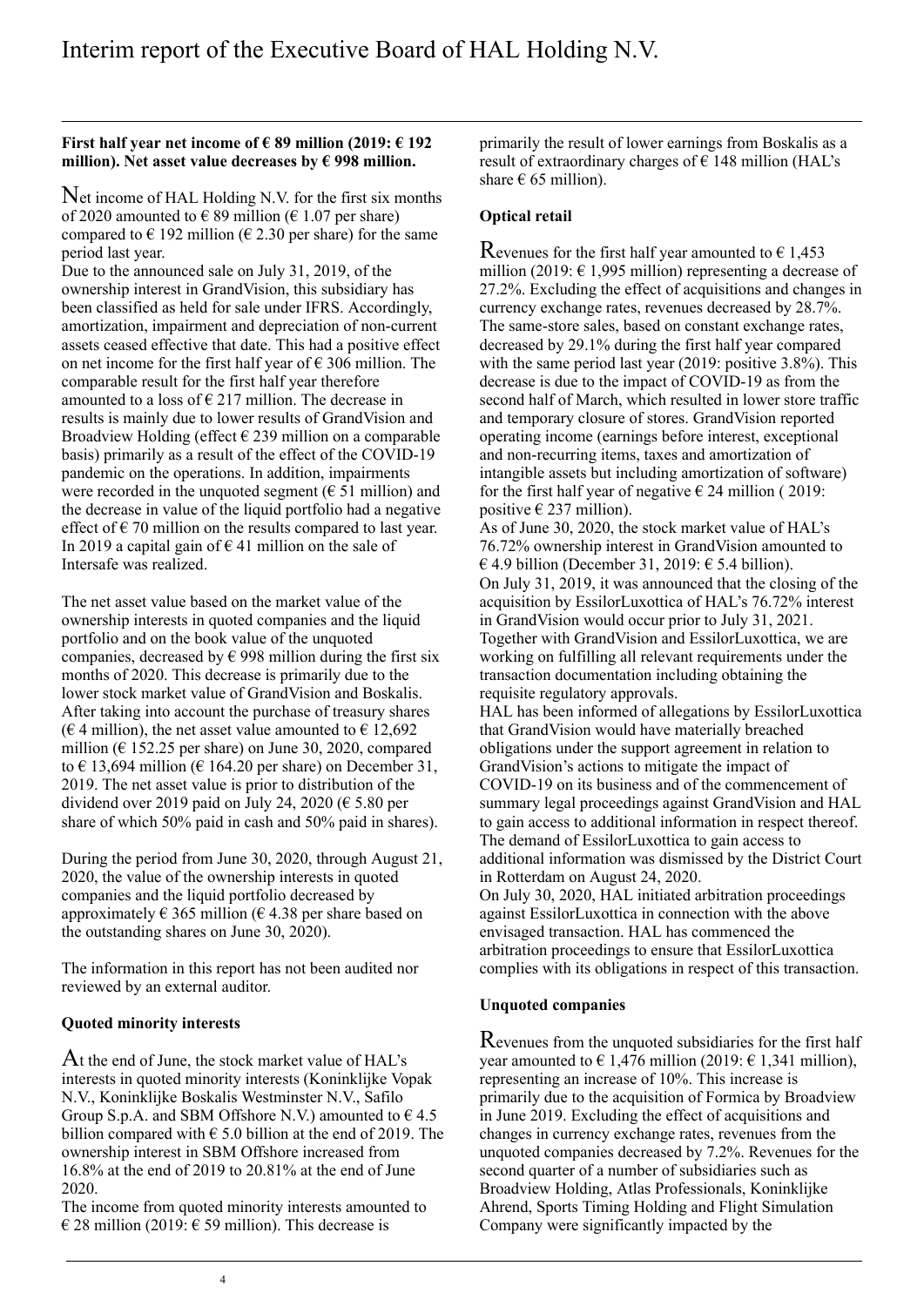# Interim report of the Executive Board of HAL Holding N.V.

**First half year net income of € 89 million (2019: € 192 million). Net asset value decreases by € 998 million.**

Net income of HAL Holding N.V. for the first six months of 2020 amounted to € 89 million (€ 1.07 per share) compared to € 192 million (€ 2.30 per share) for the same period last year.

Due to the announced sale on July 31, 2019, of the ownership interest in GrandVision, this subsidiary has been classified as held for sale under IFRS. Accordingly, amortization, impairment and depreciation of non-current assets ceased effective that date. This had a positive effect on net income for the first half year of € 306 million. The comparable result for the first half year therefore amounted to a loss of € 217 million. The decrease in results is mainly due to lower results of GrandVision and Broadview Holding (effect € 239 million on a comparable basis) primarily as a result of the effect of the COVID-19 pandemic on the operations. In addition, impairments were recorded in the unquoted segment (€ 51 million) and the decrease in value of the liquid portfolio had a negative effect of € 70 million on the results compared to last year. In 2019 a capital gain of € 41 million on the sale of Intersafe was realized.

The net asset value based on the market value of the ownership interests in quoted companies and the liquid portfolio and on the book value of the unquoted companies, decreased by € 998 million during the first six months of 2020. This decrease is primarily due to the lower stock market value of GrandVision and Boskalis. After taking into account the purchase of treasury shares (€ 4 million), the net asset value amounted to € 12,692 million (€ 152.25 per share) on June 30, 2020, compared to € 13,694 million (€ 164.20 per share) on December 31, 2019. The net asset value is prior to distribution of the dividend over 2019 paid on July 24, 2020 (€ 5.80 per share of which 50% paid in cash and 50% paid in shares).

During the period from June 30, 2020, through August 21, 2020, the value of the ownership interests in quoted companies and the liquid portfolio decreased by approximately € 365 million (€ 4.38 per share based on the outstanding shares on June 30, 2020).

The information in this report has not been audited nor reviewed by an external auditor.

**Quoted minority interests**

At the end of June, the stock market value of HAL's interests in quoted minority interests (Koninklijke Vopak N.V., Koninklijke Boskalis Westminster N.V., Safilo Group S.p.A. and SBM Offshore N.V.) amounted to € 4.5 billion compared with € 5.0 billion at the end of 2019. The ownership interest in SBM Offshore increased from 16.8% at the end of 2019 to 20.81% at the end of June 2020.

The income from quoted minority interests amounted to € 28 million (2019: € 59 million). This decrease is primarily the result of lower earnings from Boskalis as a result of extraordinary charges of € 148 million (HAL's share € 65 million).

**Optical retail**

Revenues for the first half year amounted to € 1,453 million (2019: € 1,995 million) representing a decrease of 27.2%. Excluding the effect of acquisitions and changes in currency exchange rates, revenues decreased by 28.7%. The same-store sales, based on constant exchange rates, decreased by 29.1% during the first half year compared with the same period last year (2019: positive 3.8%). This decrease is due to the impact of COVID-19 as from the second half of March, which resulted in lower store traffic and temporary closure of stores. GrandVision reported operating income (earnings before interest, exceptional and non-recurring items, taxes and amortization of intangible assets but including amortization of software) for the first half year of negative € 24 million ( 2019: positive € 237 million).

As of June 30, 2020, the stock market value of HAL's 76.72% ownership interest in GrandVision amounted to € 4.9 billion (December 31, 2019: € 5.4 billion).

On July 31, 2019, it was announced that the closing of the acquisition by EssilorLuxottica of HAL's 76.72% interest in GrandVision would occur prior to July 31, 2021. Together with GrandVision and EssilorLuxottica, we are working on fulfilling all relevant requirements under the transaction documentation including obtaining the requisite regulatory approvals.

HAL has been informed of allegations by EssilorLuxottica that GrandVision would have materially breached obligations under the support agreement in relation to GrandVision's actions to mitigate the impact of COVID-19 on its business and of the commencement of summary legal proceedings against GrandVision and HAL to gain access to additional information in respect thereof. The demand of EssilorLuxottica to gain access to additional information was dismissed by the District Court in Rotterdam on August 24, 2020.

On July 30, 2020, HAL initiated arbitration proceedings against EssilorLuxottica in connection with the above envisaged transaction. HAL has commenced the arbitration proceedings to ensure that EssilorLuxottica complies with its obligations in respect of this transaction.

**Unquoted companies**

Revenues from the unquoted subsidiaries for the first half year amounted to € 1,476 million (2019: € 1,341 million), representing an increase of 10%. This increase is primarily due to the acquisition of Formica by Broadview in June 2019. Excluding the effect of acquisitions and changes in currency exchange rates, revenues from the unquoted companies decreased by 7.2%. Revenues for the second quarter of a number of subsidiaries such as Broadview Holding, Atlas Professionals, Koninklijke Ahrend, Sports Timing Holding and Flight Simulation Company were significantly impacted by the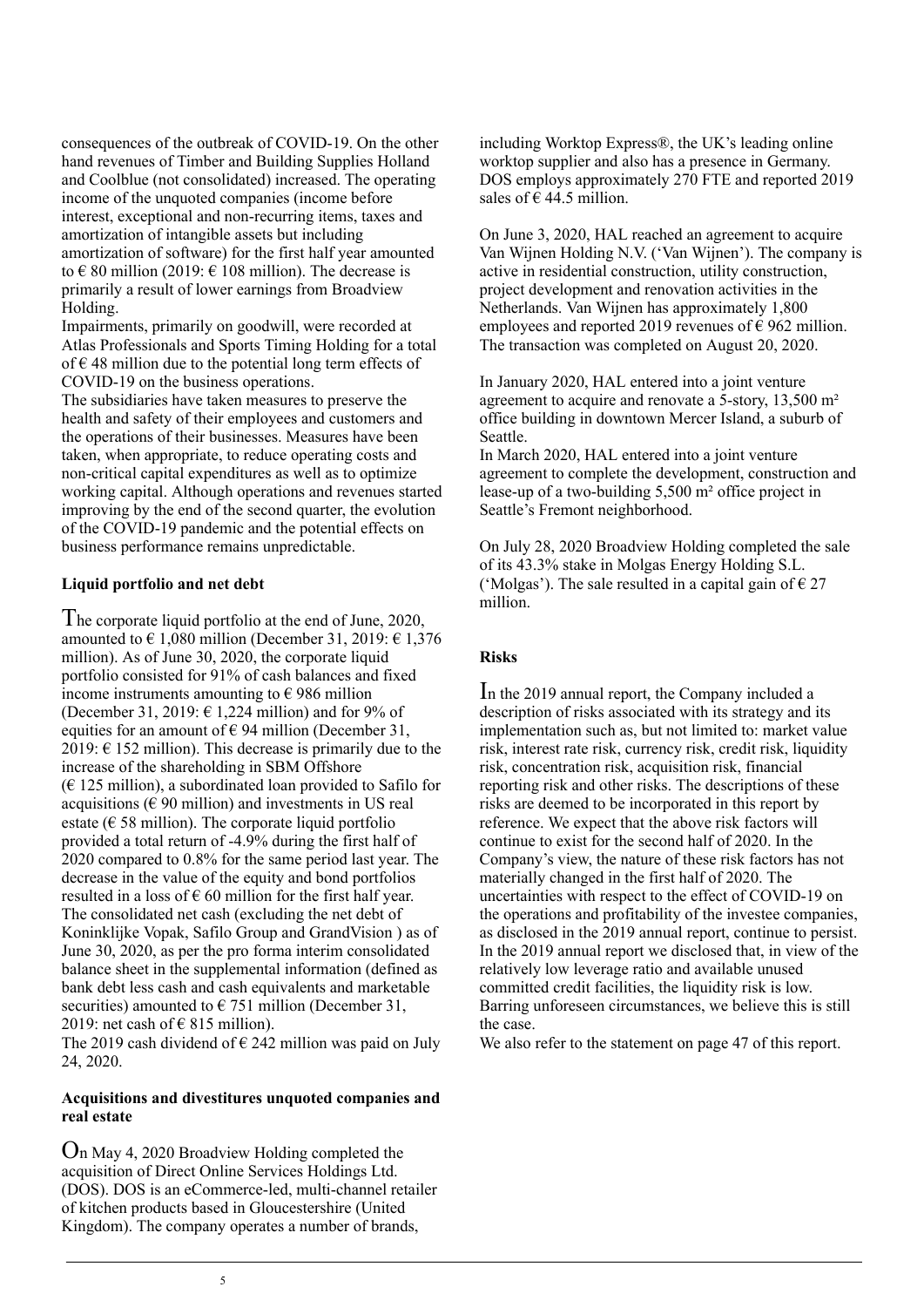consequences of the outbreak of COVID-19. On the other hand revenues of Timber and Building Supplies Holland and Coolblue (not consolidated) increased. The operating income of the unquoted companies (income before interest, exceptional and non-recurring items, taxes and amortization of intangible assets but including amortization of software) for the first half year amounted to € 80 million (2019: € 108 million). The decrease is primarily a result of lower earnings from Broadview Holding.

Impairments, primarily on goodwill, were recorded at Atlas Professionals and Sports Timing Holding for a total of € 48 million due to the potential long term effects of COVID-19 on the business operations.

The subsidiaries have taken measures to preserve the health and safety of their employees and customers and the operations of their businesses. Measures have been taken, when appropriate, to reduce operating costs and non-critical capital expenditures as well as to optimize working capital. Although operations and revenues started improving by the end of the second quarter, the evolution of the COVID-19 pandemic and the potential effects on business performance remains unpredictable.

**Liquid portfolio and net debt**

The corporate liquid portfolio at the end of June, 2020, amounted to € 1,080 million (December 31, 2019: € 1,376 million). As of June 30, 2020, the corporate liquid portfolio consisted for 91% of cash balances and fixed income instruments amounting to € 986 million (December 31, 2019: € 1,224 million) and for 9% of equities for an amount of € 94 million (December 31, 2019: € 152 million). This decrease is primarily due to the increase of the shareholding in SBM Offshore (€ 125 million), a subordinated loan provided to Safilo for acquisitions (€ 90 million) and investments in US real estate (€ 58 million). The corporate liquid portfolio provided a total return of -4.9% during the first half of 2020 compared to 0.8% for the same period last year. The decrease in the value of the equity and bond portfolios resulted in a loss of € 60 million for the first half year. The consolidated net cash (excluding the net debt of Koninklijke Vopak, Safilo Group and GrandVision ) as of June 30, 2020, as per the pro forma interim consolidated balance sheet in the supplemental information (defined as bank debt less cash and cash equivalents and marketable securities) amounted to € 751 million (December 31, 2019: net cash of € 815 million).

The 2019 cash dividend of € 242 million was paid on July 24, 2020.

**Acquisitions and divestitures unquoted companies and real estate**

On May 4, 2020 Broadview Holding completed the acquisition of Direct Online Services Holdings Ltd. (DOS). DOS is an eCommerce-led, multi-channel retailer of kitchen products based in Gloucestershire (United Kingdom). The company operates a number of brands, including Worktop Express®, the UK's leading online worktop supplier and also has a presence in Germany. DOS employs approximately 270 FTE and reported 2019 sales of € 44.5 million.

On June 3, 2020, HAL reached an agreement to acquire Van Wijnen Holding N.V. ('Van Wijnen'). The company is active in residential construction, utility construction, project development and renovation activities in the Netherlands. Van Wijnen has approximately 1,800 employees and reported 2019 revenues of € 962 million. The transaction was completed on August 20, 2020.

In January 2020, HAL entered into a joint venture agreement to acquire and renovate a 5-story, 13,500 m² office building in downtown Mercer Island, a suburb of Seattle.

In March 2020, HAL entered into a joint venture agreement to complete the development, construction and lease-up of a two-building 5,500 m² office project in Seattle's Fremont neighborhood.

On July 28, 2020 Broadview Holding completed the sale of its 43.3% stake in Molgas Energy Holding S.L. ('Molgas'). The sale resulted in a capital gain of € 27 million.

**Risks**

In the 2019 annual report, the Company included a description of risks associated with its strategy and its implementation such as, but not limited to: market value risk, interest rate risk, currency risk, credit risk, liquidity risk, concentration risk, acquisition risk, financial reporting risk and other risks. The descriptions of these risks are deemed to be incorporated in this report by reference. We expect that the above risk factors will continue to exist for the second half of 2020. In the Company's view, the nature of these risk factors has not materially changed in the first half of 2020. The uncertainties with respect to the effect of COVID-19 on the operations and profitability of the investee companies, as disclosed in the 2019 annual report, continue to persist. In the 2019 annual report we disclosed that, in view of the relatively low leverage ratio and available unused committed credit facilities, the liquidity risk is low. Barring unforeseen circumstances, we believe this is still the case.

We also refer to the statement on page 47 of this report.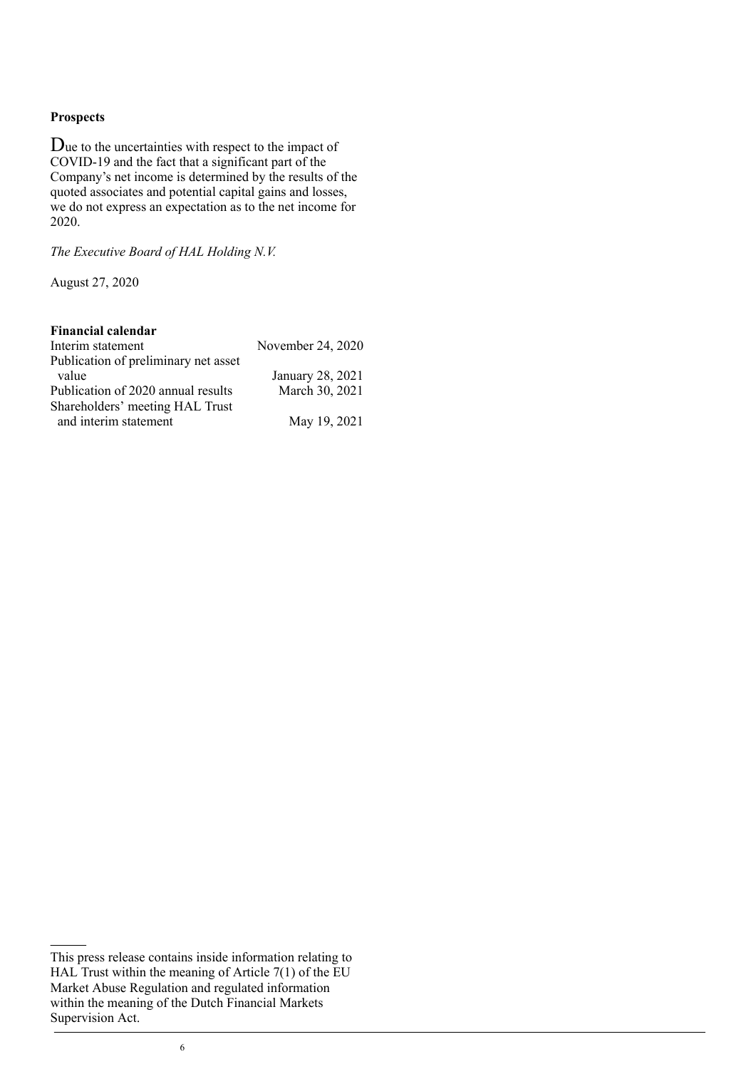**Prospects**

Due to the uncertainties with respect to the impact of COVID-19 and the fact that a significant part of the Company's net income is determined by the results of the quoted associates and potential capital gains and losses, we do not express an expectation as to the net income for 2020.

*The Executive Board of HAL Holding N.V.*

August 27, 2020

**Financial calendar**

| | |
|---|---|
| Interim statement | November 24, 2020 |
| Publication of preliminary net asset value | January 28, 2021 |
| Publication of 2020 annual results | March 30, 2021 |
| Shareholders' meeting HAL Trust and interim statement | May 19, 2021 |

This press release contains inside information relating to HAL Trust within the meaning of Article 7(1) of the EU Market Abuse Regulation and regulated information within the meaning of the Dutch Financial Markets Supervision Act.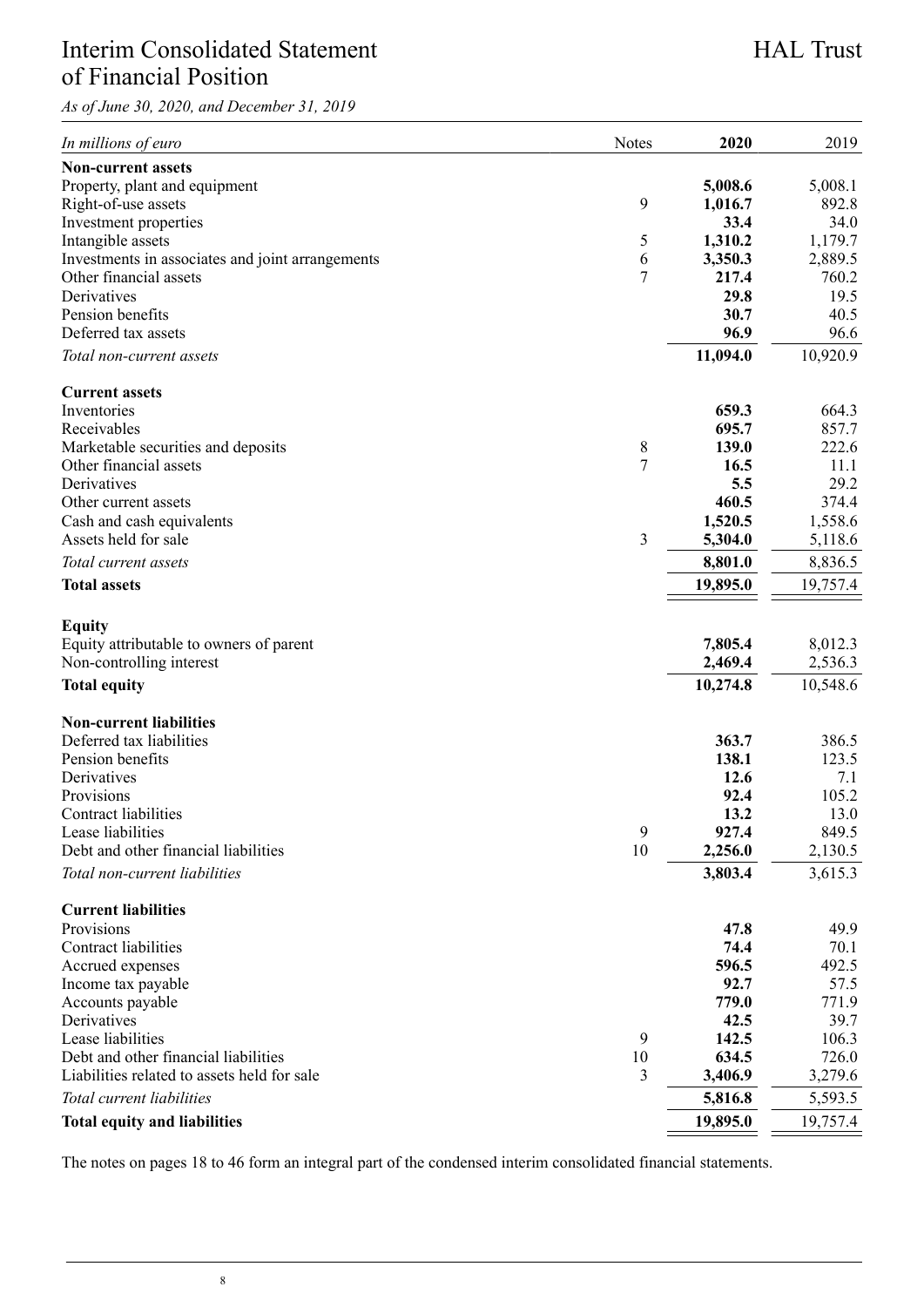# Interim Consolidated Statement of Financial Position

HAL Trust

*As of June 30, 2020, and December 31, 2019*

| *In millions of euro* | Notes | **2020** | 2019 |
|---|---|---|---|
| **Non-current assets** | | | |
| Property, plant and equipment | | **5,008.6** | 5,008.1 |
| Right-of-use assets | 9 | **1,016.7** | 892.8 |
| Investment properties | | **33.4** | 34.0 |
| Intangible assets | 5 | **1,310.2** | 1,179.7 |
| Investments in associates and joint arrangements | 6 | **3,350.3** | 2,889.5 |
| Other financial assets | 7 | **217.4** | 760.2 |
| Derivatives | | **29.8** | 19.5 |
| Pension benefits | | **30.7** | 40.5 |
| Deferred tax assets | | **96.9** | 96.6 |
| *Total non-current assets* | | **11,094.0** | 10,920.9 |
| **Current assets** | | | |
| Inventories | | **659.3** | 664.3 |
| Receivables | | **695.7** | 857.7 |
| Marketable securities and deposits | 8 | **139.0** | 222.6 |
| Other financial assets | 7 | **16.5** | 11.1 |
| Derivatives | | **5.5** | 29.2 |
| Other current assets | | **460.5** | 374.4 |
| Cash and cash equivalents | | **1,520.5** | 1,558.6 |
| Assets held for sale | 3 | **5,304.0** | 5,118.6 |
| *Total current assets* | | **8,801.0** | 8,836.5 |
| **Total assets** | | **19,895.0** | 19,757.4 |
| **Equity** | | | |
| Equity attributable to owners of parent | | **7,805.4** | 8,012.3 |
| Non-controlling interest | | **2,469.4** | 2,536.3 |
| **Total equity** | | **10,274.8** | 10,548.6 |
| **Non-current liabilities** | | | |
| Deferred tax liabilities | | **363.7** | 386.5 |
| Pension benefits | | **138.1** | 123.5 |
| Derivatives | | **12.6** | 7.1 |
| Provisions | | **92.4** | 105.2 |
| Contract liabilities | | **13.2** | 13.0 |
| Lease liabilities | 9 | **927.4** | 849.5 |
| Debt and other financial liabilities | 10 | **2,256.0** | 2,130.5 |
| *Total non-current liabilities* | | **3,803.4** | 3,615.3 |
| **Current liabilities** | | | |
| Provisions | | **47.8** | 49.9 |
| Contract liabilities | | **74.4** | 70.1 |
| Accrued expenses | | **596.5** | 492.5 |
| Income tax payable | | **92.7** | 57.5 |
| Accounts payable | | **779.0** | 771.9 |
| Derivatives | | **42.5** | 39.7 |
| Lease liabilities | 9 | **142.5** | 106.3 |
| Debt and other financial liabilities | 10 | **634.5** | 726.0 |
| Liabilities related to assets held for sale | 3 | **3,406.9** | 3,279.6 |
| *Total current liabilities* | | **5,816.8** | 5,593.5 |
| **Total equity and liabilities** | | **19,895.0** | 19,757.4 |

The notes on pages 18 to 46 form an integral part of the condensed interim consolidated financial statements.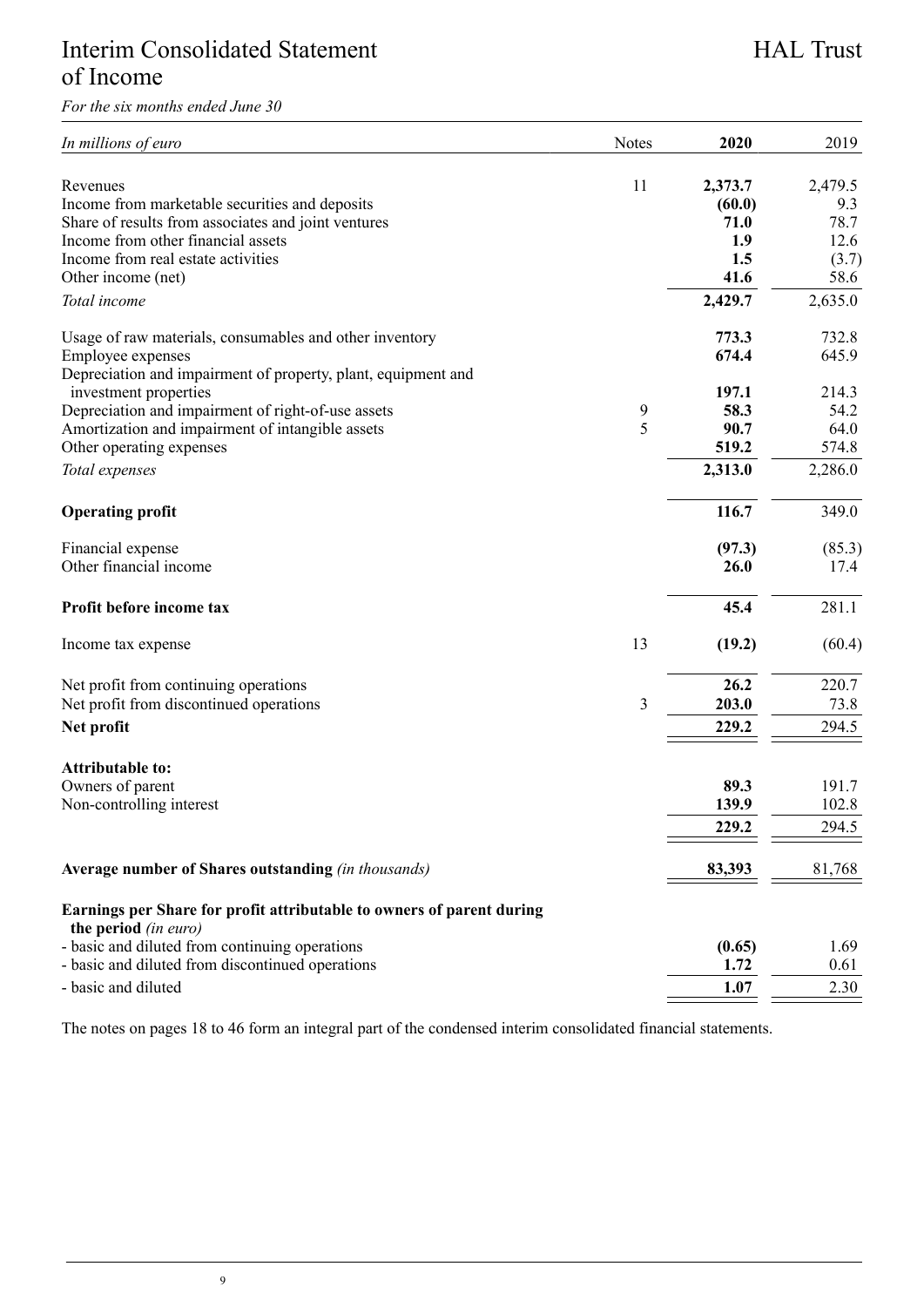# Interim Consolidated Statement of Income

HAL Trust

*For the six months ended June 30*

| *In millions of euro* | Notes | **2020** | 2019 |
|---|---|---|---|
| Revenues | 11 | **2,373.7** | 2,479.5 |
| Income from marketable securities and deposits | | **(60.0)** | 9.3 |
| Share of results from associates and joint ventures | | **71.0** | 78.7 |
| Income from other financial assets | | **1.9** | 12.6 |
| Income from real estate activities | | **1.5** | (3.7) |
| Other income (net) | | **41.6** | 58.6 |
| *Total income* | | **2,429.7** | 2,635.0 |
| Usage of raw materials, consumables and other inventory | | **773.3** | 732.8 |
| Employee expenses | | **674.4** | 645.9 |
| Depreciation and impairment of property, plant, equipment and investment properties | | **197.1** | 214.3 |
| Depreciation and impairment of right-of-use assets | 9 | **58.3** | 54.2 |
| Amortization and impairment of intangible assets | 5 | **90.7** | 64.0 |
| Other operating expenses | | **519.2** | 574.8 |
| *Total expenses* | | **2,313.0** | 2,286.0 |
| **Operating profit** | | **116.7** | 349.0 |
| Financial expense | | **(97.3)** | (85.3) |
| Other financial income | | **26.0** | 17.4 |
| **Profit before income tax** | | **45.4** | 281.1 |
| Income tax expense | 13 | **(19.2)** | (60.4) |
| Net profit from continuing operations | | **26.2** | 220.7 |
| Net profit from discontinued operations | 3 | **203.0** | 73.8 |
| **Net profit** | | **229.2** | 294.5 |
| **Attributable to:** | | | |
| Owners of parent | | **89.3** | 191.7 |
| Non-controlling interest | | **139.9** | 102.8 |
| | | **229.2** | 294.5 |
| **Average number of Shares outstanding** *(in thousands)* | | **83,393** | 81,768 |
| **Earnings per Share for profit attributable to owners of parent during the period** *(in euro)* | | | |
| - basic and diluted from continuing operations | | **(0.65)** | 1.69 |
| - basic and diluted from discontinued operations | | **1.72** | 0.61 |
| - basic and diluted | | **1.07** | 2.30 |

The notes on pages 18 to 46 form an integral part of the condensed interim consolidated financial statements.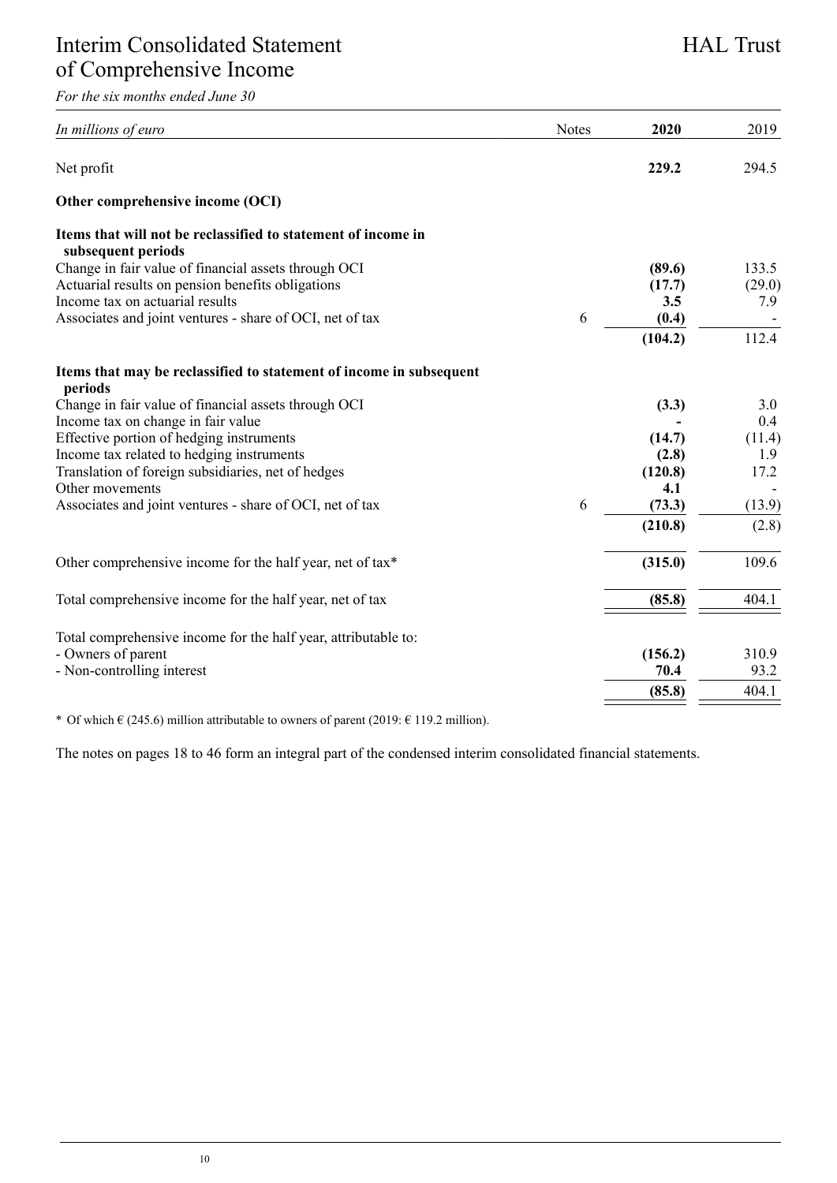# Interim Consolidated Statement of Comprehensive Income

HAL Trust

*For the six months ended June 30*

| *In millions of euro* | Notes | **2020** | 2019 |
|---|---|---|---|
| Net profit | | **229.2** | 294.5 |
| **Other comprehensive income (OCI)** | | | |
| **Items that will not be reclassified to statement of income in subsequent periods** | | | |
| Change in fair value of financial assets through OCI | | **(89.6)** | 133.5 |
| Actuarial results on pension benefits obligations | | **(17.7)** | (29.0) |
| Income tax on actuarial results | | **3.5** | 7.9 |
| Associates and joint ventures - share of OCI, net of tax | 6 | **(0.4)** | - |
| | | **(104.2)** | 112.4 |
| **Items that may be reclassified to statement of income in subsequent periods** | | | |
| Change in fair value of financial assets through OCI | | **(3.3)** | 3.0 |
| Income tax on change in fair value | | **-** | 0.4 |
| Effective portion of hedging instruments | | **(14.7)** | (11.4) |
| Income tax related to hedging instruments | | **(2.8)** | 1.9 |
| Translation of foreign subsidiaries, net of hedges | | **(120.8)** | 17.2 |
| Other movements | | **4.1** | - |
| Associates and joint ventures - share of OCI, net of tax | 6 | **(73.3)** | (13.9) |
| | | **(210.8)** | (2.8) |
| Other comprehensive income for the half year, net of tax* | | **(315.0)** | 109.6 |
| Total comprehensive income for the half year, net of tax | | **(85.8)** | 404.1 |
| Total comprehensive income for the half year, attributable to: | | | |
| - Owners of parent | | **(156.2)** | 310.9 |
| - Non-controlling interest | | **70.4** | 93.2 |
| | | **(85.8)** | 404.1 |

\* Of which € (245.6) million attributable to owners of parent (2019: € 119.2 million).

The notes on pages 18 to 46 form an integral part of the condensed interim consolidated financial statements.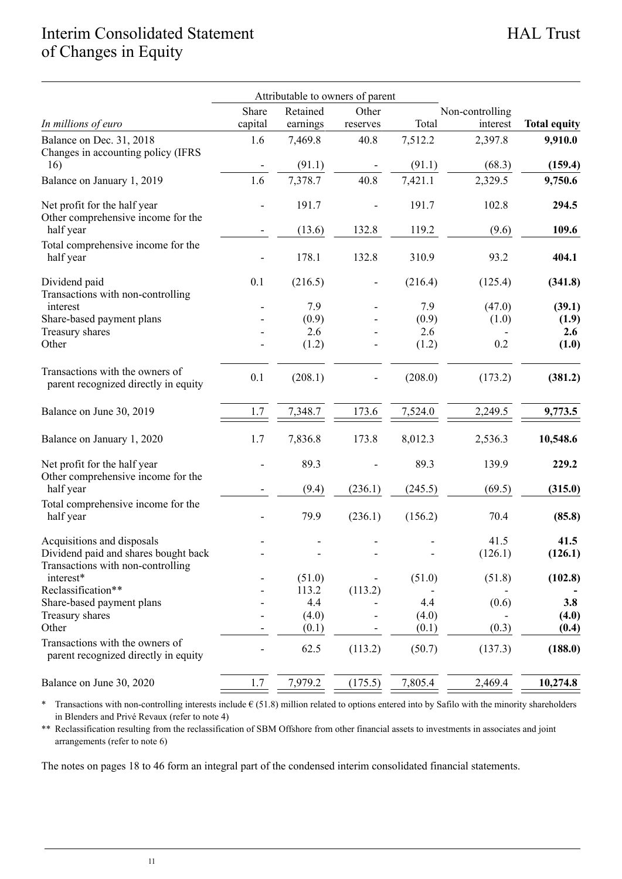# Interim Consolidated Statement of Changes in Equity

| *In millions of euro* | Attributable to owners of parent | | | | | |
|---|---|---|---|---|---|---|
| | Share capital | Retained earnings | Other reserves | Total | Non-controlling interest | **Total equity** |
| Balance on Dec. 31, 2018 | 1.6 | 7,469.8 | 40.8 | 7,512.2 | 2,397.8 | **9,910.0** |
| Changes in accounting policy (IFRS 16) | - | (91.1) | - | (91.1) | (68.3) | **(159.4)** |
| Balance on January 1, 2019 | 1.6 | 7,378.7 | 40.8 | 7,421.1 | 2,329.5 | **9,750.6** |
| Net profit for the half year | - | 191.7 | - | 191.7 | 102.8 | **294.5** |
| Other comprehensive income for the half year | - | (13.6) | 132.8 | 119.2 | (9.6) | **109.6** |
| Total comprehensive income for the half year | - | 178.1 | 132.8 | 310.9 | 93.2 | **404.1** |
| Dividend paid | 0.1 | (216.5) | - | (216.4) | (125.4) | **(341.8)** |
| Transactions with non-controlling interest | - | 7.9 | - | 7.9 | (47.0) | **(39.1)** |
| Share-based payment plans | - | (0.9) | - | (0.9) | (1.0) | **(1.9)** |
| Treasury shares | - | 2.6 | - | 2.6 | - | **2.6** |
| Other | - | (1.2) | - | (1.2) | 0.2 | **(1.0)** |
| Transactions with the owners of parent recognized directly in equity | 0.1 | (208.1) | - | (208.0) | (173.2) | **(381.2)** |
| Balance on June 30, 2019 | 1.7 | 7,348.7 | 173.6 | 7,524.0 | 2,249.5 | **9,773.5** |
| Balance on January 1, 2020 | 1.7 | 7,836.8 | 173.8 | 8,012.3 | 2,536.3 | **10,548.6** |
| Net profit for the half year | - | 89.3 | - | 89.3 | 139.9 | **229.2** |
| Other comprehensive income for the half year | - | (9.4) | (236.1) | (245.5) | (69.5) | **(315.0)** |
| Total comprehensive income for the half year | - | 79.9 | (236.1) | (156.2) | 70.4 | **(85.8)** |
| Acquisitions and disposals | - | - | - | - | 41.5 | **41.5** |
| Dividend paid and shares bought back | - | - | - | - | (126.1) | **(126.1)** |
| Transactions with non-controlling interest* | - | (51.0) | - | (51.0) | (51.8) | **(102.8)** |
| Reclassification** | - | 113.2 | (113.2) | - | - | **-** |
| Share-based payment plans | - | 4.4 | - | 4.4 | (0.6) | **3.8** |
| Treasury shares | - | (4.0) | - | (4.0) | - | **(4.0)** |
| Other | - | (0.1) | - | (0.1) | (0.3) | **(0.4)** |
| Transactions with the owners of parent recognized directly in equity | - | 62.5 | (113.2) | (50.7) | (137.3) | **(188.0)** |
| Balance on June 30, 2020 | 1.7 | 7,979.2 | (175.5) | 7,805.4 | 2,469.4 | **10,274.8** |

\* Transactions with non-controlling interests include € (51.8) million related to options entered into by Safilo with the minority shareholders in Blenders and Privé Revaux (refer to note 4)

** Reclassification resulting from the reclassification of SBM Offshore from other financial assets to investments in associates and joint arrangements (refer to note 6)

The notes on pages 18 to 46 form an integral part of the condensed interim consolidated financial statements.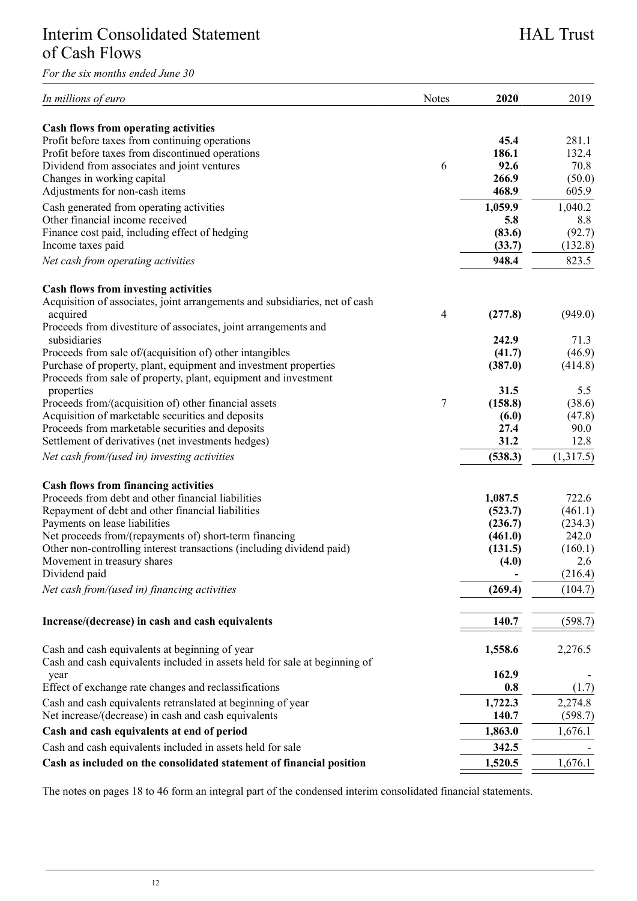# Interim Consolidated Statement of Cash Flows

HAL Trust

*For the six months ended June 30*

| *In millions of euro* | Notes | **2020** | 2019 |
|---|---|---|---|
| **Cash flows from operating activities** | | | |
| Profit before taxes from continuing operations | | **45.4** | 281.1 |
| Profit before taxes from discontinued operations | | **186.1** | 132.4 |
| Dividend from associates and joint ventures | 6 | **92.6** | 70.8 |
| Changes in working capital | | **266.9** | (50.0) |
| Adjustments for non-cash items | | **468.9** | 605.9 |
| Cash generated from operating activities | | **1,059.9** | 1,040.2 |
| Other financial income received | | **5.8** | 8.8 |
| Finance cost paid, including effect of hedging | | **(83.6)** | (92.7) |
| Income taxes paid | | **(33.7)** | (132.8) |
| *Net cash from operating activities* | | **948.4** | 823.5 |
| **Cash flows from investing activities** | | | |
| Acquisition of associates, joint arrangements and subsidiaries, net of cash acquired | 4 | **(277.8)** | (949.0) |
| Proceeds from divestiture of associates, joint arrangements and subsidiaries | | **242.9** | 71.3 |
| Proceeds from sale of/(acquisition of) other intangibles | | **(41.7)** | (46.9) |
| Purchase of property, plant, equipment and investment properties | | **(387.0)** | (414.8) |
| Proceeds from sale of property, plant, equipment and investment properties | | **31.5** | 5.5 |
| Proceeds from/(acquisition of) other financial assets | 7 | **(158.8)** | (38.6) |
| Acquisition of marketable securities and deposits | | **(6.0)** | (47.8) |
| Proceeds from marketable securities and deposits | | **27.4** | 90.0 |
| Settlement of derivatives (net investments hedges) | | **31.2** | 12.8 |
| *Net cash from/(used in) investing activities* | | **(538.3)** | (1,317.5) |
| **Cash flows from financing activities** | | | |
| Proceeds from debt and other financial liabilities | | **1,087.5** | 722.6 |
| Repayment of debt and other financial liabilities | | **(523.7)** | (461.1) |
| Payments on lease liabilities | | **(236.7)** | (234.3) |
| Net proceeds from/(repayments of) short-term financing | | **(461.0)** | 242.0 |
| Other non-controlling interest transactions (including dividend paid) | | **(131.5)** | (160.1) |
| Movement in treasury shares | | **(4.0)** | 2.6 |
| Dividend paid | | **-** | (216.4) |
| *Net cash from/(used in) financing activities* | | **(269.4)** | (104.7) |
| **Increase/(decrease) in cash and cash equivalents** | | **140.7** | (598.7) |
| Cash and cash equivalents at beginning of year | | **1,558.6** | 2,276.5 |
| Cash and cash equivalents included in assets held for sale at beginning of year | | **162.9** | - |
| Effect of exchange rate changes and reclassifications | | **0.8** | (1.7) |
| Cash and cash equivalents retranslated at beginning of year | | **1,722.3** | 2,274.8 |
| Net increase/(decrease) in cash and cash equivalents | | **140.7** | (598.7) |
| **Cash and cash equivalents at end of period** | | **1,863.0** | 1,676.1 |
| Cash and cash equivalents included in assets held for sale | | **342.5** | - |
| **Cash as included on the consolidated statement of financial position** | | **1,520.5** | 1,676.1 |

The notes on pages 18 to 46 form an integral part of the condensed interim consolidated financial statements.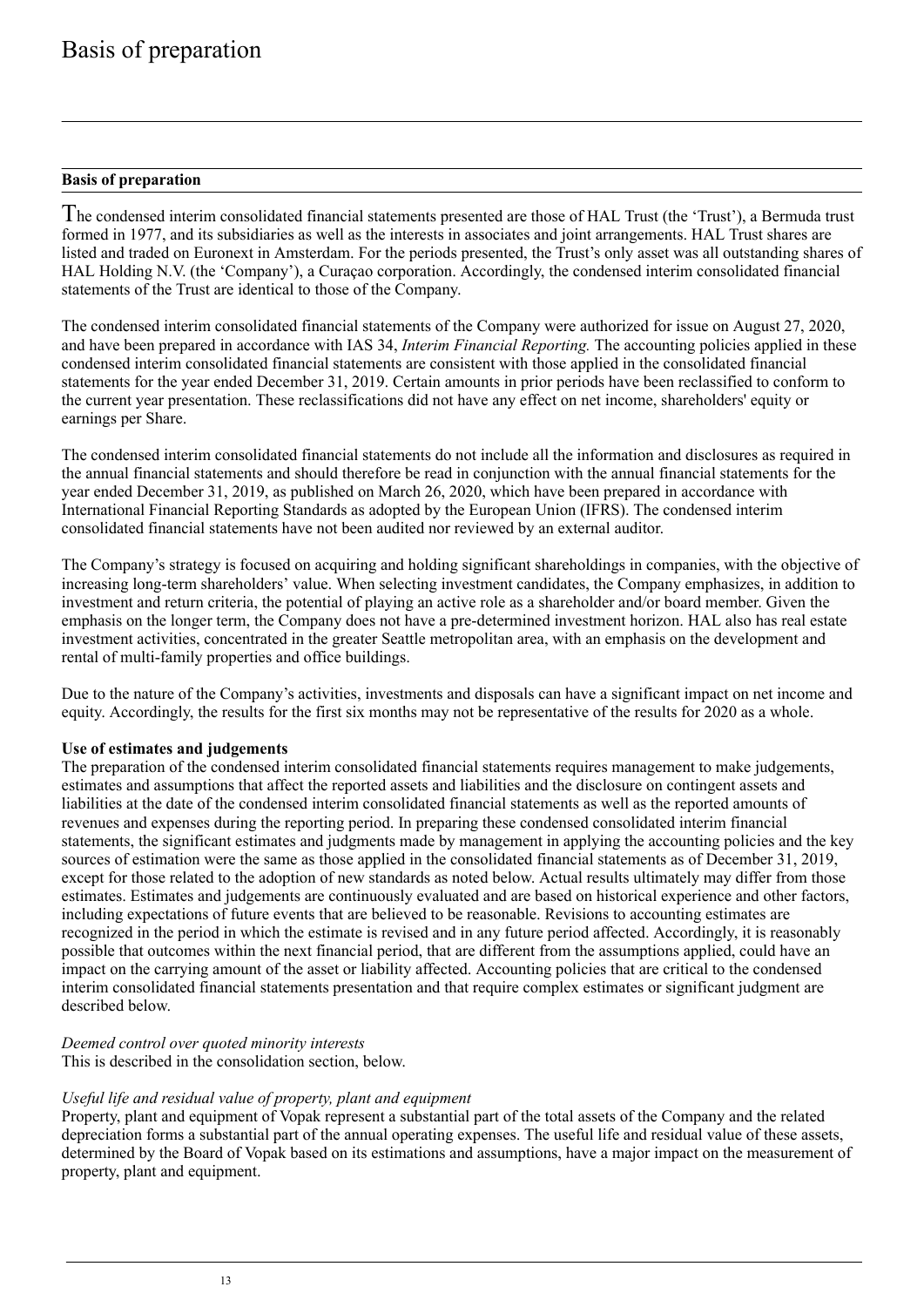# Basis of preparation

## Basis of preparation

The condensed interim consolidated financial statements presented are those of HAL Trust (the 'Trust'), a Bermuda trust formed in 1977, and its subsidiaries as well as the interests in associates and joint arrangements. HAL Trust shares are listed and traded on Euronext in Amsterdam. For the periods presented, the Trust's only asset was all outstanding shares of HAL Holding N.V. (the 'Company'), a Curaçao corporation. Accordingly, the condensed interim consolidated financial statements of the Trust are identical to those of the Company.

The condensed interim consolidated financial statements of the Company were authorized for issue on August 27, 2020, and have been prepared in accordance with IAS 34, *Interim Financial Reporting.* The accounting policies applied in these condensed interim consolidated financial statements are consistent with those applied in the consolidated financial statements for the year ended December 31, 2019. Certain amounts in prior periods have been reclassified to conform to the current year presentation. These reclassifications did not have any effect on net income, shareholders' equity or earnings per Share.

The condensed interim consolidated financial statements do not include all the information and disclosures as required in the annual financial statements and should therefore be read in conjunction with the annual financial statements for the year ended December 31, 2019, as published on March 26, 2020, which have been prepared in accordance with International Financial Reporting Standards as adopted by the European Union (IFRS). The condensed interim consolidated financial statements have not been audited nor reviewed by an external auditor.

The Company's strategy is focused on acquiring and holding significant shareholdings in companies, with the objective of increasing long-term shareholders' value. When selecting investment candidates, the Company emphasizes, in addition to investment and return criteria, the potential of playing an active role as a shareholder and/or board member. Given the emphasis on the longer term, the Company does not have a pre-determined investment horizon. HAL also has real estate investment activities, concentrated in the greater Seattle metropolitan area, with an emphasis on the development and rental of multi-family properties and office buildings.

Due to the nature of the Company's activities, investments and disposals can have a significant impact on net income and equity. Accordingly, the results for the first six months may not be representative of the results for 2020 as a whole.

**Use of estimates and judgements**

The preparation of the condensed interim consolidated financial statements requires management to make judgements, estimates and assumptions that affect the reported assets and liabilities and the disclosure on contingent assets and liabilities at the date of the condensed interim consolidated financial statements as well as the reported amounts of revenues and expenses during the reporting period. In preparing these condensed consolidated interim financial statements, the significant estimates and judgments made by management in applying the accounting policies and the key sources of estimation were the same as those applied in the consolidated financial statements as of December 31, 2019, except for those related to the adoption of new standards as noted below. Actual results ultimately may differ from those estimates. Estimates and judgements are continuously evaluated and are based on historical experience and other factors, including expectations of future events that are believed to be reasonable. Revisions to accounting estimates are recognized in the period in which the estimate is revised and in any future period affected. Accordingly, it is reasonably possible that outcomes within the next financial period, that are different from the assumptions applied, could have an impact on the carrying amount of the asset or liability affected. Accounting policies that are critical to the condensed interim consolidated financial statements presentation and that require complex estimates or significant judgment are described below.

*Deemed control over quoted minority interests*

This is described in the consolidation section, below.

*Useful life and residual value of property, plant and equipment*

Property, plant and equipment of Vopak represent a substantial part of the total assets of the Company and the related depreciation forms a substantial part of the annual operating expenses. The useful life and residual value of these assets, determined by the Board of Vopak based on its estimations and assumptions, have a major impact on the measurement of property, plant and equipment.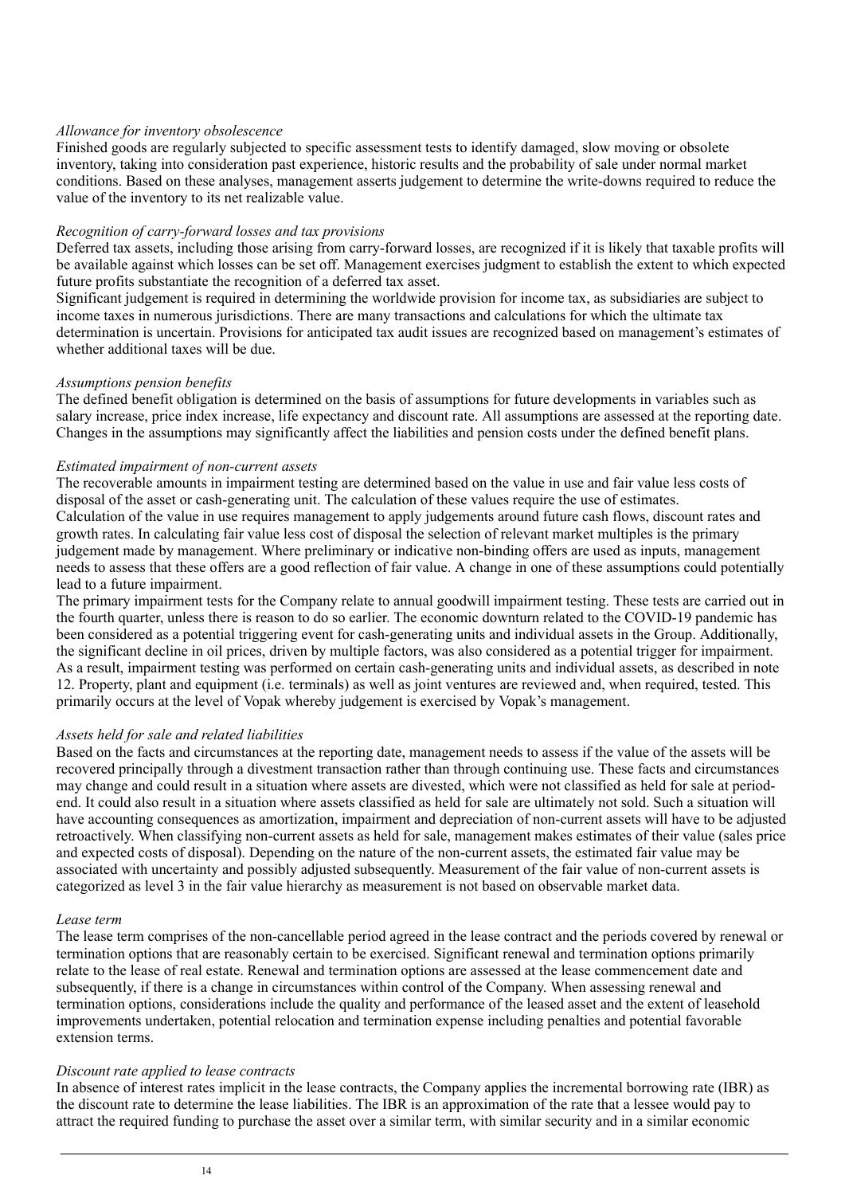*Allowance for inventory obsolescence*

Finished goods are regularly subjected to specific assessment tests to identify damaged, slow moving or obsolete inventory, taking into consideration past experience, historic results and the probability of sale under normal market conditions. Based on these analyses, management asserts judgement to determine the write-downs required to reduce the value of the inventory to its net realizable value.

*Recognition of carry-forward losses and tax provisions*

Deferred tax assets, including those arising from carry-forward losses, are recognized if it is likely that taxable profits will be available against which losses can be set off. Management exercises judgment to establish the extent to which expected future profits substantiate the recognition of a deferred tax asset.

Significant judgement is required in determining the worldwide provision for income tax, as subsidiaries are subject to income taxes in numerous jurisdictions. There are many transactions and calculations for which the ultimate tax determination is uncertain. Provisions for anticipated tax audit issues are recognized based on management's estimates of whether additional taxes will be due.

*Assumptions pension benefits*

The defined benefit obligation is determined on the basis of assumptions for future developments in variables such as salary increase, price index increase, life expectancy and discount rate. All assumptions are assessed at the reporting date. Changes in the assumptions may significantly affect the liabilities and pension costs under the defined benefit plans.

*Estimated impairment of non-current assets*

The recoverable amounts in impairment testing are determined based on the value in use and fair value less costs of disposal of the asset or cash-generating unit. The calculation of these values require the use of estimates.

Calculation of the value in use requires management to apply judgements around future cash flows, discount rates and growth rates. In calculating fair value less cost of disposal the selection of relevant market multiples is the primary judgement made by management. Where preliminary or indicative non-binding offers are used as inputs, management needs to assess that these offers are a good reflection of fair value. A change in one of these assumptions could potentially lead to a future impairment.

The primary impairment tests for the Company relate to annual goodwill impairment testing. These tests are carried out in the fourth quarter, unless there is reason to do so earlier. The economic downturn related to the COVID-19 pandemic has been considered as a potential triggering event for cash-generating units and individual assets in the Group. Additionally, the significant decline in oil prices, driven by multiple factors, was also considered as a potential trigger for impairment. As a result, impairment testing was performed on certain cash-generating units and individual assets, as described in note 12. Property, plant and equipment (i.e. terminals) as well as joint ventures are reviewed and, when required, tested. This primarily occurs at the level of Vopak whereby judgement is exercised by Vopak's management.

*Assets held for sale and related liabilities*

Based on the facts and circumstances at the reporting date, management needs to assess if the value of the assets will be recovered principally through a divestment transaction rather than through continuing use. These facts and circumstances may change and could result in a situation where assets are divested, which were not classified as held for sale at period-end. It could also result in a situation where assets classified as held for sale are ultimately not sold. Such a situation will have accounting consequences as amortization, impairment and depreciation of non-current assets will have to be adjusted retroactively. When classifying non-current assets as held for sale, management makes estimates of their value (sales price and expected costs of disposal). Depending on the nature of the non-current assets, the estimated fair value may be associated with uncertainty and possibly adjusted subsequently. Measurement of the fair value of non-current assets is categorized as level 3 in the fair value hierarchy as measurement is not based on observable market data.

*Lease term*

The lease term comprises of the non-cancellable period agreed in the lease contract and the periods covered by renewal or termination options that are reasonably certain to be exercised. Significant renewal and termination options primarily relate to the lease of real estate. Renewal and termination options are assessed at the lease commencement date and subsequently, if there is a change in circumstances within control of the Company. When assessing renewal and termination options, considerations include the quality and performance of the leased asset and the extent of leasehold improvements undertaken, potential relocation and termination expense including penalties and potential favorable extension terms.

*Discount rate applied to lease contracts*

In absence of interest rates implicit in the lease contracts, the Company applies the incremental borrowing rate (IBR) as the discount rate to determine the lease liabilities. The IBR is an approximation of the rate that a lessee would pay to attract the required funding to purchase the asset over a similar term, with similar security and in a similar economic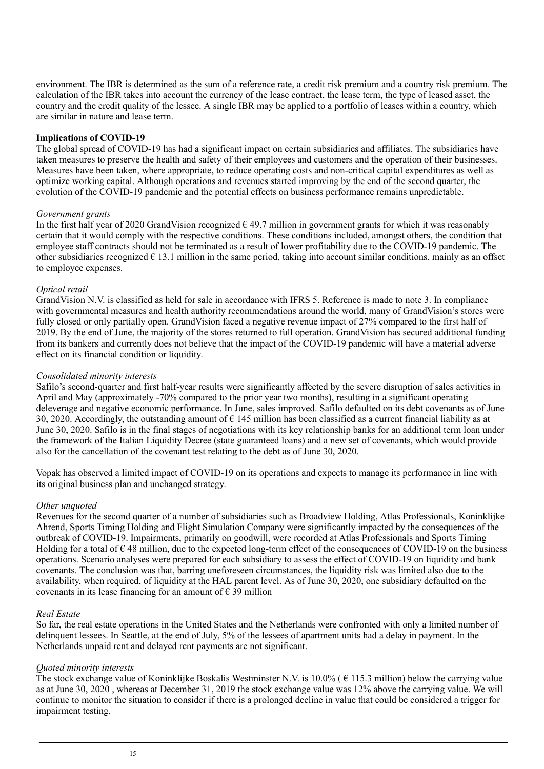environment. The IBR is determined as the sum of a reference rate, a credit risk premium and a country risk premium. The calculation of the IBR takes into account the currency of the lease contract, the lease term, the type of leased asset, the country and the credit quality of the lessee. A single IBR may be applied to a portfolio of leases within a country, which are similar in nature and lease term.

**Implications of COVID-19**

The global spread of COVID-19 has had a significant impact on certain subsidiaries and affiliates. The subsidiaries have taken measures to preserve the health and safety of their employees and customers and the operation of their businesses. Measures have been taken, where appropriate, to reduce operating costs and non-critical capital expenditures as well as optimize working capital. Although operations and revenues started improving by the end of the second quarter, the evolution of the COVID-19 pandemic and the potential effects on business performance remains unpredictable.

*Government grants*

In the first half year of 2020 GrandVision recognized € 49.7 million in government grants for which it was reasonably certain that it would comply with the respective conditions. These conditions included, amongst others, the condition that employee staff contracts should not be terminated as a result of lower profitability due to the COVID-19 pandemic. The other subsidiaries recognized € 13.1 million in the same period, taking into account similar conditions, mainly as an offset to employee expenses.

*Optical retail*

GrandVision N.V. is classified as held for sale in accordance with IFRS 5. Reference is made to note 3. In compliance with governmental measures and health authority recommendations around the world, many of GrandVision's stores were fully closed or only partially open. GrandVision faced a negative revenue impact of 27% compared to the first half of 2019. By the end of June, the majority of the stores returned to full operation. GrandVision has secured additional funding from its bankers and currently does not believe that the impact of the COVID-19 pandemic will have a material adverse effect on its financial condition or liquidity.

*Consolidated minority interests*

Safilo's second-quarter and first half-year results were significantly affected by the severe disruption of sales activities in April and May (approximately -70% compared to the prior year two months), resulting in a significant operating deleverage and negative economic performance. In June, sales improved. Safilo defaulted on its debt covenants as of June 30, 2020. Accordingly, the outstanding amount of € 145 million has been classified as a current financial liability as at June 30, 2020. Safilo is in the final stages of negotiations with its key relationship banks for an additional term loan under the framework of the Italian Liquidity Decree (state guaranteed loans) and a new set of covenants, which would provide also for the cancellation of the covenant test relating to the debt as of June 30, 2020.

Vopak has observed a limited impact of COVID-19 on its operations and expects to manage its performance in line with its original business plan and unchanged strategy.

*Other unquoted*

Revenues for the second quarter of a number of subsidiaries such as Broadview Holding, Atlas Professionals, Koninklijke Ahrend, Sports Timing Holding and Flight Simulation Company were significantly impacted by the consequences of the outbreak of COVID-19. Impairments, primarily on goodwill, were recorded at Atlas Professionals and Sports Timing Holding for a total of € 48 million, due to the expected long-term effect of the consequences of COVID-19 on the business operations. Scenario analyses were prepared for each subsidiary to assess the effect of COVID-19 on liquidity and bank covenants. The conclusion was that, barring uneforeseen circumstances, the liquidity risk was limited also due to the availability, when required, of liquidity at the HAL parent level. As of June 30, 2020, one subsidiary defaulted on the covenants in its lease financing for an amount of € 39 million

*Real Estate*

So far, the real estate operations in the United States and the Netherlands were confronted with only a limited number of delinquent lessees. In Seattle, at the end of July, 5% of the lessees of apartment units had a delay in payment. In the Netherlands unpaid rent and delayed rent payments are not significant.

*Quoted minority interests*

The stock exchange value of Koninklijke Boskalis Westminster N.V. is 10.0% ( € 115.3 million) below the carrying value as at June 30, 2020 , whereas at December 31, 2019 the stock exchange value was 12% above the carrying value. We will continue to monitor the situation to consider if there is a prolonged decline in value that could be considered a trigger for impairment testing.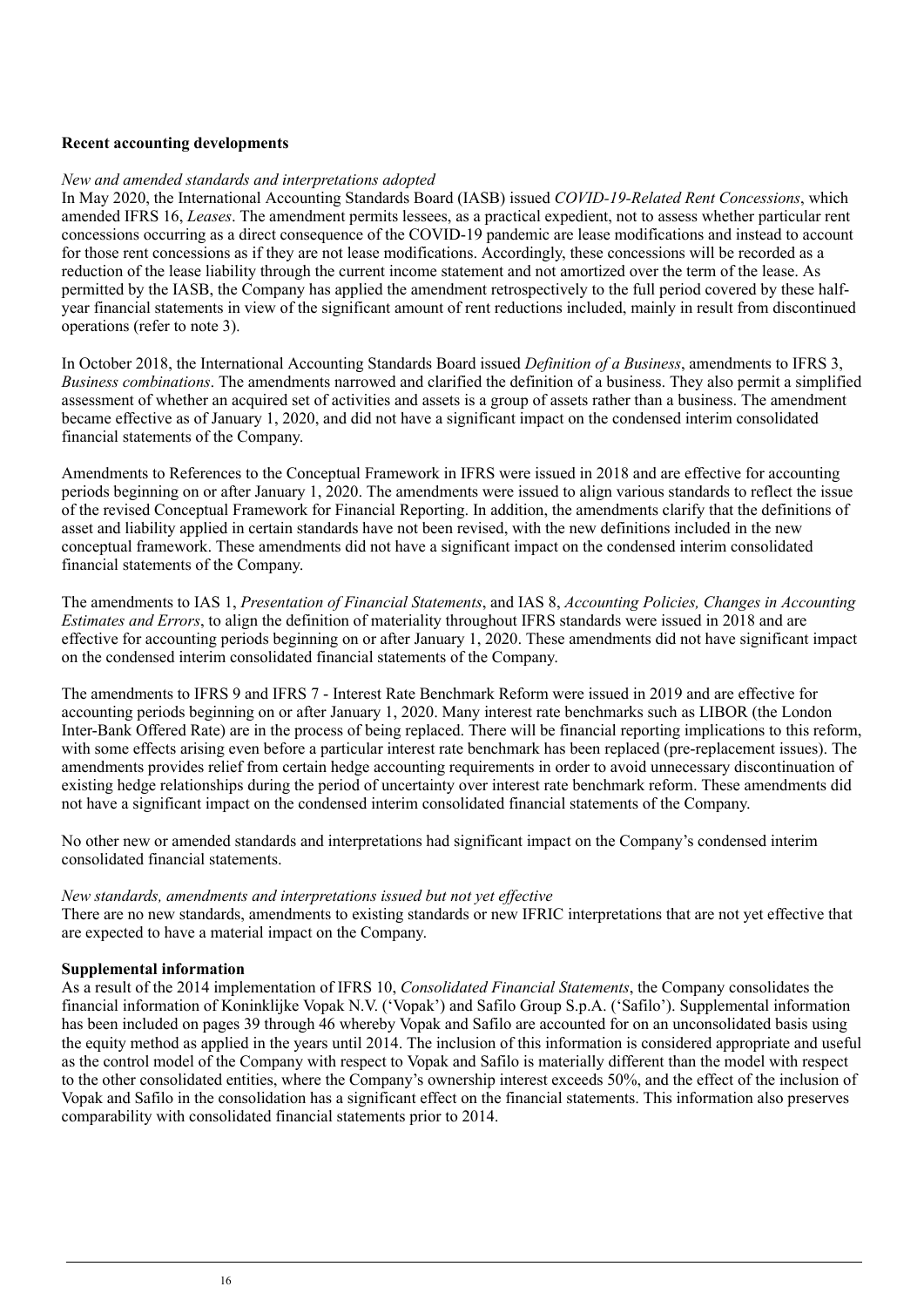**Recent accounting developments**

*New and amended standards and interpretations adopted*

In May 2020, the International Accounting Standards Board (IASB) issued *COVID-19-Related Rent Concessions*, which amended IFRS 16, *Leases*. The amendment permits lessees, as a practical expedient, not to assess whether particular rent concessions occurring as a direct consequence of the COVID-19 pandemic are lease modifications and instead to account for those rent concessions as if they are not lease modifications. Accordingly, these concessions will be recorded as a reduction of the lease liability through the current income statement and not amortized over the term of the lease. As permitted by the IASB, the Company has applied the amendment retrospectively to the full period covered by these half-year financial statements in view of the significant amount of rent reductions included, mainly in result from discontinued operations (refer to note 3).

In October 2018, the International Accounting Standards Board issued *Definition of a Business*, amendments to IFRS 3, *Business combinations*. The amendments narrowed and clarified the definition of a business. They also permit a simplified assessment of whether an acquired set of activities and assets is a group of assets rather than a business. The amendment became effective as of January 1, 2020, and did not have a significant impact on the condensed interim consolidated financial statements of the Company.

Amendments to References to the Conceptual Framework in IFRS were issued in 2018 and are effective for accounting periods beginning on or after January 1, 2020. The amendments were issued to align various standards to reflect the issue of the revised Conceptual Framework for Financial Reporting. In addition, the amendments clarify that the definitions of asset and liability applied in certain standards have not been revised, with the new definitions included in the new conceptual framework. These amendments did not have a significant impact on the condensed interim consolidated financial statements of the Company.

The amendments to IAS 1, *Presentation of Financial Statements*, and IAS 8, *Accounting Policies, Changes in Accounting Estimates and Errors*, to align the definition of materiality throughout IFRS standards were issued in 2018 and are effective for accounting periods beginning on or after January 1, 2020. These amendments did not have significant impact on the condensed interim consolidated financial statements of the Company.

The amendments to IFRS 9 and IFRS 7 - Interest Rate Benchmark Reform were issued in 2019 and are effective for accounting periods beginning on or after January 1, 2020. Many interest rate benchmarks such as LIBOR (the London Inter-Bank Offered Rate) are in the process of being replaced. There will be financial reporting implications to this reform, with some effects arising even before a particular interest rate benchmark has been replaced (pre-replacement issues). The amendments provides relief from certain hedge accounting requirements in order to avoid unnecessary discontinuation of existing hedge relationships during the period of uncertainty over interest rate benchmark reform. These amendments did not have a significant impact on the condensed interim consolidated financial statements of the Company.

No other new or amended standards and interpretations had significant impact on the Company's condensed interim consolidated financial statements.

*New standards, amendments and interpretations issued but not yet effective*

There are no new standards, amendments to existing standards or new IFRIC interpretations that are not yet effective that are expected to have a material impact on the Company.

**Supplemental information**

As a result of the 2014 implementation of IFRS 10, *Consolidated Financial Statements*, the Company consolidates the financial information of Koninklijke Vopak N.V. ('Vopak') and Safilo Group S.p.A. ('Safilo'). Supplemental information has been included on pages 39 through 46 whereby Vopak and Safilo are accounted for on an unconsolidated basis using the equity method as applied in the years until 2014. The inclusion of this information is considered appropriate and useful as the control model of the Company with respect to Vopak and Safilo is materially different than the model with respect to the other consolidated entities, where the Company's ownership interest exceeds 50%, and the effect of the inclusion of Vopak and Safilo in the consolidation has a significant effect on the financial statements. This information also preserves comparability with consolidated financial statements prior to 2014.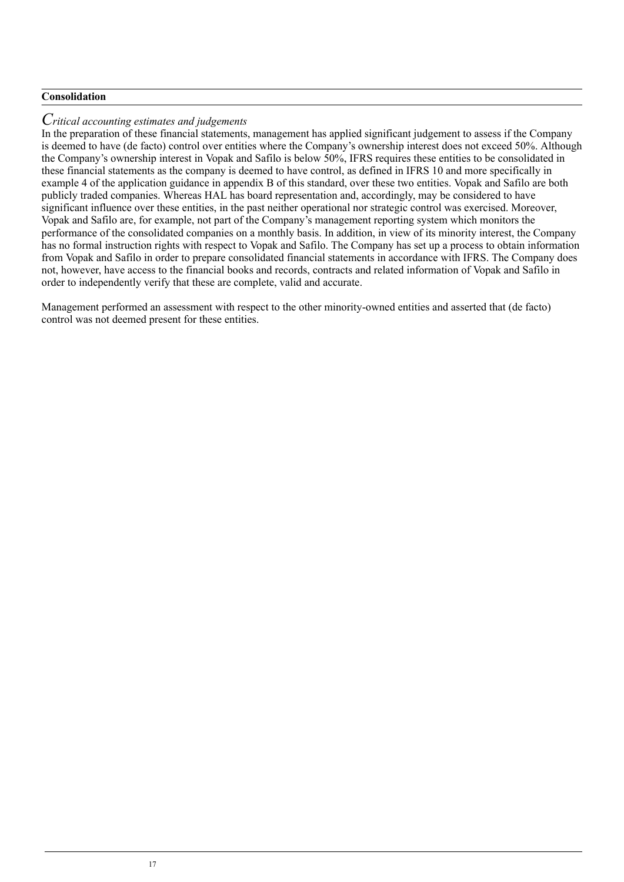**Consolidation**

*Critical accounting estimates and judgements*

In the preparation of these financial statements, management has applied significant judgement to assess if the Company is deemed to have (de facto) control over entities where the Company's ownership interest does not exceed 50%. Although the Company's ownership interest in Vopak and Safilo is below 50%, IFRS requires these entities to be consolidated in these financial statements as the company is deemed to have control, as defined in IFRS 10 and more specifically in example 4 of the application guidance in appendix B of this standard, over these two entities. Vopak and Safilo are both publicly traded companies. Whereas HAL has board representation and, accordingly, may be considered to have significant influence over these entities, in the past neither operational nor strategic control was exercised. Moreover, Vopak and Safilo are, for example, not part of the Company's management reporting system which monitors the performance of the consolidated companies on a monthly basis. In addition, in view of its minority interest, the Company has no formal instruction rights with respect to Vopak and Safilo. The Company has set up a process to obtain information from Vopak and Safilo in order to prepare consolidated financial statements in accordance with IFRS. The Company does not, however, have access to the financial books and records, contracts and related information of Vopak and Safilo in order to independently verify that these are complete, valid and accurate.

Management performed an assessment with respect to the other minority-owned entities and asserted that (de facto) control was not deemed present for these entities.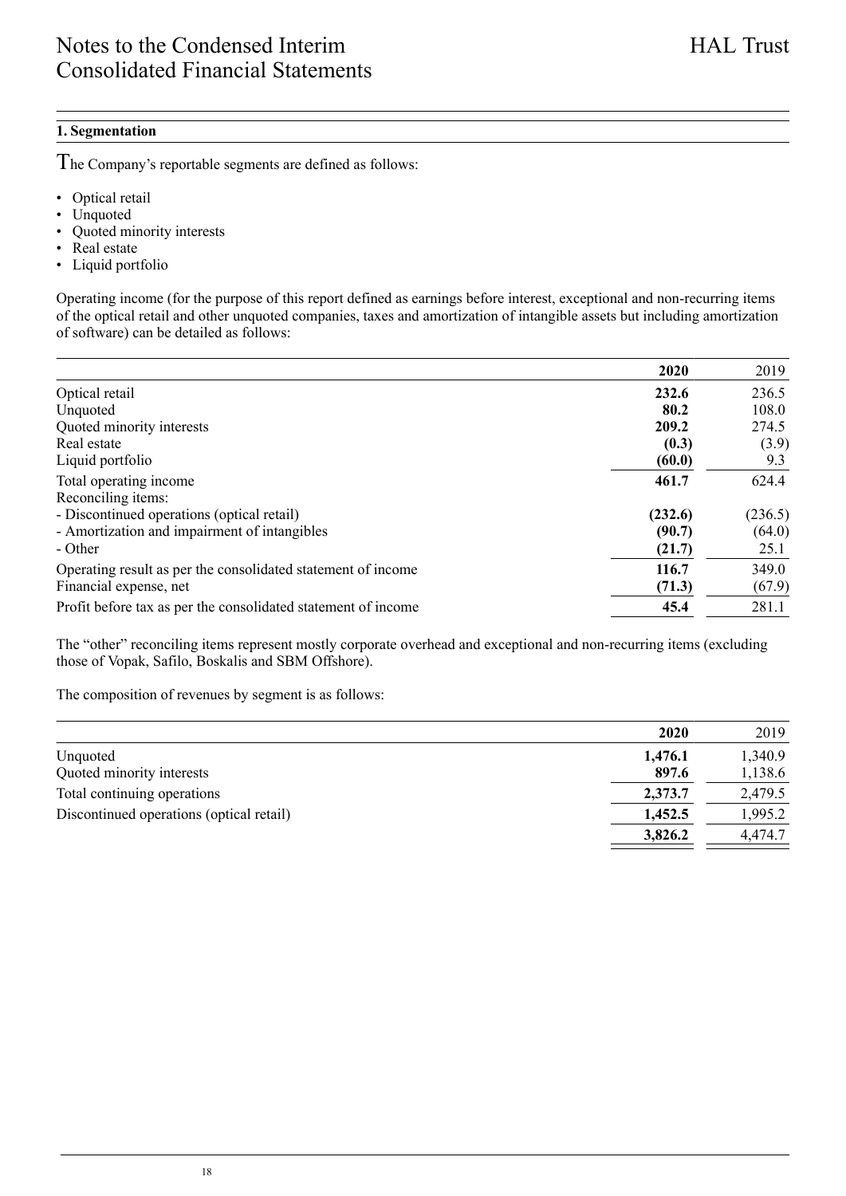## 1. Segmentation

The Company's reportable segments are defined as follows:

- Optical retail
- Unquoted
- Quoted minority interests
- Real estate
- Liquid portfolio

Operating income (for the purpose of this report defined as earnings before interest, exceptional and non-recurring items of the optical retail and other unquoted companies, taxes and amortization of intangible assets but including amortization of software) can be detailed as follows:

| | **2020** | 2019 |
|---|---|---|
| Optical retail | **232.6** | 236.5 |
| Unquoted | **80.2** | 108.0 |
| Quoted minority interests | **209.2** | 274.5 |
| Real estate | **(0.3)** | (3.9) |
| Liquid portfolio | **(60.0)** | 9.3 |
| Total operating income | **461.7** | 624.4 |
| Reconciling items: | | |
| - Discontinued operations (optical retail) | **(232.6)** | (236.5) |
| - Amortization and impairment of intangibles | **(90.7)** | (64.0) |
| - Other | **(21.7)** | 25.1 |
| Operating result as per the consolidated statement of income | **116.7** | 349.0 |
| Financial expense, net | **(71.3)** | (67.9) |
| Profit before tax as per the consolidated statement of income | **45.4** | 281.1 |

The "other" reconciling items represent mostly corporate overhead and exceptional and non-recurring items (excluding those of Vopak, Safilo, Boskalis and SBM Offshore).

The composition of revenues by segment is as follows:

| | **2020** | 2019 |
|---|---|---|
| Unquoted | **1,476.1** | 1,340.9 |
| Quoted minority interests | **897.6** | 1,138.6 |
| Total continuing operations | **2,373.7** | 2,479.5 |
| Discontinued operations (optical retail) | **1,452.5** | 1,995.2 |
| | **3,826.2** | 4,474.7 |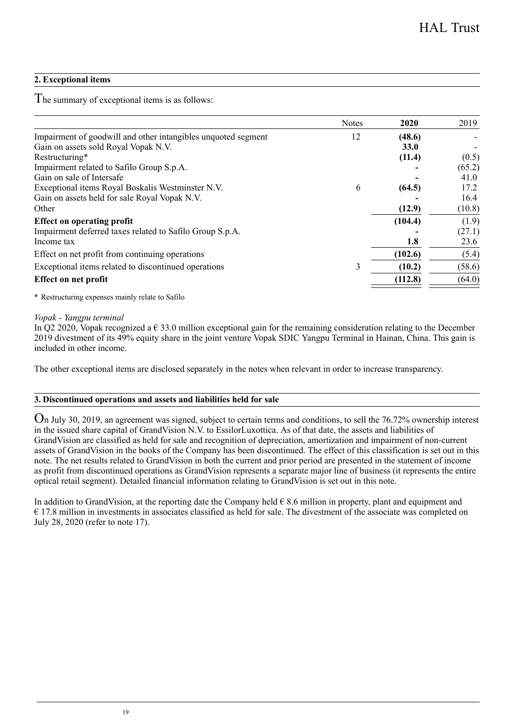## 2. Exceptional items

The summary of exceptional items is as follows:

| | Notes | **2020** | 2019 |
|---|---|---|---|
| Impairment of goodwill and other intangibles unquoted segment | 12 | **(48.6)** | - |
| Gain on assets sold Royal Vopak N.V. | | **33.0** | - |
| Restructuring* | | **(11.4)** | (0.5) |
| Impairment related to Safilo Group S.p.A. | | **-** | (65.2) |
| Gain on sale of Intersafe | | **-** | 41.0 |
| Exceptional items Royal Boskalis Westminster N.V. | 6 | **(64.5)** | 17.2 |
| Gain on assets held for sale Royal Vopak N.V. | | **-** | 16.4 |
| Other | | **(12.9)** | (10.8) |
| **Effect on operating profit** | | **(104.4)** | (1.9) |
| Impairment deferred taxes related to Safilo Group S.p.A. | | **-** | (27.1) |
| Income tax | | **1.8** | 23.6 |
| Effect on net profit from continuing operations | | **(102.6)** | (5.4) |
| Exceptional items related to discontinued operations | 3 | **(10.2)** | (58.6) |
| **Effect on net profit** | | **(112.8)** | (64.0) |

\* Restructuring expenses mainly relate to Safilo

*Vopak - Yangpu terminal*

In Q2 2020, Vopak recognized a € 33.0 million exceptional gain for the remaining consideration relating to the December 2019 divestment of its 49% equity share in the joint venture Vopak SDIC Yangpu Terminal in Hainan, China. This gain is included in other income.

The other exceptional items are disclosed separately in the notes when relevant in order to increase transparency.

## 3. Discontinued operations and assets and liabilities held for sale

On July 30, 2019, an agreement was signed, subject to certain terms and conditions, to sell the 76.72% ownership interest in the issued share capital of GrandVision N.V. to EssilorLuxottica. As of that date, the assets and liabilities of GrandVision are classified as held for sale and recognition of depreciation, amortization and impairment of non-current assets of GrandVision in the books of the Company has been discontinued. The effect of this classification is set out in this note. The net results related to GrandVision in both the current and prior period are presented in the statement of income as profit from discontinued operations as GrandVision represents a separate major line of business (it represents the entire optical retail segment). Detailed financial information relating to GrandVision is set out in this note.

In addition to GrandVision, at the reporting date the Company held € 8.6 million in property, plant and equipment and € 17.8 million in investments in associates classified as held for sale. The divestment of the associate was completed on July 28, 2020 (refer to note 17).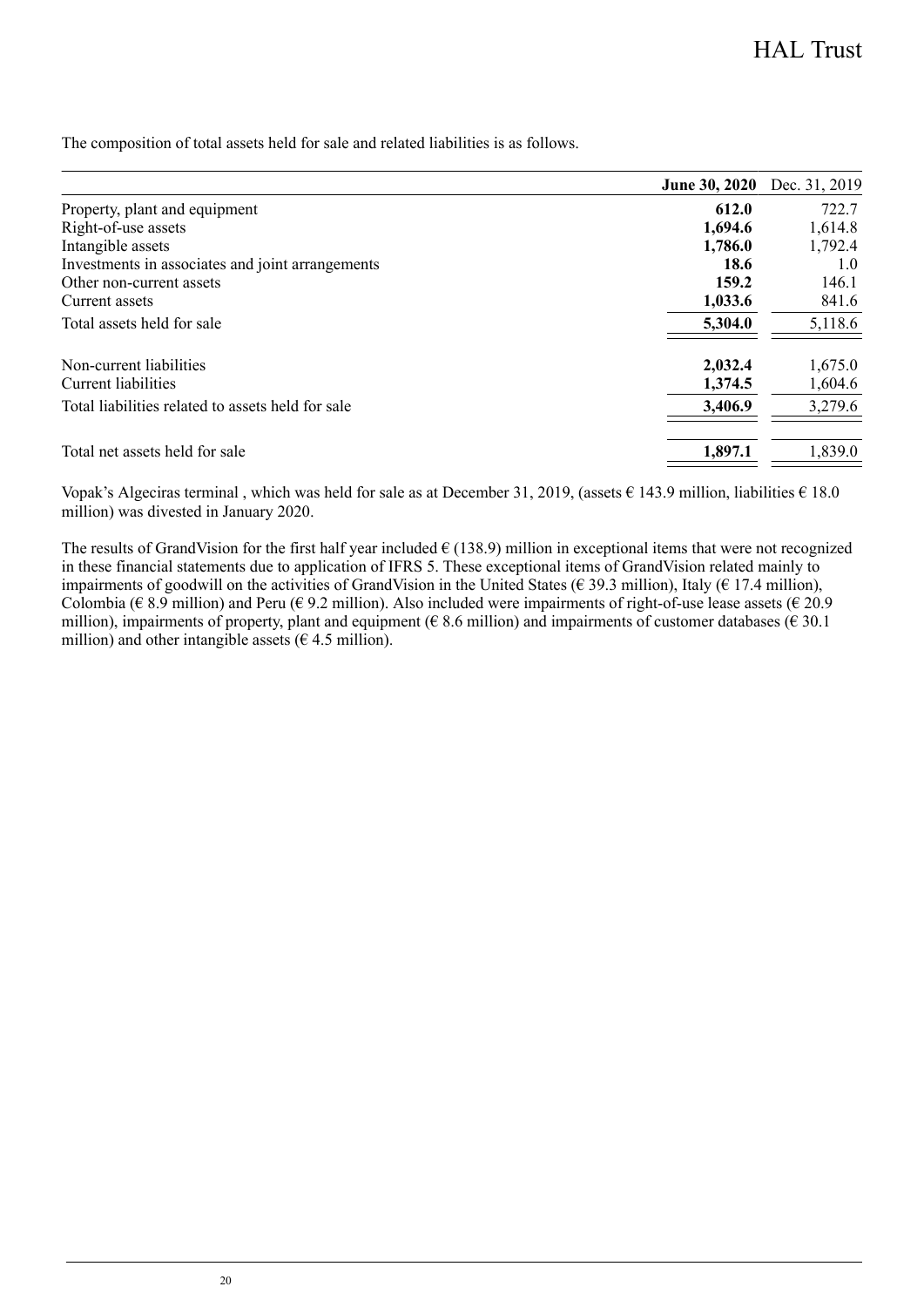The composition of total assets held for sale and related liabilities is as follows.

| | **June 30, 2020** | Dec. 31, 2019 |
|---|---|---|
| Property, plant and equipment | **612.0** | 722.7 |
| Right-of-use assets | **1,694.6** | 1,614.8 |
| Intangible assets | **1,786.0** | 1,792.4 |
| Investments in associates and joint arrangements | **18.6** | 1.0 |
| Other non-current assets | **159.2** | 146.1 |
| Current assets | **1,033.6** | 841.6 |
| Total assets held for sale | **5,304.0** | 5,118.6 |
| | | |
| Non-current liabilities | **2,032.4** | 1,675.0 |
| Current liabilities | **1,374.5** | 1,604.6 |
| Total liabilities related to assets held for sale | **3,406.9** | 3,279.6 |
| | | |
| Total net assets held for sale | **1,897.1** | 1,839.0 |

Vopak's Algeciras terminal , which was held for sale as at December 31, 2019, (assets € 143.9 million, liabilities € 18.0 million) was divested in January 2020.

The results of GrandVision for the first half year included € (138.9) million in exceptional items that were not recognized in these financial statements due to application of IFRS 5. These exceptional items of GrandVision related mainly to impairments of goodwill on the activities of GrandVision in the United States (€ 39.3 million), Italy (€ 17.4 million), Colombia (€ 8.9 million) and Peru (€ 9.2 million). Also included were impairments of right-of-use lease assets (€ 20.9 million), impairments of property, plant and equipment (€ 8.6 million) and impairments of customer databases (€ 30.1 million) and other intangible assets (€ 4.5 million).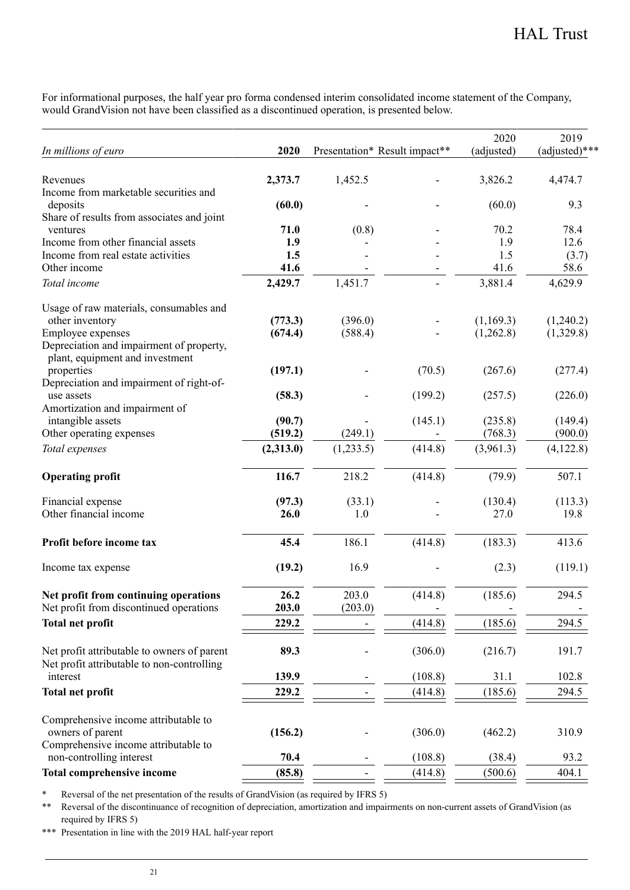For informational purposes, the half year pro forma condensed interim consolidated income statement of the Company, would GrandVision not have been classified as a discontinued operation, is presented below.

| *In millions of euro* | **2020** | Presentation* | Result impact** | 2020 (adjusted) | 2019 (adjusted)*** |
|---|---|---|---|---|---|
| Revenues | **2,373.7** | 1,452.5 | - | 3,826.2 | 4,474.7 |
| Income from marketable securities and deposits | **(60.0)** | - | - | (60.0) | 9.3 |
| Share of results from associates and joint ventures | **71.0** | (0.8) | - | 70.2 | 78.4 |
| Income from other financial assets | **1.9** | - | - | 1.9 | 12.6 |
| Income from real estate activities | **1.5** | - | - | 1.5 | (3.7) |
| Other income | **41.6** | - | - | 41.6 | 58.6 |
| *Total income* | **2,429.7** | 1,451.7 | - | 3,881.4 | 4,629.9 |
| Usage of raw materials, consumables and other inventory | **(773.3)** | (396.0) | - | (1,169.3) | (1,240.2) |
| Employee expenses | **(674.4)** | (588.4) | - | (1,262.8) | (1,329.8) |
| Depreciation and impairment of property, plant, equipment and investment properties | **(197.1)** | - | (70.5) | (267.6) | (277.4) |
| Depreciation and impairment of right-of-use assets | **(58.3)** | - | (199.2) | (257.5) | (226.0) |
| Amortization and impairment of intangible assets | **(90.7)** | - | (145.1) | (235.8) | (149.4) |
| Other operating expenses | **(519.2)** | (249.1) | - | (768.3) | (900.0) |
| *Total expenses* | **(2,313.0)** | (1,233.5) | (414.8) | (3,961.3) | (4,122.8) |
| **Operating profit** | **116.7** | 218.2 | (414.8) | (79.9) | 507.1 |
| Financial expense | **(97.3)** | (33.1) | - | (130.4) | (113.3) |
| Other financial income | **26.0** | 1.0 | - | 27.0 | 19.8 |
| **Profit before income tax** | **45.4** | 186.1 | (414.8) | (183.3) | 413.6 |
| Income tax expense | **(19.2)** | 16.9 | - | (2.3) | (119.1) |
| **Net profit from continuing operations** | **26.2** | 203.0 | (414.8) | (185.6) | 294.5 |
| Net profit from discontinued operations | **203.0** | (203.0) | - | - | - |
| **Total net profit** | **229.2** | - | (414.8) | (185.6) | 294.5 |
| Net profit attributable to owners of parent | **89.3** | - | (306.0) | (216.7) | 191.7 |
| Net profit attributable to non-controlling interest | **139.9** | - | (108.8) | 31.1 | 102.8 |
| **Total net profit** | **229.2** | - | (414.8) | (185.6) | 294.5 |
| Comprehensive income attributable to owners of parent | **(156.2)** | - | (306.0) | (462.2) | 310.9 |
| Comprehensive income attributable to non-controlling interest | **70.4** | - | (108.8) | (38.4) | 93.2 |
| **Total comprehensive income** | **(85.8)** | - | (414.8) | (500.6) | 404.1 |

\* Reversal of the net presentation of the results of GrandVision (as required by IFRS 5)

\** Reversal of the discontinuance of recognition of depreciation, amortization and impairments on non-current assets of GrandVision (as required by IFRS 5)

\*** Presentation in line with the 2019 HAL half-year report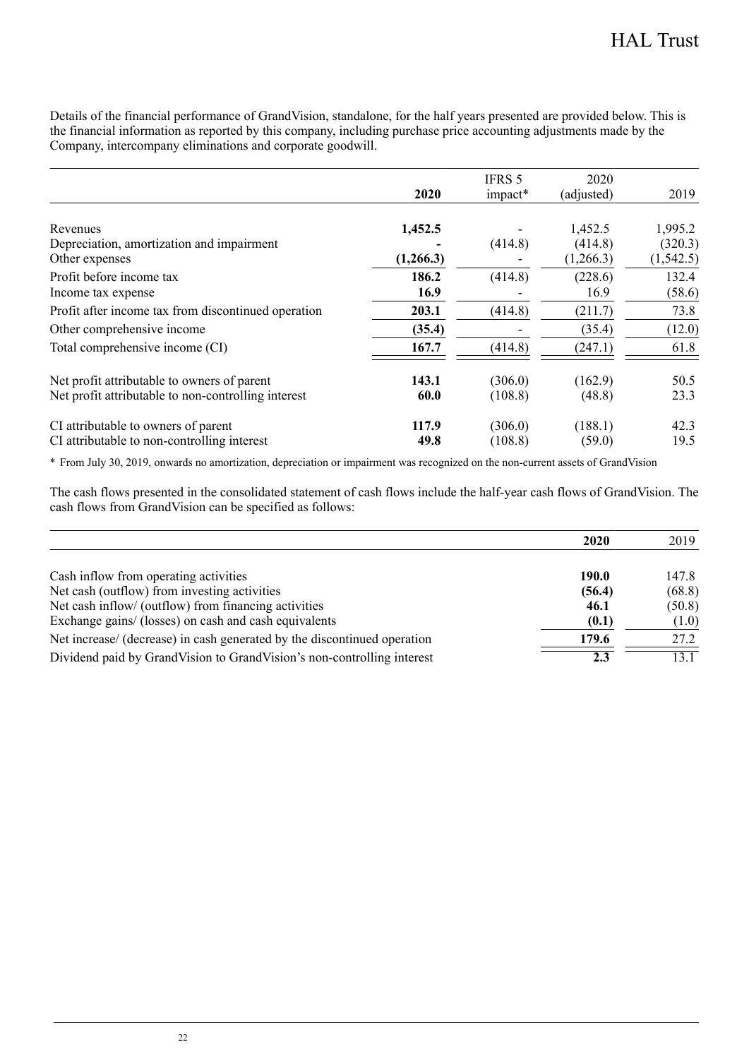Details of the financial performance of GrandVision, standalone, for the half years presented are provided below. This is the financial information as reported by this company, including purchase price accounting adjustments made by the Company, intercompany eliminations and corporate goodwill.

| | **2020** | IFRS 5 impact* | 2020 (adjusted) | 2019 |
|---|---|---|---|---|
| Revenues | **1,452.5** | - | 1,452.5 | 1,995.2 |
| Depreciation, amortization and impairment | **-** | (414.8) | (414.8) | (320.3) |
| Other expenses | **(1,266.3)** | - | (1,266.3) | (1,542.5) |
| Profit before income tax | **186.2** | (414.8) | (228.6) | 132.4 |
| Income tax expense | **16.9** | - | 16.9 | (58.6) |
| Profit after income tax from discontinued operation | **203.1** | (414.8) | (211.7) | 73.8 |
| Other comprehensive income | **(35.4)** | - | (35.4) | (12.0) |
| Total comprehensive income (CI) | **167.7** | (414.8) | (247.1) | 61.8 |
| Net profit attributable to owners of parent | **143.1** | (306.0) | (162.9) | 50.5 |
| Net profit attributable to non-controlling interest | **60.0** | (108.8) | (48.8) | 23.3 |
| CI attributable to owners of parent | **117.9** | (306.0) | (188.1) | 42.3 |
| CI attributable to non-controlling interest | **49.8** | (108.8) | (59.0) | 19.5 |

\* From July 30, 2019, onwards no amortization, depreciation or impairment was recognized on the non-current assets of GrandVision

The cash flows presented in the consolidated statement of cash flows include the half-year cash flows of GrandVision. The cash flows from GrandVision can be specified as follows:

| | **2020** | 2019 |
|---|---|---|
| Cash inflow from operating activities | **190.0** | 147.8 |
| Net cash (outflow) from investing activities | **(56.4)** | (68.8) |
| Net cash inflow/ (outflow) from financing activities | **46.1** | (50.8) |
| Exchange gains/ (losses) on cash and cash equivalents | **(0.1)** | (1.0) |
| Net increase/ (decrease) in cash generated by the discontinued operation | **179.6** | 27.2 |
| Dividend paid by GrandVision to GrandVision's non-controlling interest | **2.3** | 13.1 |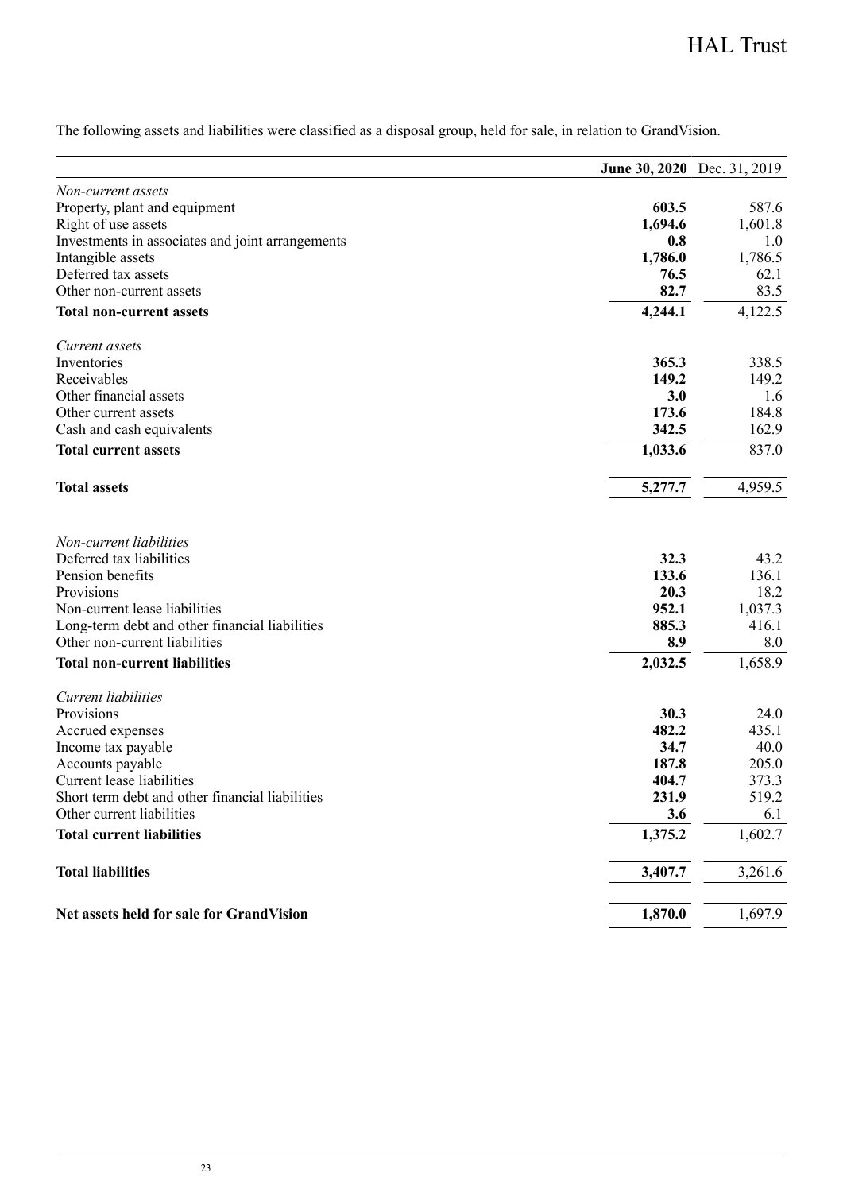The following assets and liabilities were classified as a disposal group, held for sale, in relation to GrandVision.

| | **June 30, 2020** | Dec. 31, 2019 |
|---|---|---|
| *Non-current assets* | | |
| Property, plant and equipment | **603.5** | 587.6 |
| Right of use assets | **1,694.6** | 1,601.8 |
| Investments in associates and joint arrangements | **0.8** | 1.0 |
| Intangible assets | **1,786.0** | 1,786.5 |
| Deferred tax assets | **76.5** | 62.1 |
| Other non-current assets | **82.7** | 83.5 |
| **Total non-current assets** | **4,244.1** | 4,122.5 |
| *Current assets* | | |
| Inventories | **365.3** | 338.5 |
| Receivables | **149.2** | 149.2 |
| Other financial assets | **3.0** | 1.6 |
| Other current assets | **173.6** | 184.8 |
| Cash and cash equivalents | **342.5** | 162.9 |
| **Total current assets** | **1,033.6** | 837.0 |
| **Total assets** | **5,277.7** | 4,959.5 |
| *Non-current liabilities* | | |
| Deferred tax liabilities | **32.3** | 43.2 |
| Pension benefits | **133.6** | 136.1 |
| Provisions | **20.3** | 18.2 |
| Non-current lease liabilities | **952.1** | 1,037.3 |
| Long-term debt and other financial liabilities | **885.3** | 416.1 |
| Other non-current liabilities | **8.9** | 8.0 |
| **Total non-current liabilities** | **2,032.5** | 1,658.9 |
| *Current liabilities* | | |
| Provisions | **30.3** | 24.0 |
| Accrued expenses | **482.2** | 435.1 |
| Income tax payable | **34.7** | 40.0 |
| Accounts payable | **187.8** | 205.0 |
| Current lease liabilities | **404.7** | 373.3 |
| Short term debt and other financial liabilities | **231.9** | 519.2 |
| Other current liabilities | **3.6** | 6.1 |
| **Total current liabilities** | **1,375.2** | 1,602.7 |
| **Total liabilities** | **3,407.7** | 3,261.6 |
| **Net assets held for sale for GrandVision** | **1,870.0** | 1,697.9 |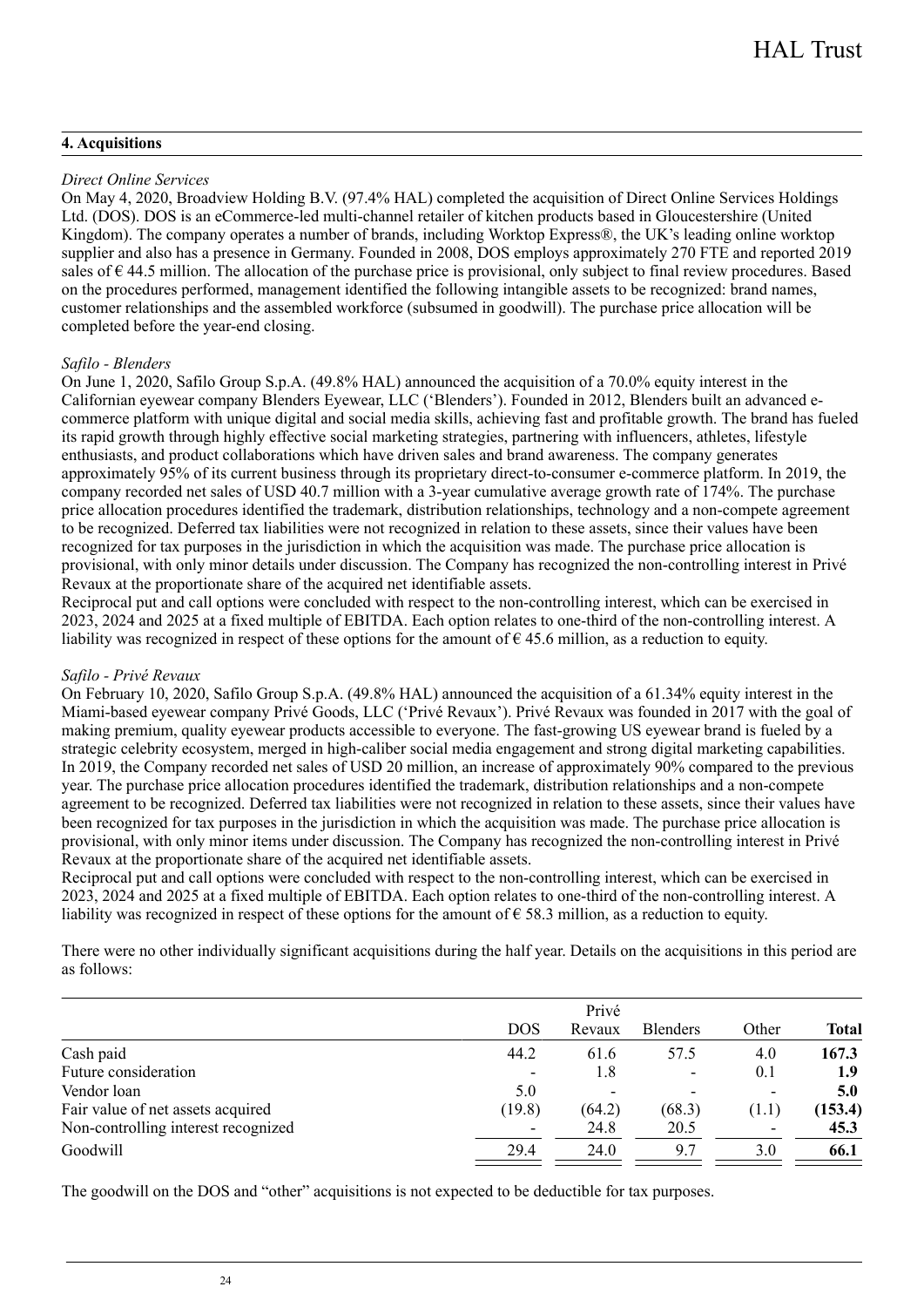## 4. Acquisitions

*Direct Online Services*

On May 4, 2020, Broadview Holding B.V. (97.4% HAL) completed the acquisition of Direct Online Services Holdings Ltd. (DOS). DOS is an eCommerce-led multi-channel retailer of kitchen products based in Gloucestershire (United Kingdom). The company operates a number of brands, including Worktop Express®, the UK's leading online worktop supplier and also has a presence in Germany. Founded in 2008, DOS employs approximately 270 FTE and reported 2019 sales of € 44.5 million. The allocation of the purchase price is provisional, only subject to final review procedures. Based on the procedures performed, management identified the following intangible assets to be recognized: brand names, customer relationships and the assembled workforce (subsumed in goodwill). The purchase price allocation will be completed before the year-end closing.

*Safilo - Blenders*

On June 1, 2020, Safilo Group S.p.A. (49.8% HAL) announced the acquisition of a 70.0% equity interest in the Californian eyewear company Blenders Eyewear, LLC ('Blenders'). Founded in 2012, Blenders built an advanced e-commerce platform with unique digital and social media skills, achieving fast and profitable growth. The brand has fueled its rapid growth through highly effective social marketing strategies, partnering with influencers, athletes, lifestyle enthusiasts, and product collaborations which have driven sales and brand awareness. The company generates approximately 95% of its current business through its proprietary direct-to-consumer e-commerce platform. In 2019, the company recorded net sales of USD 40.7 million with a 3-year cumulative average growth rate of 174%. The purchase price allocation procedures identified the trademark, distribution relationships, technology and a non-compete agreement to be recognized. Deferred tax liabilities were not recognized in relation to these assets, since their values have been recognized for tax purposes in the jurisdiction in which the acquisition was made. The purchase price allocation is provisional, with only minor details under discussion. The Company has recognized the non-controlling interest in Privé Revaux at the proportionate share of the acquired net identifiable assets.

Reciprocal put and call options were concluded with respect to the non-controlling interest, which can be exercised in 2023, 2024 and 2025 at a fixed multiple of EBITDA. Each option relates to one-third of the non-controlling interest. A liability was recognized in respect of these options for the amount of € 45.6 million, as a reduction to equity.

*Safilo - Privé Revaux*

On February 10, 2020, Safilo Group S.p.A. (49.8% HAL) announced the acquisition of a 61.34% equity interest in the Miami-based eyewear company Privé Goods, LLC ('Privé Revaux'). Privé Revaux was founded in 2017 with the goal of making premium, quality eyewear products accessible to everyone. The fast-growing US eyewear brand is fueled by a strategic celebrity ecosystem, merged in high-caliber social media engagement and strong digital marketing capabilities. In 2019, the Company recorded net sales of USD 20 million, an increase of approximately 90% compared to the previous year. The purchase price allocation procedures identified the trademark, distribution relationships and a non-compete agreement to be recognized. Deferred tax liabilities were not recognized in relation to these assets, since their values have been recognized for tax purposes in the jurisdiction in which the acquisition was made. The purchase price allocation is provisional, with only minor items under discussion. The Company has recognized the non-controlling interest in Privé Revaux at the proportionate share of the acquired net identifiable assets.

Reciprocal put and call options were concluded with respect to the non-controlling interest, which can be exercised in 2023, 2024 and 2025 at a fixed multiple of EBITDA. Each option relates to one-third of the non-controlling interest. A liability was recognized in respect of these options for the amount of € 58.3 million, as a reduction to equity.

There were no other individually significant acquisitions during the half year. Details on the acquisitions in this period are as follows:

| | DOS | Privé Revaux | Blenders | Other | **Total** |
|---|---|---|---|---|---|
| Cash paid | 44.2 | 61.6 | 57.5 | 4.0 | **167.3** |
| Future consideration | - | 1.8 | - | 0.1 | **1.9** |
| Vendor loan | 5.0 | - | - | - | **5.0** |
| Fair value of net assets acquired | (19.8) | (64.2) | (68.3) | (1.1) | **(153.4)** |
| Non-controlling interest recognized | - | 24.8 | 20.5 | - | **45.3** |
| Goodwill | 29.4 | 24.0 | 9.7 | 3.0 | **66.1** |

The goodwill on the DOS and "other" acquisitions is not expected to be deductible for tax purposes.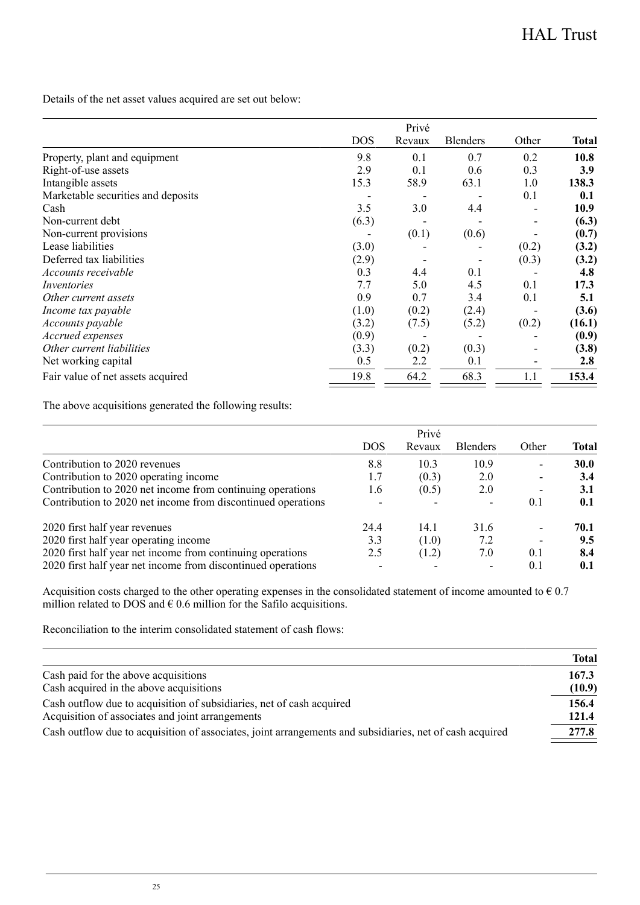Details of the net asset values acquired are set out below:

| | DOS | Privé Revaux | Blenders | Other | **Total** |
|---|---|---|---|---|---|
| Property, plant and equipment | 9.8 | 0.1 | 0.7 | 0.2 | **10.8** |
| Right-of-use assets | 2.9 | 0.1 | 0.6 | 0.3 | **3.9** |
| Intangible assets | 15.3 | 58.9 | 63.1 | 1.0 | **138.3** |
| Marketable securities and deposits | - | - | - | 0.1 | **0.1** |
| Cash | 3.5 | 3.0 | 4.4 | - | **10.9** |
| Non-current debt | (6.3) | - | - | - | **(6.3)** |
| Non-current provisions | - | (0.1) | (0.6) | - | **(0.7)** |
| Lease liabilities | (3.0) | - | - | (0.2) | **(3.2)** |
| Deferred tax liabilities | (2.9) | - | - | (0.3) | **(3.2)** |
| *Accounts receivable* | 0.3 | 4.4 | 0.1 | - | **4.8** |
| *Inventories* | 7.7 | 5.0 | 4.5 | 0.1 | **17.3** |
| *Other current assets* | 0.9 | 0.7 | 3.4 | 0.1 | **5.1** |
| *Income tax payable* | (1.0) | (0.2) | (2.4) | - | **(3.6)** |
| *Accounts payable* | (3.2) | (7.5) | (5.2) | (0.2) | **(16.1)** |
| *Accrued expenses* | (0.9) | - | - | - | **(0.9)** |
| *Other current liabilities* | (3.3) | (0.2) | (0.3) | - | **(3.8)** |
| Net working capital | 0.5 | 2.2 | 0.1 | - | **2.8** |
| Fair value of net assets acquired | 19.8 | 64.2 | 68.3 | 1.1 | **153.4** |

The above acquisitions generated the following results:

| | DOS | Privé Revaux | Blenders | Other | **Total** |
|---|---|---|---|---|---|
| Contribution to 2020 revenues | 8.8 | 10.3 | 10.9 | - | **30.0** |
| Contribution to 2020 operating income | 1.7 | (0.3) | 2.0 | - | **3.4** |
| Contribution to 2020 net income from continuing operations | 1.6 | (0.5) | 2.0 | - | **3.1** |
| Contribution to 2020 net income from discontinued operations | - | - | - | 0.1 | **0.1** |
| | | | | | |
| 2020 first half year revenues | 24.4 | 14.1 | 31.6 | - | **70.1** |
| 2020 first half year operating income | 3.3 | (1.0) | 7.2 | - | **9.5** |
| 2020 first half year net income from continuing operations | 2.5 | (1.2) | 7.0 | 0.1 | **8.4** |
| 2020 first half year net income from discontinued operations | - | - | - | 0.1 | **0.1** |

Acquisition costs charged to the other operating expenses in the consolidated statement of income amounted to € 0.7 million related to DOS and € 0.6 million for the Safilo acquisitions.

Reconciliation to the interim consolidated statement of cash flows:

| | **Total** |
|---|---|
| Cash paid for the above acquisitions | **167.3** |
| Cash acquired in the above acquisitions | **(10.9)** |
| Cash outflow due to acquisition of subsidiaries, net of cash acquired | **156.4** |
| Acquisition of associates and joint arrangements | **121.4** |
| Cash outflow due to acquisition of associates, joint arrangements and subsidiaries, net of cash acquired | **277.8** |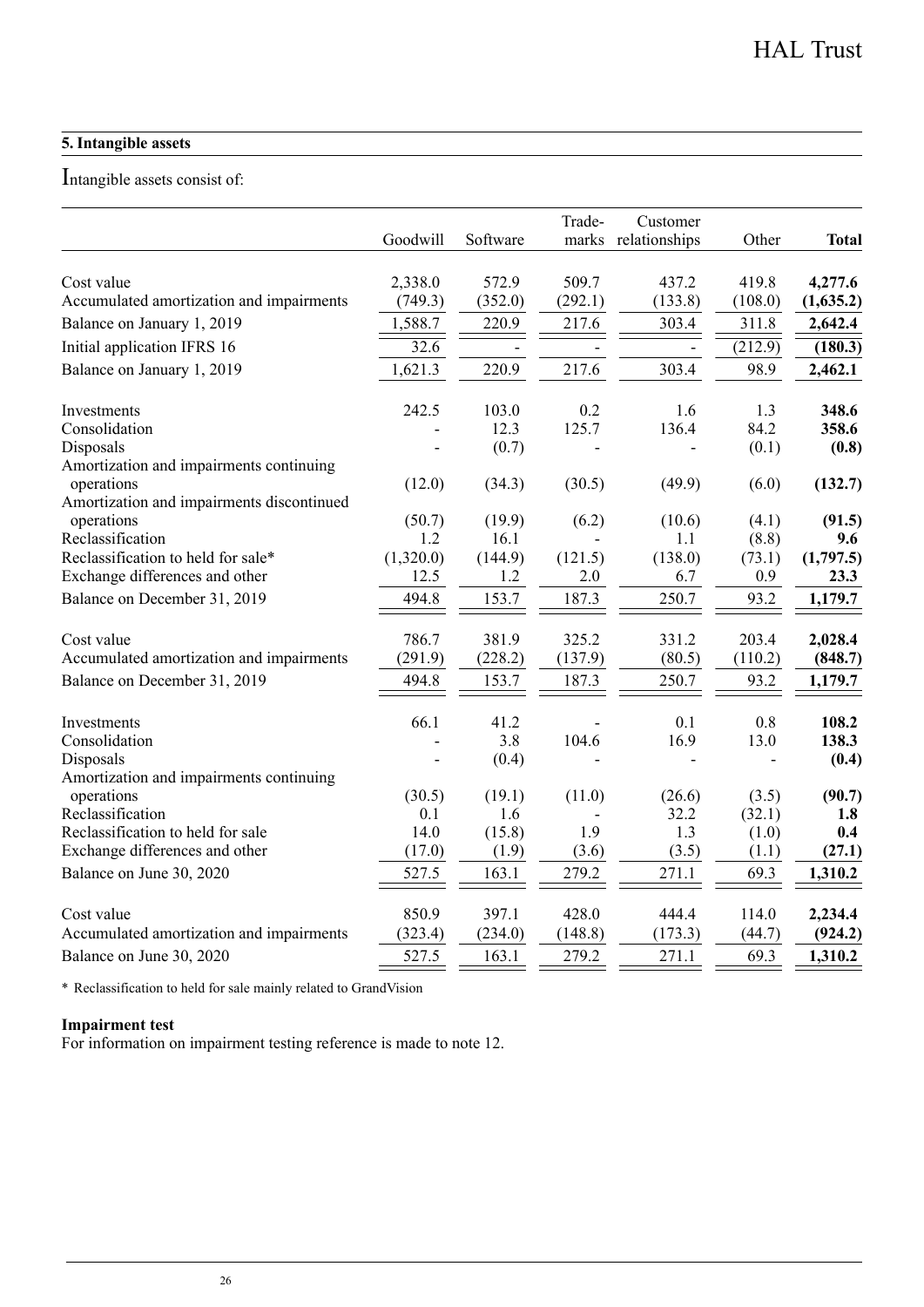## 5. Intangible assets

Intangible assets consist of:

| | Goodwill | Software | Trade-marks | Customer relationships | Other | **Total** |
|---|---|---|---|---|---|---|
| Cost value | 2,338.0 | 572.9 | 509.7 | 437.2 | 419.8 | **4,277.6** |
| Accumulated amortization and impairments | (749.3) | (352.0) | (292.1) | (133.8) | (108.0) | **(1,635.2)** |
| Balance on January 1, 2019 | 1,588.7 | 220.9 | 217.6 | 303.4 | 311.8 | **2,642.4** |
| Initial application IFRS 16 | 32.6 | - | - | - | (212.9) | **(180.3)** |
| Balance on January 1, 2019 | 1,621.3 | 220.9 | 217.6 | 303.4 | 98.9 | **2,462.1** |
| Investments | 242.5 | 103.0 | 0.2 | 1.6 | 1.3 | **348.6** |
| Consolidation | - | 12.3 | 125.7 | 136.4 | 84.2 | **358.6** |
| Disposals | - | (0.7) | - | - | (0.1) | **(0.8)** |
| Amortization and impairments continuing operations | (12.0) | (34.3) | (30.5) | (49.9) | (6.0) | **(132.7)** |
| Amortization and impairments discontinued operations | (50.7) | (19.9) | (6.2) | (10.6) | (4.1) | **(91.5)** |
| Reclassification | 1.2 | 16.1 | - | 1.1 | (8.8) | **9.6** |
| Reclassification to held for sale* | (1,320.0) | (144.9) | (121.5) | (138.0) | (73.1) | **(1,797.5)** |
| Exchange differences and other | 12.5 | 1.2 | 2.0 | 6.7 | 0.9 | **23.3** |
| Balance on December 31, 2019 | 494.8 | 153.7 | 187.3 | 250.7 | 93.2 | **1,179.7** |
| Cost value | 786.7 | 381.9 | 325.2 | 331.2 | 203.4 | **2,028.4** |
| Accumulated amortization and impairments | (291.9) | (228.2) | (137.9) | (80.5) | (110.2) | **(848.7)** |
| Balance on December 31, 2019 | 494.8 | 153.7 | 187.3 | 250.7 | 93.2 | **1,179.7** |
| Investments | 66.1 | 41.2 | - | 0.1 | 0.8 | **108.2** |
| Consolidation | - | 3.8 | 104.6 | 16.9 | 13.0 | **138.3** |
| Disposals | - | (0.4) | - | - | - | **(0.4)** |
| Amortization and impairments continuing operations | (30.5) | (19.1) | (11.0) | (26.6) | (3.5) | **(90.7)** |
| Reclassification | 0.1 | 1.6 | - | 32.2 | (32.1) | **1.8** |
| Reclassification to held for sale | 14.0 | (15.8) | 1.9 | 1.3 | (1.0) | **0.4** |
| Exchange differences and other | (17.0) | (1.9) | (3.6) | (3.5) | (1.1) | **(27.1)** |
| Balance on June 30, 2020 | 527.5 | 163.1 | 279.2 | 271.1 | 69.3 | **1,310.2** |
| Cost value | 850.9 | 397.1 | 428.0 | 444.4 | 114.0 | **2,234.4** |
| Accumulated amortization and impairments | (323.4) | (234.0) | (148.8) | (173.3) | (44.7) | **(924.2)** |
| Balance on June 30, 2020 | 527.5 | 163.1 | 279.2 | 271.1 | 69.3 | **1,310.2** |

\* Reclassification to held for sale mainly related to GrandVision

**Impairment test**
For information on impairment testing reference is made to note 12.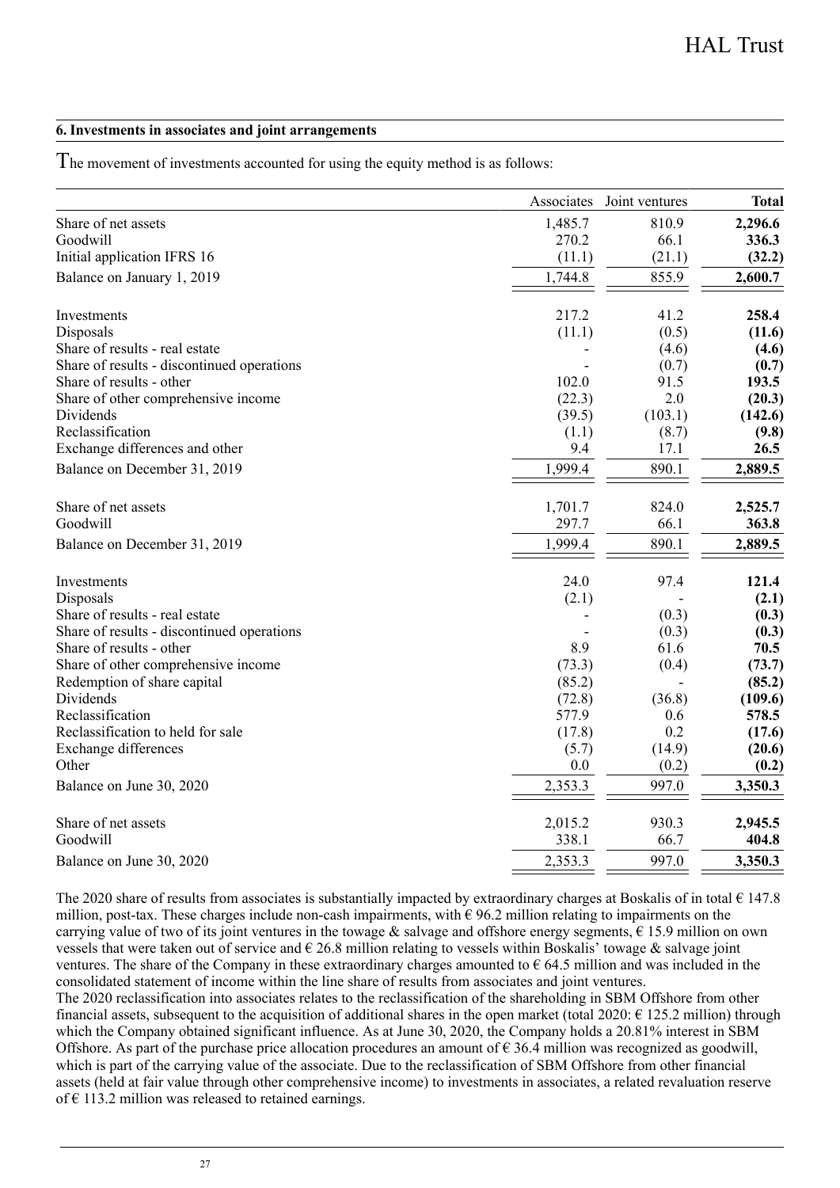### 6. Investments in associates and joint arrangements

The movement of investments accounted for using the equity method is as follows:

| | Associates | Joint ventures | **Total** |
|---|---|---|---|
| Share of net assets | 1,485.7 | 810.9 | **2,296.6** |
| Goodwill | 270.2 | 66.1 | **336.3** |
| Initial application IFRS 16 | (11.1) | (21.1) | **(32.2)** |
| Balance on January 1, 2019 | 1,744.8 | 855.9 | **2,600.7** |
| | | | |
| Investments | 217.2 | 41.2 | **258.4** |
| Disposals | (11.1) | (0.5) | **(11.6)** |
| Share of results - real estate | - | (4.6) | **(4.6)** |
| Share of results - discontinued operations | - | (0.7) | **(0.7)** |
| Share of results - other | 102.0 | 91.5 | **193.5** |
| Share of other comprehensive income | (22.3) | 2.0 | **(20.3)** |
| Dividends | (39.5) | (103.1) | **(142.6)** |
| Reclassification | (1.1) | (8.7) | **(9.8)** |
| Exchange differences and other | 9.4 | 17.1 | **26.5** |
| Balance on December 31, 2019 | 1,999.4 | 890.1 | **2,889.5** |
| | | | |
| Share of net assets | 1,701.7 | 824.0 | **2,525.7** |
| Goodwill | 297.7 | 66.1 | **363.8** |
| Balance on December 31, 2019 | 1,999.4 | 890.1 | **2,889.5** |
| | | | |
| Investments | 24.0 | 97.4 | **121.4** |
| Disposals | (2.1) | - | **(2.1)** |
| Share of results - real estate | - | (0.3) | **(0.3)** |
| Share of results - discontinued operations | - | (0.3) | **(0.3)** |
| Share of results - other | 8.9 | 61.6 | **70.5** |
| Share of other comprehensive income | (73.3) | (0.4) | **(73.7)** |
| Redemption of share capital | (85.2) | - | **(85.2)** |
| Dividends | (72.8) | (36.8) | **(109.6)** |
| Reclassification | 577.9 | 0.6 | **578.5** |
| Reclassification to held for sale | (17.8) | 0.2 | **(17.6)** |
| Exchange differences | (5.7) | (14.9) | **(20.6)** |
| Other | 0.0 | (0.2) | **(0.2)** |
| Balance on June 30, 2020 | 2,353.3 | 997.0 | **3,350.3** |
| | | | |
| Share of net assets | 2,015.2 | 930.3 | **2,945.5** |
| Goodwill | 338.1 | 66.7 | **404.8** |
| Balance on June 30, 2020 | 2,353.3 | 997.0 | **3,350.3** |

The 2020 share of results from associates is substantially impacted by extraordinary charges at Boskalis of in total € 147.8 million, post-tax. These charges include non-cash impairments, with € 96.2 million relating to impairments on the carrying value of two of its joint ventures in the towage & salvage and offshore energy segments, € 15.9 million on own vessels that were taken out of service and € 26.8 million relating to vessels within Boskalis' towage & salvage joint ventures. The share of the Company in these extraordinary charges amounted to € 64.5 million and was included in the consolidated statement of income within the line share of results from associates and joint ventures.

The 2020 reclassification into associates relates to the reclassification of the shareholding in SBM Offshore from other financial assets, subsequent to the acquisition of additional shares in the open market (total 2020: € 125.2 million) through which the Company obtained significant influence. As at June 30, 2020, the Company holds a 20.81% interest in SBM Offshore. As part of the purchase price allocation procedures an amount of € 36.4 million was recognized as goodwill, which is part of the carrying value of the associate. Due to the reclassification of SBM Offshore from other financial assets (held at fair value through other comprehensive income) to investments in associates, a related revaluation reserve of € 113.2 million was released to retained earnings.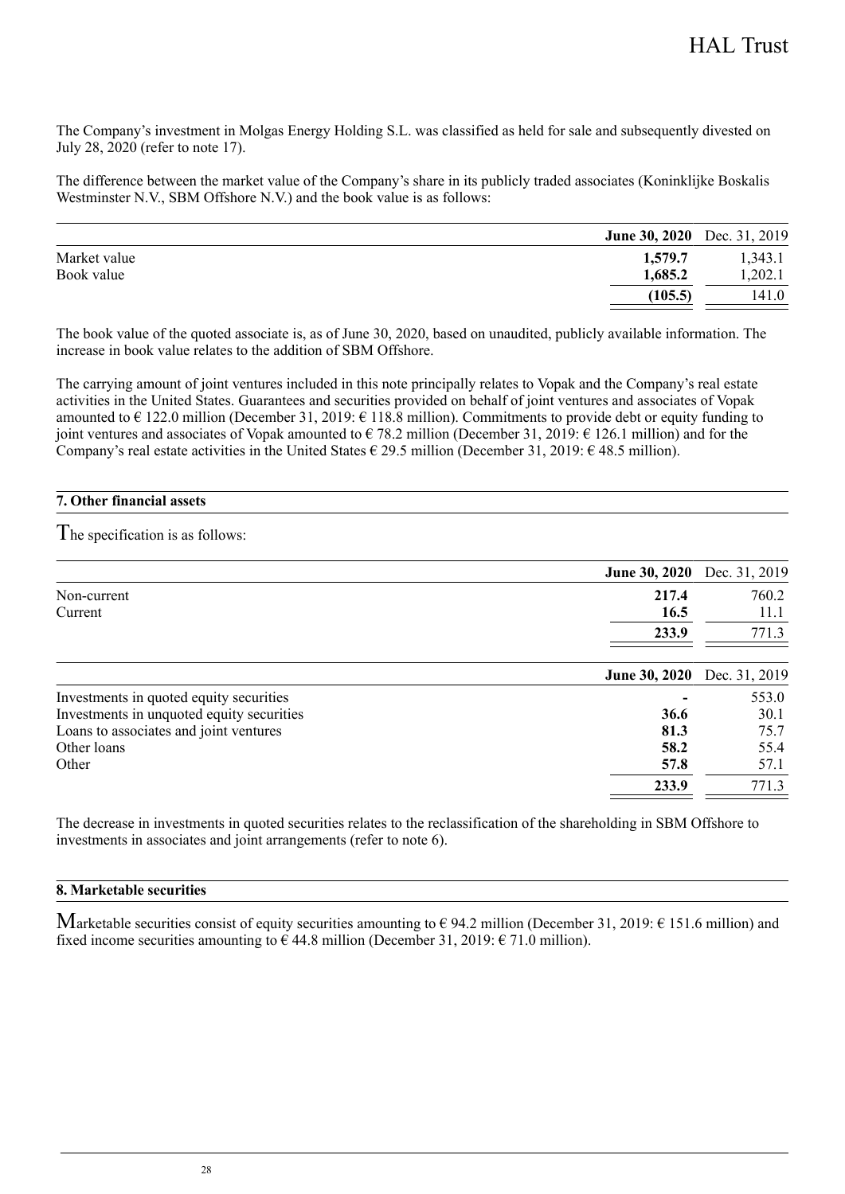The Company's investment in Molgas Energy Holding S.L. was classified as held for sale and subsequently divested on July 28, 2020 (refer to note 17).

The difference between the market value of the Company's share in its publicly traded associates (Koninklijke Boskalis Westminster N.V., SBM Offshore N.V.) and the book value is as follows:

| | **June 30, 2020** | Dec. 31, 2019 |
|---|---|---|
| Market value | **1,579.7** | 1,343.1 |
| Book value | **1,685.2** | 1,202.1 |
| | **(105.5)** | 141.0 |

The book value of the quoted associate is, as of June 30, 2020, based on unaudited, publicly available information. The increase in book value relates to the addition of SBM Offshore.

The carrying amount of joint ventures included in this note principally relates to Vopak and the Company's real estate activities in the United States. Guarantees and securities provided on behalf of joint ventures and associates of Vopak amounted to € 122.0 million (December 31, 2019: € 118.8 million). Commitments to provide debt or equity funding to joint ventures and associates of Vopak amounted to € 78.2 million (December 31, 2019: € 126.1 million) and for the Company's real estate activities in the United States € 29.5 million (December 31, 2019: € 48.5 million).

## 7. Other financial assets

The specification is as follows:

| | **June 30, 2020** | Dec. 31, 2019 |
|---|---|---|
| Non-current | **217.4** | 760.2 |
| Current | **16.5** | 11.1 |
| | **233.9** | 771.3 |

| | **June 30, 2020** | Dec. 31, 2019 |
|---|---|---|
| Investments in quoted equity securities | **-** | 553.0 |
| Investments in unquoted equity securities | **36.6** | 30.1 |
| Loans to associates and joint ventures | **81.3** | 75.7 |
| Other loans | **58.2** | 55.4 |
| Other | **57.8** | 57.1 |
| | **233.9** | 771.3 |

The decrease in investments in quoted securities relates to the reclassification of the shareholding in SBM Offshore to investments in associates and joint arrangements (refer to note 6).

## 8. Marketable securities

Marketable securities consist of equity securities amounting to € 94.2 million (December 31, 2019: € 151.6 million) and fixed income securities amounting to € 44.8 million (December 31, 2019: € 71.0 million).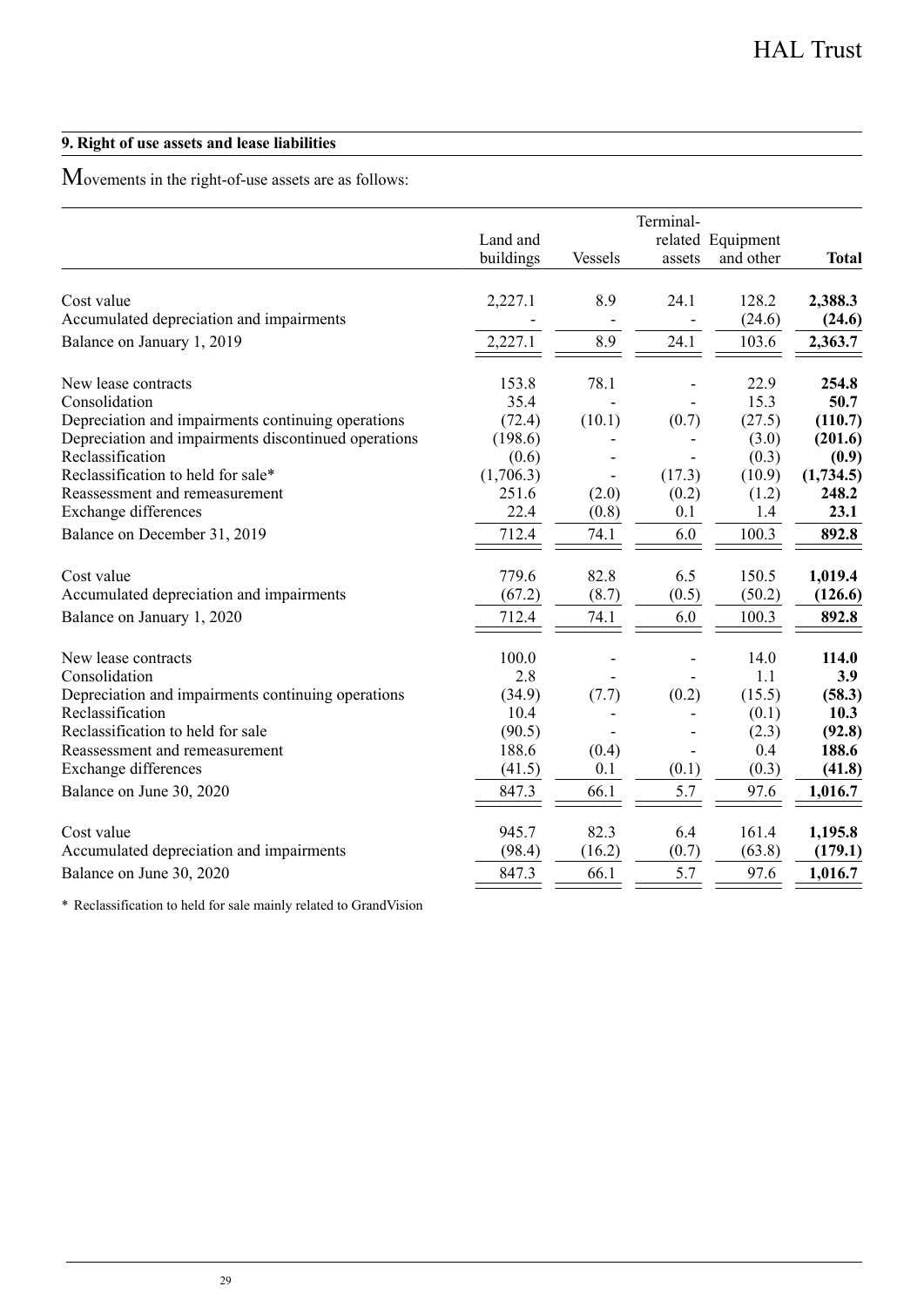## 9. Right of use assets and lease liabilities

Movements in the right-of-use assets are as follows:

| | Land and buildings | Vessels | Terminal-related assets | Equipment and other | **Total** |
|---|---|---|---|---|---|
| Cost value | 2,227.1 | 8.9 | 24.1 | 128.2 | **2,388.3** |
| Accumulated depreciation and impairments | - | - | - | (24.6) | **(24.6)** |
| Balance on January 1, 2019 | 2,227.1 | 8.9 | 24.1 | 103.6 | **2,363.7** |
| | | | | | |
| New lease contracts | 153.8 | 78.1 | - | 22.9 | **254.8** |
| Consolidation | 35.4 | - | - | 15.3 | **50.7** |
| Depreciation and impairments continuing operations | (72.4) | (10.1) | (0.7) | (27.5) | **(110.7)** |
| Depreciation and impairments discontinued operations | (198.6) | - | - | (3.0) | **(201.6)** |
| Reclassification | (0.6) | - | - | (0.3) | **(0.9)** |
| Reclassification to held for sale* | (1,706.3) | - | (17.3) | (10.9) | **(1,734.5)** |
| Reassessment and remeasurement | 251.6 | (2.0) | (0.2) | (1.2) | **248.2** |
| Exchange differences | 22.4 | (0.8) | 0.1 | 1.4 | **23.1** |
| Balance on December 31, 2019 | 712.4 | 74.1 | 6.0 | 100.3 | **892.8** |
| | | | | | |
| Cost value | 779.6 | 82.8 | 6.5 | 150.5 | **1,019.4** |
| Accumulated depreciation and impairments | (67.2) | (8.7) | (0.5) | (50.2) | **(126.6)** |
| Balance on January 1, 2020 | 712.4 | 74.1 | 6.0 | 100.3 | **892.8** |
| | | | | | |
| New lease contracts | 100.0 | - | - | 14.0 | **114.0** |
| Consolidation | 2.8 | - | - | 1.1 | **3.9** |
| Depreciation and impairments continuing operations | (34.9) | (7.7) | (0.2) | (15.5) | **(58.3)** |
| Reclassification | 10.4 | - | - | (0.1) | **10.3** |
| Reclassification to held for sale | (90.5) | - | - | (2.3) | **(92.8)** |
| Reassessment and remeasurement | 188.6 | (0.4) | - | 0.4 | **188.6** |
| Exchange differences | (41.5) | 0.1 | (0.1) | (0.3) | **(41.8)** |
| Balance on June 30, 2020 | 847.3 | 66.1 | 5.7 | 97.6 | **1,016.7** |
| | | | | | |
| Cost value | 945.7 | 82.3 | 6.4 | 161.4 | **1,195.8** |
| Accumulated depreciation and impairments | (98.4) | (16.2) | (0.7) | (63.8) | **(179.1)** |
| Balance on June 30, 2020 | 847.3 | 66.1 | 5.7 | 97.6 | **1,016.7** |

\* Reclassification to held for sale mainly related to GrandVision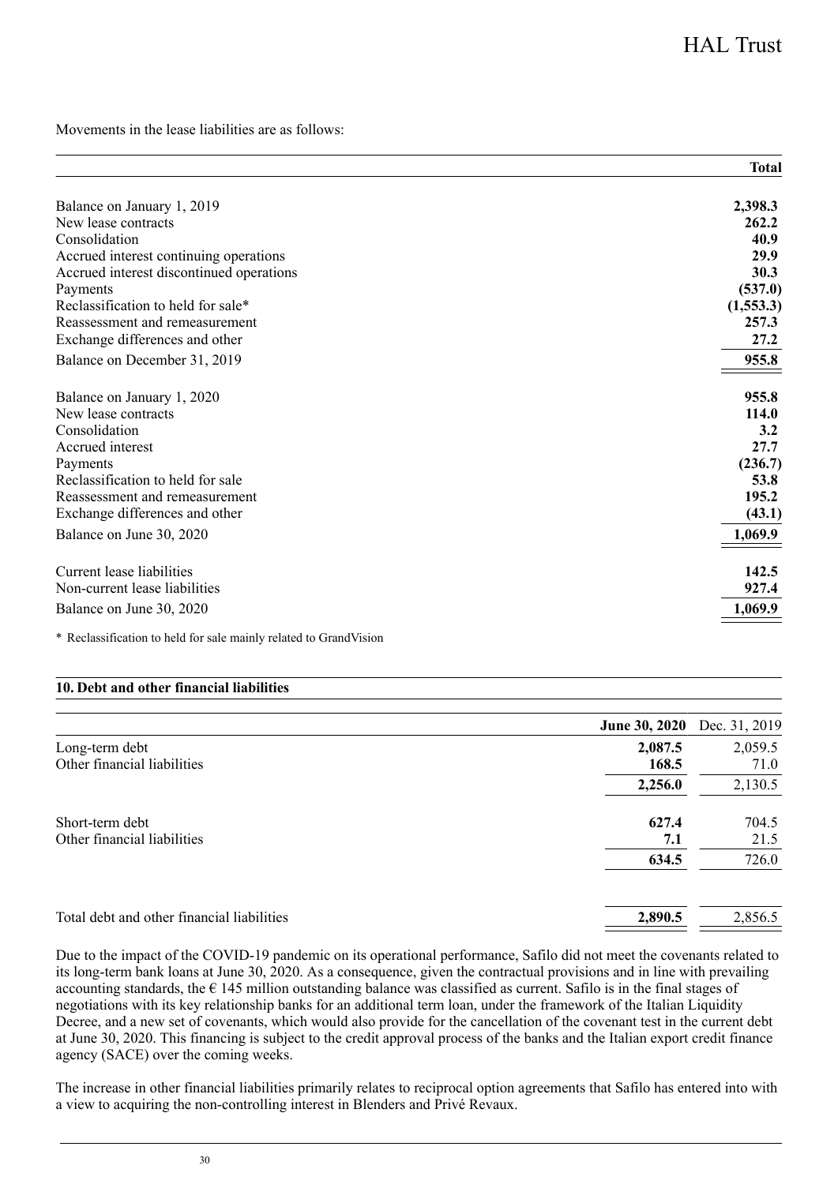Movements in the lease liabilities are as follows:

| | Total |
|---|---|
| Balance on January 1, 2019 | **2,398.3** |
| New lease contracts | **262.2** |
| Consolidation | **40.9** |
| Accrued interest continuing operations | **29.9** |
| Accrued interest discontinued operations | **30.3** |
| Payments | **(537.0)** |
| Reclassification to held for sale* | **(1,553.3)** |
| Reassessment and remeasurement | **257.3** |
| Exchange differences and other | **27.2** |
| Balance on December 31, 2019 | **955.8** |
| | |
| Balance on January 1, 2020 | **955.8** |
| New lease contracts | **114.0** |
| Consolidation | **3.2** |
| Accrued interest | **27.7** |
| Payments | **(236.7)** |
| Reclassification to held for sale | **53.8** |
| Reassessment and remeasurement | **195.2** |
| Exchange differences and other | **(43.1)** |
| Balance on June 30, 2020 | **1,069.9** |
| | |
| Current lease liabilities | **142.5** |
| Non-current lease liabilities | **927.4** |
| Balance on June 30, 2020 | **1,069.9** |

* Reclassification to held for sale mainly related to GrandVision

## 10. Debt and other financial liabilities

| | June 30, 2020 | Dec. 31, 2019 |
|---|---|---|
| Long-term debt | **2,087.5** | 2,059.5 |
| Other financial liabilities | **168.5** | 71.0 |
| | **2,256.0** | 2,130.5 |
| | | |
| Short-term debt | **627.4** | 704.5 |
| Other financial liabilities | **7.1** | 21.5 |
| | **634.5** | 726.0 |
| | | |
| Total debt and other financial liabilities | **2,890.5** | 2,856.5 |

Due to the impact of the COVID-19 pandemic on its operational performance, Safilo did not meet the covenants related to its long-term bank loans at June 30, 2020. As a consequence, given the contractual provisions and in line with prevailing accounting standards, the € 145 million outstanding balance was classified as current. Safilo is in the final stages of negotiations with its key relationship banks for an additional term loan, under the framework of the Italian Liquidity Decree, and a new set of covenants, which would also provide for the cancellation of the covenant test in the current debt at June 30, 2020. This financing is subject to the credit approval process of the banks and the Italian export credit finance agency (SACE) over the coming weeks.

The increase in other financial liabilities primarily relates to reciprocal option agreements that Safilo has entered into with a view to acquiring the non-controlling interest in Blenders and Privé Revaux.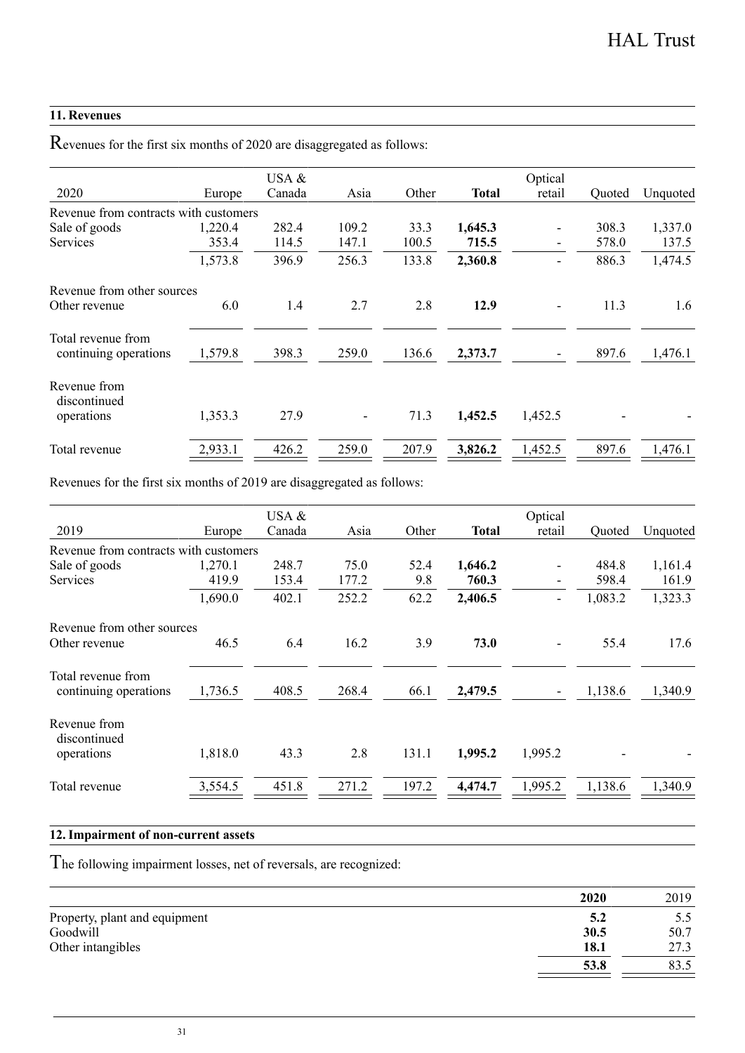## 11. Revenues

Revenues for the first six months of 2020 are disaggregated as follows:

| 2020 | Europe | USA & Canada | Asia | Other | **Total** | Optical retail | Quoted | Unquoted |
|---|---|---|---|---|---|---|---|---|
| Revenue from contracts with customers | | | | | | | | |
| Sale of goods | 1,220.4 | 282.4 | 109.2 | 33.3 | **1,645.3** | - | 308.3 | 1,337.0 |
| Services | 353.4 | 114.5 | 147.1 | 100.5 | **715.5** | - | 578.0 | 137.5 |
| | 1,573.8 | 396.9 | 256.3 | 133.8 | **2,360.8** | - | 886.3 | 1,474.5 |
| Revenue from other sources | | | | | | | | |
| Other revenue | 6.0 | 1.4 | 2.7 | 2.8 | **12.9** | - | 11.3 | 1.6 |
| Total revenue from continuing operations | 1,579.8 | 398.3 | 259.0 | 136.6 | **2,373.7** | - | 897.6 | 1,476.1 |
| Revenue from discontinued operations | 1,353.3 | 27.9 | - | 71.3 | **1,452.5** | 1,452.5 | - | - |
| Total revenue | 2,933.1 | 426.2 | 259.0 | 207.9 | **3,826.2** | 1,452.5 | 897.6 | 1,476.1 |

Revenues for the first six months of 2019 are disaggregated as follows:

| 2019 | Europe | USA & Canada | Asia | Other | **Total** | Optical retail | Quoted | Unquoted |
|---|---|---|---|---|---|---|---|---|
| Revenue from contracts with customers | | | | | | | | |
| Sale of goods | 1,270.1 | 248.7 | 75.0 | 52.4 | **1,646.2** | - | 484.8 | 1,161.4 |
| Services | 419.9 | 153.4 | 177.2 | 9.8 | **760.3** | - | 598.4 | 161.9 |
| | 1,690.0 | 402.1 | 252.2 | 62.2 | **2,406.5** | - | 1,083.2 | 1,323.3 |
| Revenue from other sources | | | | | | | | |
| Other revenue | 46.5 | 6.4 | 16.2 | 3.9 | **73.0** | - | 55.4 | 17.6 |
| Total revenue from continuing operations | 1,736.5 | 408.5 | 268.4 | 66.1 | **2,479.5** | - | 1,138.6 | 1,340.9 |
| Revenue from discontinued operations | 1,818.0 | 43.3 | 2.8 | 131.1 | **1,995.2** | 1,995.2 | - | - |
| Total revenue | 3,554.5 | 451.8 | 271.2 | 197.2 | **4,474.7** | 1,995.2 | 1,138.6 | 1,340.9 |

## 12. Impairment of non-current assets

The following impairment losses, net of reversals, are recognized:

| | **2020** | 2019 |
|---|---|---|
| Property, plant and equipment | **5.2** | 5.5 |
| Goodwill | **30.5** | 50.7 |
| Other intangibles | **18.1** | 27.3 |
| | **53.8** | 83.5 |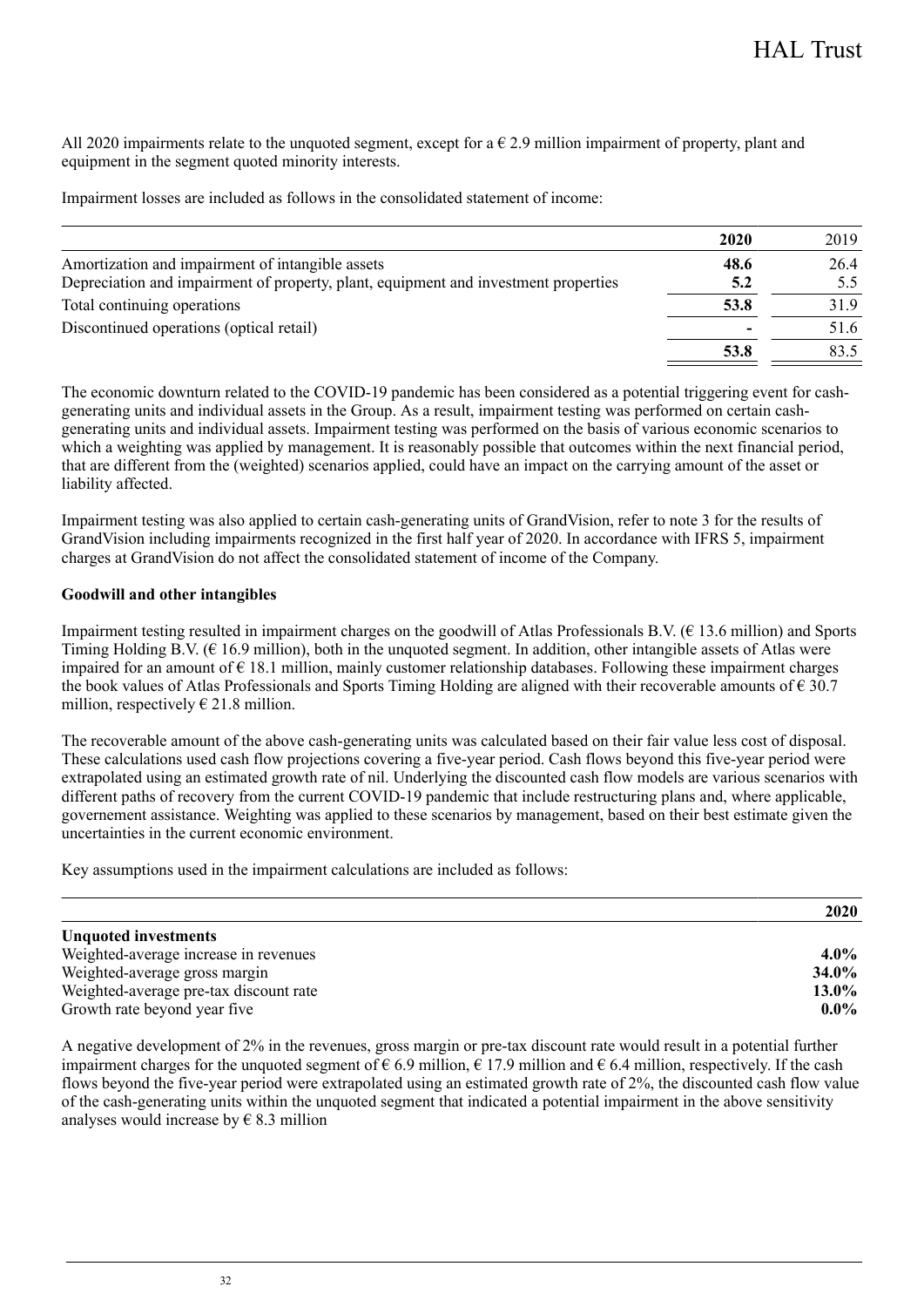All 2020 impairments relate to the unquoted segment, except for a € 2.9 million impairment of property, plant and equipment in the segment quoted minority interests.

Impairment losses are included as follows in the consolidated statement of income:

| | 2020 | 2019 |
|---|---|---|
| Amortization and impairment of intangible assets | **48.6** | 26.4 |
| Depreciation and impairment of property, plant, equipment and investment properties | **5.2** | 5.5 |
| Total continuing operations | **53.8** | 31.9 |
| Discontinued operations (optical retail) | **-** | 51.6 |
| | **53.8** | 83.5 |

The economic downturn related to the COVID-19 pandemic has been considered as a potential triggering event for cash-generating units and individual assets in the Group. As a result, impairment testing was performed on certain cash-generating units and individual assets. Impairment testing was performed on the basis of various economic scenarios to which a weighting was applied by management. It is reasonably possible that outcomes within the next financial period, that are different from the (weighted) scenarios applied, could have an impact on the carrying amount of the asset or liability affected.

Impairment testing was also applied to certain cash-generating units of GrandVision, refer to note 3 for the results of GrandVision including impairments recognized in the first half year of 2020. In accordance with IFRS 5, impairment charges at GrandVision do not affect the consolidated statement of income of the Company.

**Goodwill and other intangibles**

Impairment testing resulted in impairment charges on the goodwill of Atlas Professionals B.V. (€ 13.6 million) and Sports Timing Holding B.V. (€ 16.9 million), both in the unquoted segment. In addition, other intangible assets of Atlas were impaired for an amount of € 18.1 million, mainly customer relationship databases. Following these impairment charges the book values of Atlas Professionals and Sports Timing Holding are aligned with their recoverable amounts of € 30.7 million, respectively € 21.8 million.

The recoverable amount of the above cash-generating units was calculated based on their fair value less cost of disposal. These calculations used cash flow projections covering a five-year period. Cash flows beyond this five-year period were extrapolated using an estimated growth rate of nil. Underlying the discounted cash flow models are various scenarios with different paths of recovery from the current COVID-19 pandemic that include restructuring plans and, where applicable, governement assistance. Weighting was applied to these scenarios by management, based on their best estimate given the uncertainties in the current economic environment.

Key assumptions used in the impairment calculations are included as follows:

| | 2020 |
|---|---|
| **Unquoted investments** | |
| Weighted-average increase in revenues | **4.0%** |
| Weighted-average gross margin | **34.0%** |
| Weighted-average pre-tax discount rate | **13.0%** |
| Growth rate beyond year five | **0.0%** |

A negative development of 2% in the revenues, gross margin or pre-tax discount rate would result in a potential further impairment charges for the unquoted segment of € 6.9 million, € 17.9 million and € 6.4 million, respectively. If the cash flows beyond the five-year period were extrapolated using an estimated growth rate of 2%, the discounted cash flow value of the cash-generating units within the unquoted segment that indicated a potential impairment in the above sensitivity analyses would increase by € 8.3 million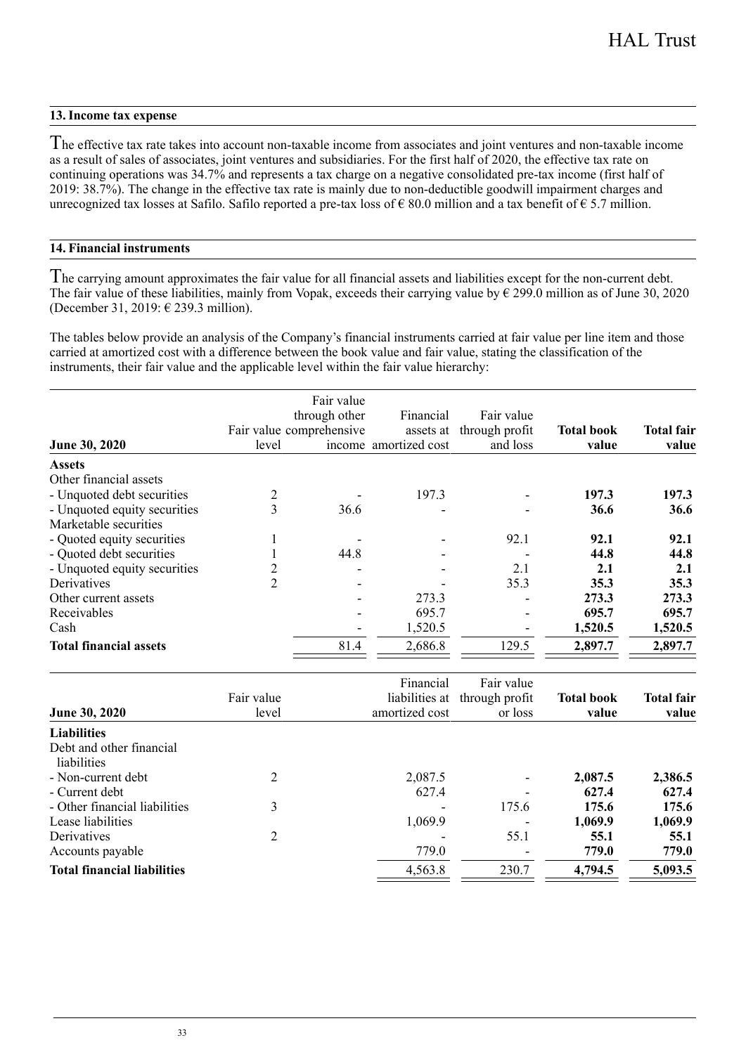## 13. Income tax expense

The effective tax rate takes into account non-taxable income from associates and joint ventures and non-taxable income as a result of sales of associates, joint ventures and subsidiaries. For the first half of 2020, the effective tax rate on continuing operations was 34.7% and represents a tax charge on a negative consolidated pre-tax income (first half of 2019: 38.7%). The change in the effective tax rate is mainly due to non-deductible goodwill impairment charges and unrecognized tax losses at Safilo. Safilo reported a pre-tax loss of € 80.0 million and a tax benefit of € 5.7 million.

## 14. Financial instruments

The carrying amount approximates the fair value for all financial assets and liabilities except for the non-current debt. The fair value of these liabilities, mainly from Vopak, exceeds their carrying value by € 299.0 million as of June 30, 2020 (December 31, 2019: € 239.3 million).

The tables below provide an analysis of the Company's financial instruments carried at fair value per line item and those carried at amortized cost with a difference between the book value and fair value, stating the classification of the instruments, their fair value and the applicable level within the fair value hierarchy:

| June 30, 2020 | Fair value level | Fair value through other comprehensive income | Financial assets at amortized cost | Fair value through profit and loss | Total book value | Total fair value |
|---|---|---|---|---|---|---|
| **Assets** | | | | | | |
| Other financial assets | | | | | | |
| - Unquoted debt securities | 2 | - | 197.3 | - | **197.3** | **197.3** |
| - Unquoted equity securities | 3 | 36.6 | - | - | **36.6** | **36.6** |
| Marketable securities | | | | | | |
| - Quoted equity securities | 1 | - | - | 92.1 | **92.1** | **92.1** |
| - Quoted debt securities | 1 | 44.8 | - | - | **44.8** | **44.8** |
| - Unquoted equity securities | 2 | - | - | 2.1 | **2.1** | **2.1** |
| Derivatives | 2 | - | - | 35.3 | **35.3** | **35.3** |
| Other current assets | | - | 273.3 | - | **273.3** | **273.3** |
| Receivables | | - | 695.7 | - | **695.7** | **695.7** |
| Cash | | - | 1,520.5 | - | **1,520.5** | **1,520.5** |
| **Total financial assets** | | 81.4 | 2,686.8 | 129.5 | **2,897.7** | **2,897.7** |

| June 30, 2020 | Fair value level | Financial liabilities at amortized cost | Fair value through profit or loss | Total book value | Total fair value |
|---|---|---|---|---|---|
| **Liabilities** | | | | | |
| Debt and other financial liabilities | | | | | |
| - Non-current debt | 2 | 2,087.5 | - | **2,087.5** | **2,386.5** |
| - Current debt | | 627.4 | - | **627.4** | **627.4** |
| - Other financial liabilities | 3 | - | 175.6 | **175.6** | **175.6** |
| Lease liabilities | | 1,069.9 | - | **1,069.9** | **1,069.9** |
| Derivatives | 2 | - | 55.1 | **55.1** | **55.1** |
| Accounts payable | | 779.0 | - | **779.0** | **779.0** |
| **Total financial liabilities** | | 4,563.8 | 230.7 | **4,794.5** | **5,093.5** |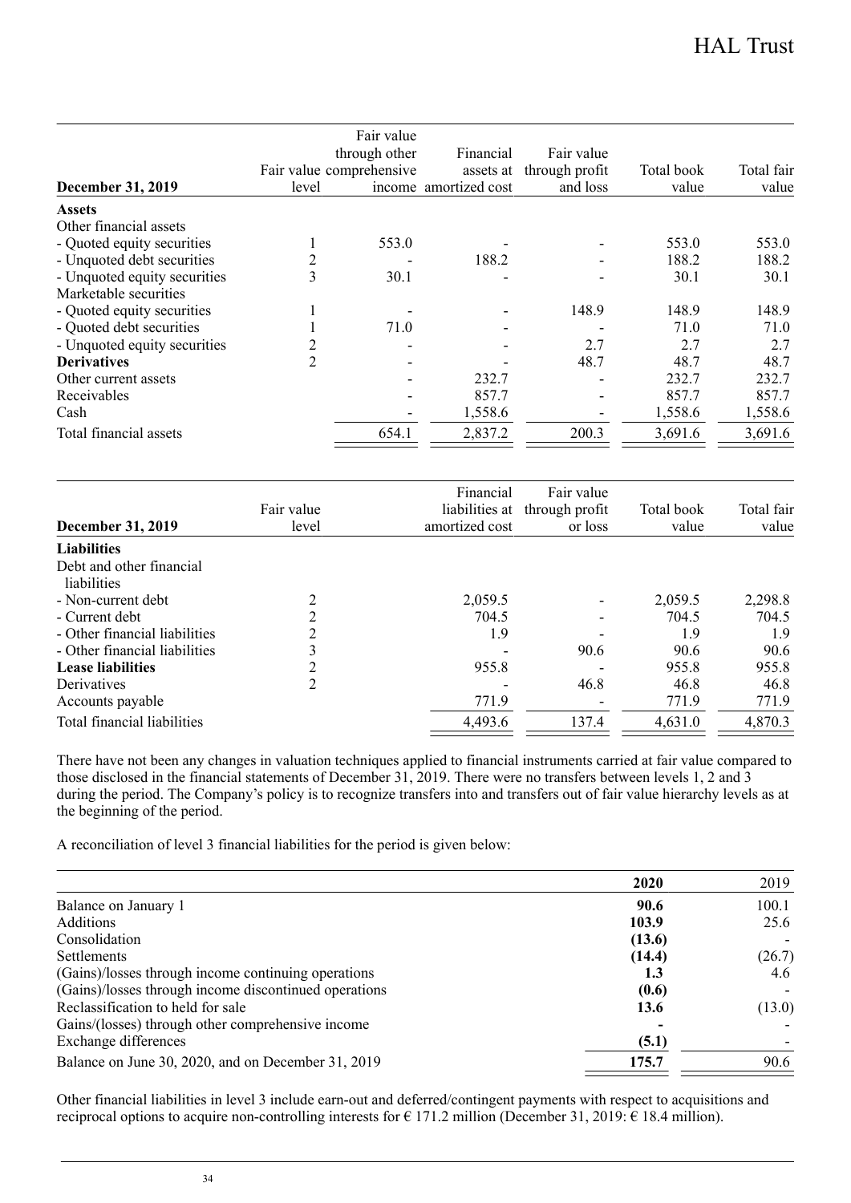| December 31, 2019 | Fair value level | Fair value through other comprehensive income | Financial assets at amortized cost | Fair value through profit and loss | Total book value | Total fair value |
|---|---|---|---|---|---|---|
| **Assets** | | | | | | |
| Other financial assets | | | | | | |
| - Quoted equity securities | 1 | 553.0 | - | - | 553.0 | 553.0 |
| - Unquoted debt securities | 2 | - | 188.2 | - | 188.2 | 188.2 |
| - Unquoted equity securities | 3 | 30.1 | - | - | 30.1 | 30.1 |
| Marketable securities | | | | | | |
| - Quoted equity securities | 1 | - | - | 148.9 | 148.9 | 148.9 |
| - Quoted debt securities | 1 | 71.0 | - | - | 71.0 | 71.0 |
| - Unquoted equity securities | 2 | - | - | 2.7 | 2.7 | 2.7 |
| **Derivatives** | 2 | - | - | 48.7 | 48.7 | 48.7 |
| Other current assets | | - | 232.7 | - | 232.7 | 232.7 |
| Receivables | | - | 857.7 | - | 857.7 | 857.7 |
| Cash | | - | 1,558.6 | - | 1,558.6 | 1,558.6 |
| Total financial assets | | 654.1 | 2,837.2 | 200.3 | 3,691.6 | 3,691.6 |

| December 31, 2019 | Fair value level | Financial liabilities at amortized cost | Fair value through profit or loss | Total book value | Total fair value |
|---|---|---|---|---|---|
| **Liabilities** | | | | | |
| Debt and other financial liabilities | | | | | |
| - Non-current debt | 2 | 2,059.5 | - | 2,059.5 | 2,298.8 |
| - Current debt | 2 | 704.5 | - | 704.5 | 704.5 |
| - Other financial liabilities | 2 | 1.9 | - | 1.9 | 1.9 |
| - Other financial liabilities | 3 | - | 90.6 | 90.6 | 90.6 |
| **Lease liabilities** | 2 | 955.8 | - | 955.8 | 955.8 |
| Derivatives | 2 | - | 46.8 | 46.8 | 46.8 |
| Accounts payable | | 771.9 | - | 771.9 | 771.9 |
| Total financial liabilities | | 4,493.6 | 137.4 | 4,631.0 | 4,870.3 |

There have not been any changes in valuation techniques applied to financial instruments carried at fair value compared to those disclosed in the financial statements of December 31, 2019. There were no transfers between levels 1, 2 and 3 during the period. The Company's policy is to recognize transfers into and transfers out of fair value hierarchy levels as at the beginning of the period.

A reconciliation of level 3 financial liabilities for the period is given below:

| | **2020** | 2019 |
|---|---|---|
| Balance on January 1 | **90.6** | 100.1 |
| Additions | **103.9** | 25.6 |
| Consolidation | **(13.6)** | - |
| Settlements | **(14.4)** | (26.7) |
| (Gains)/losses through income continuing operations | **1.3** | 4.6 |
| (Gains)/losses through income discontinued operations | **(0.6)** | - |
| Reclassification to held for sale | **13.6** | (13.0) |
| Gains/(losses) through other comprehensive income | **-** | - |
| Exchange differences | **(5.1)** | - |
| Balance on June 30, 2020, and on December 31, 2019 | **175.7** | 90.6 |

Other financial liabilities in level 3 include earn-out and deferred/contingent payments with respect to acquisitions and reciprocal options to acquire non-controlling interests for € 171.2 million (December 31, 2019: € 18.4 million).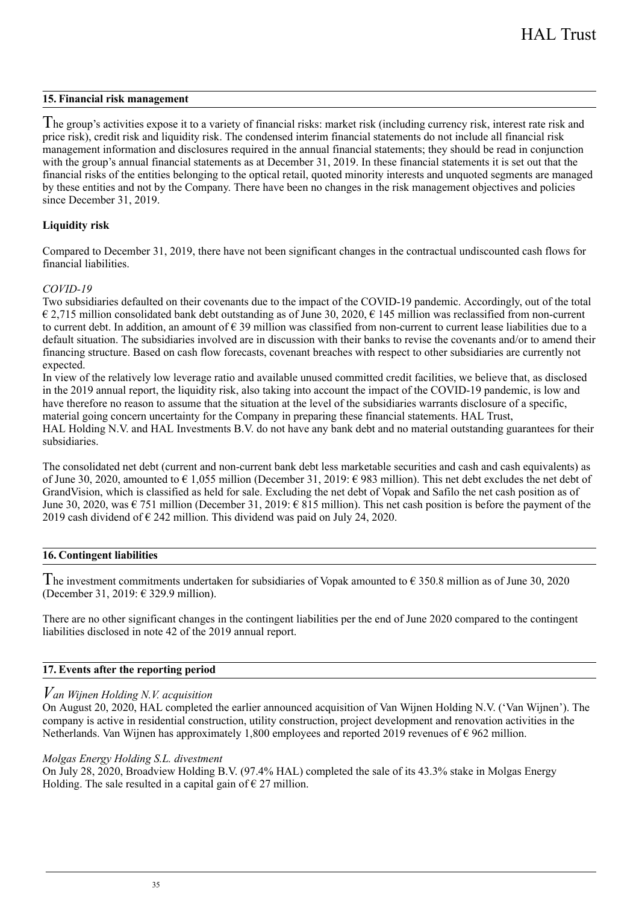## 15. Financial risk management

The group's activities expose it to a variety of financial risks: market risk (including currency risk, interest rate risk and price risk), credit risk and liquidity risk. The condensed interim financial statements do not include all financial risk management information and disclosures required in the annual financial statements; they should be read in conjunction with the group's annual financial statements as at December 31, 2019. In these financial statements it is set out that the financial risks of the entities belonging to the optical retail, quoted minority interests and unquoted segments are managed by these entities and not by the Company. There have been no changes in the risk management objectives and policies since December 31, 2019.

### Liquidity risk

Compared to December 31, 2019, there have not been significant changes in the contractual undiscounted cash flows for financial liabilities.

*COVID-19*

Two subsidiaries defaulted on their covenants due to the impact of the COVID-19 pandemic. Accordingly, out of the total € 2,715 million consolidated bank debt outstanding as of June 30, 2020, € 145 million was reclassified from non-current to current debt. In addition, an amount of € 39 million was classified from non-current to current lease liabilities due to a default situation. The subsidiaries involved are in discussion with their banks to revise the covenants and/or to amend their financing structure. Based on cash flow forecasts, covenant breaches with respect to other subsidiaries are currently not expected.

In view of the relatively low leverage ratio and available unused committed credit facilities, we believe that, as disclosed in the 2019 annual report, the liquidity risk, also taking into account the impact of the COVID-19 pandemic, is low and have therefore no reason to assume that the situation at the level of the subsidiaries warrants disclosure of a specific, material going concern uncertainty for the Company in preparing these financial statements. HAL Trust, HAL Holding N.V. and HAL Investments B.V. do not have any bank debt and no material outstanding guarantees for their subsidiaries.

The consolidated net debt (current and non-current bank debt less marketable securities and cash and cash equivalents) as of June 30, 2020, amounted to € 1,055 million (December 31, 2019: € 983 million). This net debt excludes the net debt of GrandVision, which is classified as held for sale. Excluding the net debt of Vopak and Safilo the net cash position as of June 30, 2020, was € 751 million (December 31, 2019: € 815 million). This net cash position is before the payment of the 2019 cash dividend of € 242 million. This dividend was paid on July 24, 2020.

## 16. Contingent liabilities

The investment commitments undertaken for subsidiaries of Vopak amounted to € 350.8 million as of June 30, 2020 (December 31, 2019: € 329.9 million).

There are no other significant changes in the contingent liabilities per the end of June 2020 compared to the contingent liabilities disclosed in note 42 of the 2019 annual report.

## 17. Events after the reporting period

*Van Wijnen Holding N.V. acquisition*

On August 20, 2020, HAL completed the earlier announced acquisition of Van Wijnen Holding N.V. ('Van Wijnen'). The company is active in residential construction, utility construction, project development and renovation activities in the Netherlands. Van Wijnen has approximately 1,800 employees and reported 2019 revenues of € 962 million.

*Molgas Energy Holding S.L. divestment*

On July 28, 2020, Broadview Holding B.V. (97.4% HAL) completed the sale of its 43.3% stake in Molgas Energy Holding. The sale resulted in a capital gain of € 27 million.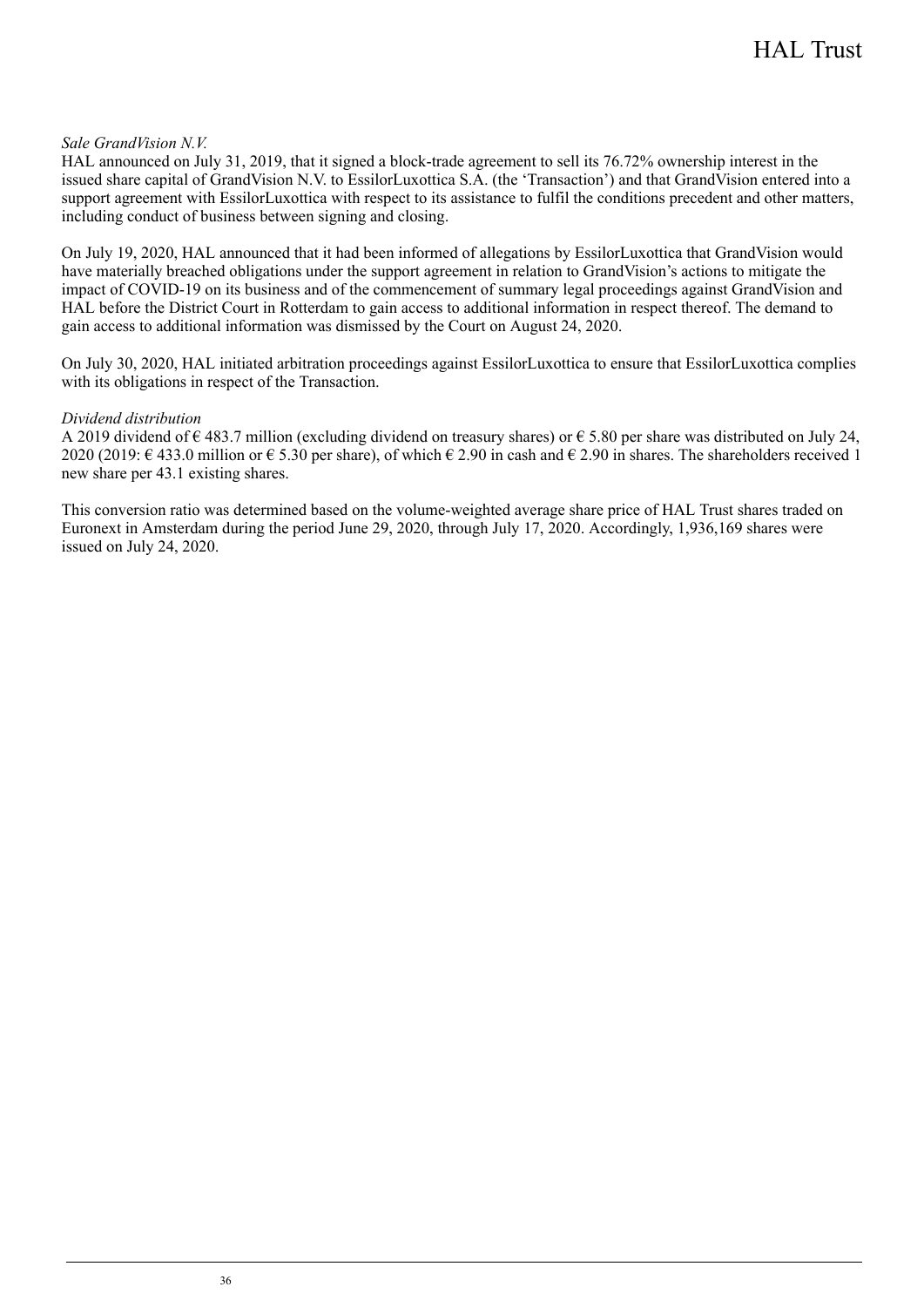*Sale GrandVision N.V.*

HAL announced on July 31, 2019, that it signed a block-trade agreement to sell its 76.72% ownership interest in the issued share capital of GrandVision N.V. to EssilorLuxottica S.A. (the 'Transaction') and that GrandVision entered into a support agreement with EssilorLuxottica with respect to its assistance to fulfil the conditions precedent and other matters, including conduct of business between signing and closing.

On July 19, 2020, HAL announced that it had been informed of allegations by EssilorLuxottica that GrandVision would have materially breached obligations under the support agreement in relation to GrandVision's actions to mitigate the impact of COVID-19 on its business and of the commencement of summary legal proceedings against GrandVision and HAL before the District Court in Rotterdam to gain access to additional information in respect thereof. The demand to gain access to additional information was dismissed by the Court on August 24, 2020.

On July 30, 2020, HAL initiated arbitration proceedings against EssilorLuxottica to ensure that EssilorLuxottica complies with its obligations in respect of the Transaction.

*Dividend distribution*

A 2019 dividend of € 483.7 million (excluding dividend on treasury shares) or € 5.80 per share was distributed on July 24, 2020 (2019: € 433.0 million or € 5.30 per share), of which € 2.90 in cash and € 2.90 in shares. The shareholders received 1 new share per 43.1 existing shares.

This conversion ratio was determined based on the volume-weighted average share price of HAL Trust shares traded on Euronext in Amsterdam during the period June 29, 2020, through July 17, 2020. Accordingly, 1,936,169 shares were issued on July 24, 2020.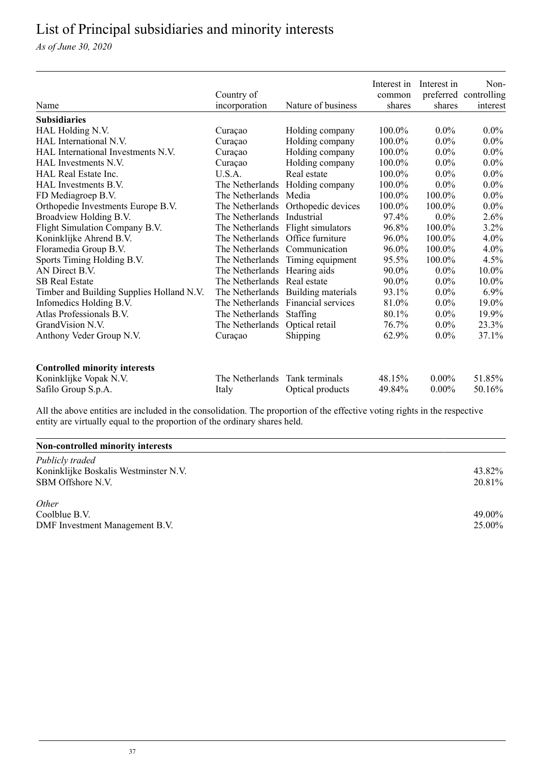# List of Principal subsidiaries and minority interests

*As of June 30, 2020*

| Name | Country of incorporation | Nature of business | Interest in common shares | Interest in preferred shares | Non-controlling interest |
|---|---|---|---|---|---|
| **Subsidiaries** | | | | | |
| HAL Holding N.V. | Curaçao | Holding company | 100.0% | 0.0% | 0.0% |
| HAL International N.V. | Curaçao | Holding company | 100.0% | 0.0% | 0.0% |
| HAL International Investments N.V. | Curaçao | Holding company | 100.0% | 0.0% | 0.0% |
| HAL Investments N.V. | Curaçao | Holding company | 100.0% | 0.0% | 0.0% |
| HAL Real Estate Inc. | U.S.A. | Real estate | 100.0% | 0.0% | 0.0% |
| HAL Investments B.V. | The Netherlands | Holding company | 100.0% | 0.0% | 0.0% |
| FD Mediagroep B.V. | The Netherlands | Media | 100.0% | 100.0% | 0.0% |
| Orthopedie Investments Europe B.V. | The Netherlands | Orthopedic devices | 100.0% | 100.0% | 0.0% |
| Broadview Holding B.V. | The Netherlands | Industrial | 97.4% | 0.0% | 2.6% |
| Flight Simulation Company B.V. | The Netherlands | Flight simulators | 96.8% | 100.0% | 3.2% |
| Koninklijke Ahrend B.V. | The Netherlands | Office furniture | 96.0% | 100.0% | 4.0% |
| Floramedia Group B.V. | The Netherlands | Communication | 96.0% | 100.0% | 4.0% |
| Sports Timing Holding B.V. | The Netherlands | Timing equipment | 95.5% | 100.0% | 4.5% |
| AN Direct B.V. | The Netherlands | Hearing aids | 90.0% | 0.0% | 10.0% |
| SB Real Estate | The Netherlands | Real estate | 90.0% | 0.0% | 10.0% |
| Timber and Building Supplies Holland N.V. | The Netherlands | Building materials | 93.1% | 0.0% | 6.9% |
| Infomedics Holding B.V. | The Netherlands | Financial services | 81.0% | 0.0% | 19.0% |
| Atlas Professionals B.V. | The Netherlands | Staffing | 80.1% | 0.0% | 19.9% |
| GrandVision N.V. | The Netherlands | Optical retail | 76.7% | 0.0% | 23.3% |
| Anthony Veder Group N.V. | Curaçao | Shipping | 62.9% | 0.0% | 37.1% |
| **Controlled minority interests** | | | | | |
| Koninklijke Vopak N.V. | The Netherlands | Tank terminals | 48.15% | 0.00% | 51.85% |
| Safilo Group S.p.A. | Italy | Optical products | 49.84% | 0.00% | 50.16% |

All the above entities are included in the consolidation. The proportion of the effective voting rights in the respective entity are virtually equal to the proportion of the ordinary shares held.

| **Non-controlled minority interests** | |
|---|---|
| *Publicly traded* | |
| Koninklijke Boskalis Westminster N.V. | 43.82% |
| SBM Offshore N.V. | 20.81% |
| *Other* | |
| Coolblue B.V. | 49.00% |
| DMF Investment Management B.V. | 25.00% |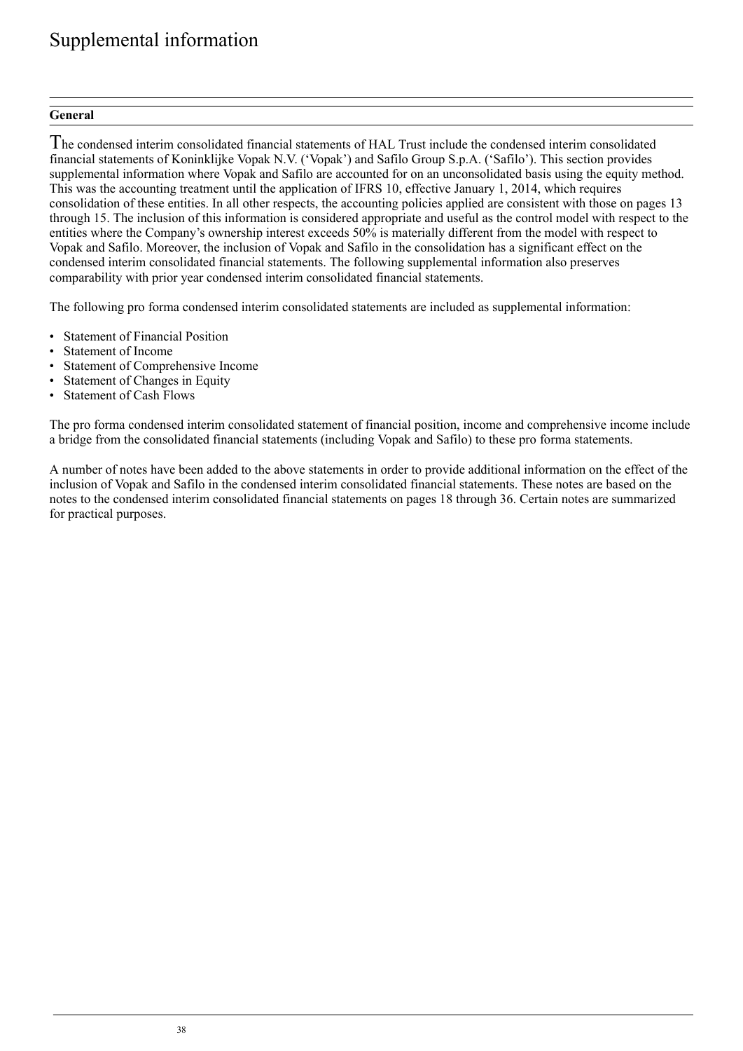# Supplemental information

## General

The condensed interim consolidated financial statements of HAL Trust include the condensed interim consolidated financial statements of Koninklijke Vopak N.V. ('Vopak') and Safilo Group S.p.A. ('Safilo'). This section provides supplemental information where Vopak and Safilo are accounted for on an unconsolidated basis using the equity method. This was the accounting treatment until the application of IFRS 10, effective January 1, 2014, which requires consolidation of these entities. In all other respects, the accounting policies applied are consistent with those on pages 13 through 15. The inclusion of this information is considered appropriate and useful as the control model with respect to the entities where the Company's ownership interest exceeds 50% is materially different from the model with respect to Vopak and Safilo. Moreover, the inclusion of Vopak and Safilo in the consolidation has a significant effect on the condensed interim consolidated financial statements. The following supplemental information also preserves comparability with prior year condensed interim consolidated financial statements.

The following pro forma condensed interim consolidated statements are included as supplemental information:

- Statement of Financial Position
- Statement of Income
- Statement of Comprehensive Income
- Statement of Changes in Equity
- Statement of Cash Flows

The pro forma condensed interim consolidated statement of financial position, income and comprehensive income include a bridge from the consolidated financial statements (including Vopak and Safilo) to these pro forma statements.

A number of notes have been added to the above statements in order to provide additional information on the effect of the inclusion of Vopak and Safilo in the condensed interim consolidated financial statements. These notes are based on the notes to the condensed interim consolidated financial statements on pages 18 through 36. Certain notes are summarized for practical purposes.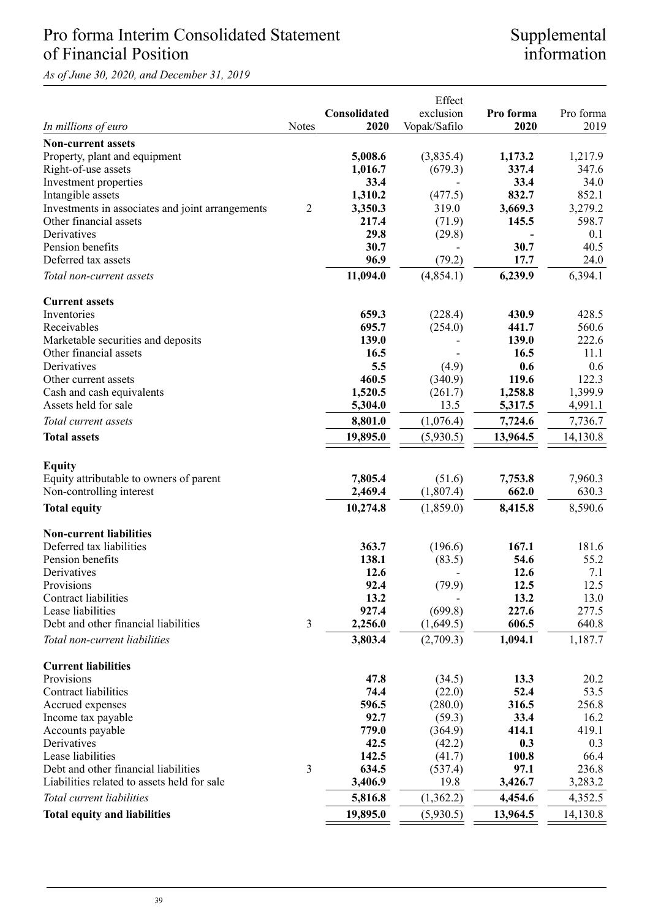# Pro forma Interim Consolidated Statement of Financial Position

# Supplemental information

*As of June 30, 2020, and December 31, 2019*

| *In millions of euro* | Notes | **Consolidated 2020** | Effect exclusion Vopak/Safilo | **Pro forma 2020** | Pro forma 2019 |
|---|---|---|---|---|---|
| **Non-current assets** | | | | | |
| Property, plant and equipment | | **5,008.6** | (3,835.4) | **1,173.2** | 1,217.9 |
| Right-of-use assets | | **1,016.7** | (679.3) | **337.4** | 347.6 |
| Investment properties | | **33.4** | - | **33.4** | 34.0 |
| Intangible assets | | **1,310.2** | (477.5) | **832.7** | 852.1 |
| Investments in associates and joint arrangements | 2 | **3,350.3** | 319.0 | **3,669.3** | 3,279.2 |
| Other financial assets | | **217.4** | (71.9) | **145.5** | 598.7 |
| Derivatives | | **29.8** | (29.8) | **-** | 0.1 |
| Pension benefits | | **30.7** | - | **30.7** | 40.5 |
| Deferred tax assets | | **96.9** | (79.2) | **17.7** | 24.0 |
| *Total non-current assets* | | **11,094.0** | (4,854.1) | **6,239.9** | 6,394.1 |
| **Current assets** | | | | | |
| Inventories | | **659.3** | (228.4) | **430.9** | 428.5 |
| Receivables | | **695.7** | (254.0) | **441.7** | 560.6 |
| Marketable securities and deposits | | **139.0** | - | **139.0** | 222.6 |
| Other financial assets | | **16.5** | - | **16.5** | 11.1 |
| Derivatives | | **5.5** | (4.9) | **0.6** | 0.6 |
| Other current assets | | **460.5** | (340.9) | **119.6** | 122.3 |
| Cash and cash equivalents | | **1,520.5** | (261.7) | **1,258.8** | 1,399.9 |
| Assets held for sale | | **5,304.0** | 13.5 | **5,317.5** | 4,991.1 |
| *Total current assets* | | **8,801.0** | (1,076.4) | **7,724.6** | 7,736.7 |
| **Total assets** | | **19,895.0** | (5,930.5) | **13,964.5** | 14,130.8 |
| **Equity** | | | | | |
| Equity attributable to owners of parent | | **7,805.4** | (51.6) | **7,753.8** | 7,960.3 |
| Non-controlling interest | | **2,469.4** | (1,807.4) | **662.0** | 630.3 |
| **Total equity** | | **10,274.8** | (1,859.0) | **8,415.8** | 8,590.6 |
| **Non-current liabilities** | | | | | |
| Deferred tax liabilities | | **363.7** | (196.6) | **167.1** | 181.6 |
| Pension benefits | | **138.1** | (83.5) | **54.6** | 55.2 |
| Derivatives | | **12.6** | - | **12.6** | 7.1 |
| Provisions | | **92.4** | (79.9) | **12.5** | 12.5 |
| Contract liabilities | | **13.2** | - | **13.2** | 13.0 |
| Lease liabilities | | **927.4** | (699.8) | **227.6** | 277.5 |
| Debt and other financial liabilities | 3 | **2,256.0** | (1,649.5) | **606.5** | 640.8 |
| *Total non-current liabilities* | | **3,803.4** | (2,709.3) | **1,094.1** | 1,187.7 |
| **Current liabilities** | | | | | |
| Provisions | | **47.8** | (34.5) | **13.3** | 20.2 |
| Contract liabilities | | **74.4** | (22.0) | **52.4** | 53.5 |
| Accrued expenses | | **596.5** | (280.0) | **316.5** | 256.8 |
| Income tax payable | | **92.7** | (59.3) | **33.4** | 16.2 |
| Accounts payable | | **779.0** | (364.9) | **414.1** | 419.1 |
| Derivatives | | **42.5** | (42.2) | **0.3** | 0.3 |
| Lease liabilities | | **142.5** | (41.7) | **100.8** | 66.4 |
| Debt and other financial liabilities | 3 | **634.5** | (537.4) | **97.1** | 236.8 |
| Liabilities related to assets held for sale | | **3,406.9** | 19.8 | **3,426.7** | 3,283.2 |
| *Total current liabilities* | | **5,816.8** | (1,362.2) | **4,454.6** | 4,352.5 |
| **Total equity and liabilities** | | **19,895.0** | (5,930.5) | **13,964.5** | 14,130.8 |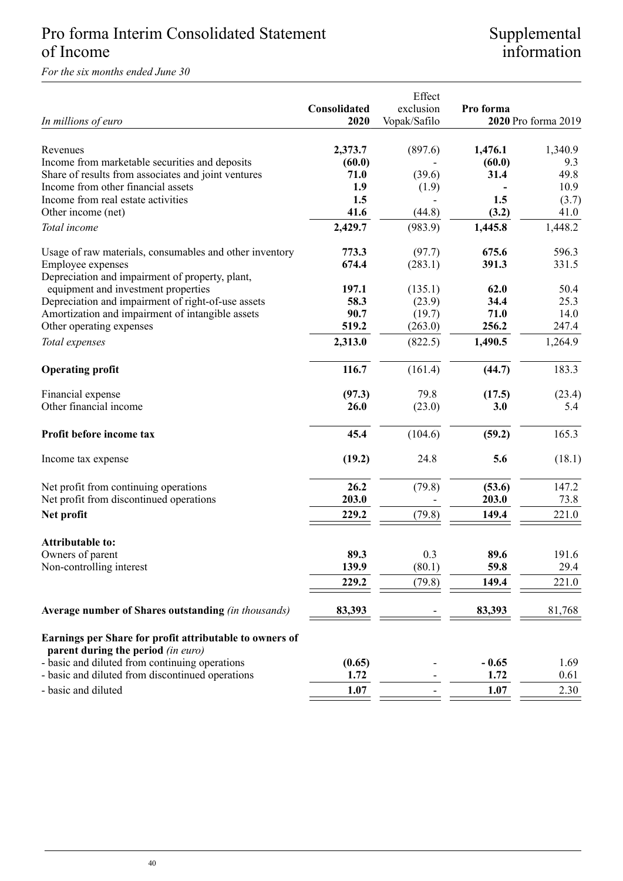# Pro forma Interim Consolidated Statement of Income

*For the six months ended June 30*

| *In millions of euro* | **Consolidated 2020** | Effect exclusion Vopak/Safilo | **Pro forma 2020** | Pro forma 2019 |
|---|---|---|---|---|
| Revenues | **2,373.7** | (897.6) | **1,476.1** | 1,340.9 |
| Income from marketable securities and deposits | **(60.0)** | - | **(60.0)** | 9.3 |
| Share of results from associates and joint ventures | **71.0** | (39.6) | **31.4** | 49.8 |
| Income from other financial assets | **1.9** | (1.9) | **-** | 10.9 |
| Income from real estate activities | **1.5** | - | **1.5** | (3.7) |
| Other income (net) | **41.6** | (44.8) | **(3.2)** | 41.0 |
| *Total income* | **2,429.7** | (983.9) | **1,445.8** | 1,448.2 |
| | | | | |
| Usage of raw materials, consumables and other inventory | **773.3** | (97.7) | **675.6** | 596.3 |
| Employee expenses | **674.4** | (283.1) | **391.3** | 331.5 |
| Depreciation and impairment of property, plant, equipment and investment properties | **197.1** | (135.1) | **62.0** | 50.4 |
| Depreciation and impairment of right-of-use assets | **58.3** | (23.9) | **34.4** | 25.3 |
| Amortization and impairment of intangible assets | **90.7** | (19.7) | **71.0** | 14.0 |
| Other operating expenses | **519.2** | (263.0) | **256.2** | 247.4 |
| *Total expenses* | **2,313.0** | (822.5) | **1,490.5** | 1,264.9 |
| | | | | |
| **Operating profit** | **116.7** | (161.4) | **(44.7)** | 183.3 |
| | | | | |
| Financial expense | **(97.3)** | 79.8 | **(17.5)** | (23.4) |
| Other financial income | **26.0** | (23.0) | **3.0** | 5.4 |
| | | | | |
| **Profit before income tax** | **45.4** | (104.6) | **(59.2)** | 165.3 |
| | | | | |
| Income tax expense | **(19.2)** | 24.8 | **5.6** | (18.1) |
| | | | | |
| Net profit from continuing operations | **26.2** | (79.8) | **(53.6)** | 147.2 |
| Net profit from discontinued operations | **203.0** | - | **203.0** | 73.8 |
| **Net profit** | **229.2** | (79.8) | **149.4** | 221.0 |
| | | | | |
| **Attributable to:** | | | | |
| Owners of parent | **89.3** | 0.3 | **89.6** | 191.6 |
| Non-controlling interest | **139.9** | (80.1) | **59.8** | 29.4 |
| | **229.2** | (79.8) | **149.4** | 221.0 |
| | | | | |
| **Average number of Shares outstanding** *(in thousands)* | **83,393** | - | **83,393** | 81,768 |
| | | | | |
| **Earnings per Share for profit attributable to owners of parent during the period** *(in euro)* | | | | |
| - basic and diluted from continuing operations | **(0.65)** | - | **- 0.65** | 1.69 |
| - basic and diluted from discontinued operations | **1.72** | - | **1.72** | 0.61 |
| - basic and diluted | **1.07** | - | **1.07** | 2.30 |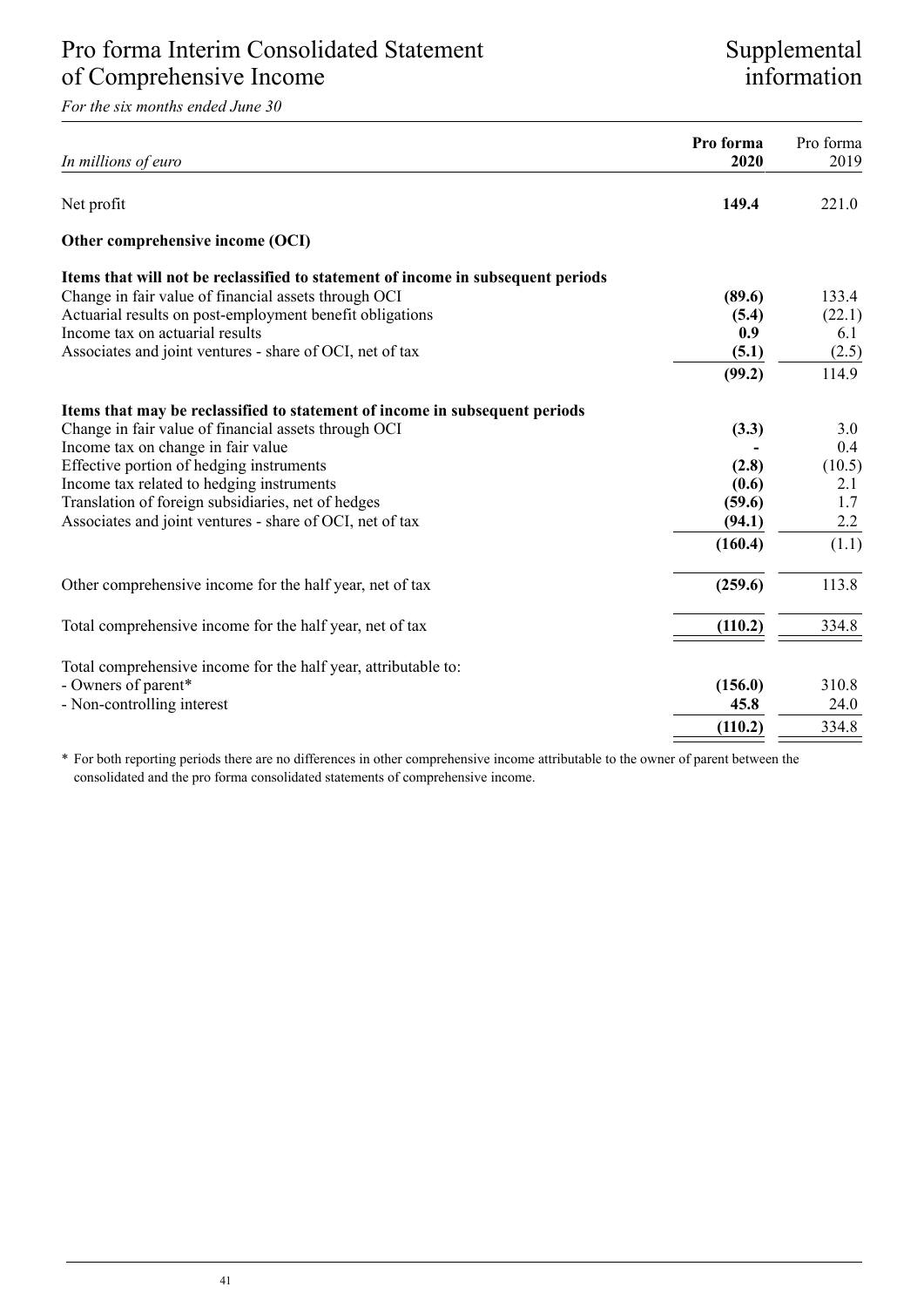# Pro forma Interim Consolidated Statement of Comprehensive Income

# Supplemental information

*For the six months ended June 30*

| *In millions of euro* | **Pro forma 2020** | Pro forma 2019 |
|---|---|---|
| Net profit | **149.4** | 221.0 |
| **Other comprehensive income (OCI)** | | |
| **Items that will not be reclassified to statement of income in subsequent periods** | | |
| Change in fair value of financial assets through OCI | **(89.6)** | 133.4 |
| Actuarial results on post-employment benefit obligations | **(5.4)** | (22.1) |
| Income tax on actuarial results | **0.9** | 6.1 |
| Associates and joint ventures - share of OCI, net of tax | **(5.1)** | (2.5) |
| | **(99.2)** | 114.9 |
| **Items that may be reclassified to statement of income in subsequent periods** | | |
| Change in fair value of financial assets through OCI | **(3.3)** | 3.0 |
| Income tax on change in fair value | **-** | 0.4 |
| Effective portion of hedging instruments | **(2.8)** | (10.5) |
| Income tax related to hedging instruments | **(0.6)** | 2.1 |
| Translation of foreign subsidiaries, net of hedges | **(59.6)** | 1.7 |
| Associates and joint ventures - share of OCI, net of tax | **(94.1)** | 2.2 |
| | **(160.4)** | (1.1) |
| Other comprehensive income for the half year, net of tax | **(259.6)** | 113.8 |
| Total comprehensive income for the half year, net of tax | **(110.2)** | 334.8 |
| Total comprehensive income for the half year, attributable to: | | |
| - Owners of parent* | **(156.0)** | 310.8 |
| - Non-controlling interest | **45.8** | 24.0 |
| | **(110.2)** | 334.8 |

\* For both reporting periods there are no differences in other comprehensive income attributable to the owner of parent between the consolidated and the pro forma consolidated statements of comprehensive income.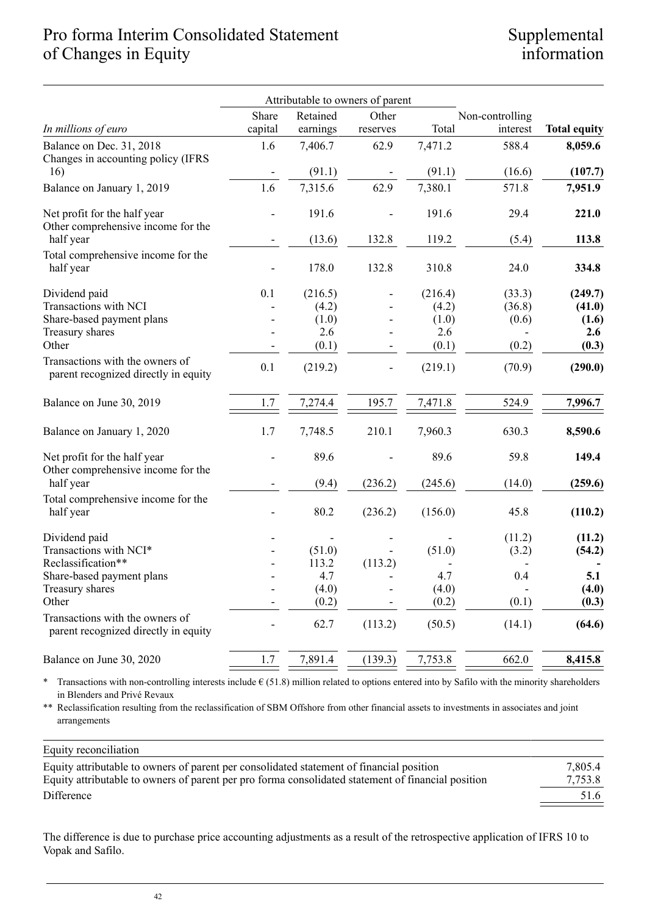# Pro forma Interim Consolidated Statement of Changes in Equity

## Supplemental information

| *In millions of euro* | Attributable to owners of parent | | | | | |
|---|---|---|---|---|---|---|
| | Share capital | Retained earnings | Other reserves | Total | Non-controlling interest | **Total equity** |
| Balance on Dec. 31, 2018 | 1.6 | 7,406.7 | 62.9 | 7,471.2 | 588.4 | **8,059.6** |
| Changes in accounting policy (IFRS 16) | - | (91.1) | - | (91.1) | (16.6) | **(107.7)** |
| Balance on January 1, 2019 | 1.6 | 7,315.6 | 62.9 | 7,380.1 | 571.8 | **7,951.9** |
| Net profit for the half year | - | 191.6 | - | 191.6 | 29.4 | **221.0** |
| Other comprehensive income for the half year | - | (13.6) | 132.8 | 119.2 | (5.4) | **113.8** |
| Total comprehensive income for the half year | - | 178.0 | 132.8 | 310.8 | 24.0 | **334.8** |
| Dividend paid | 0.1 | (216.5) | - | (216.4) | (33.3) | **(249.7)** |
| Transactions with NCI | - | (4.2) | - | (4.2) | (36.8) | **(41.0)** |
| Share-based payment plans | - | (1.0) | - | (1.0) | (0.6) | **(1.6)** |
| Treasury shares | - | 2.6 | - | 2.6 | - | **2.6** |
| Other | - | (0.1) | - | (0.1) | (0.2) | **(0.3)** |
| Transactions with the owners of parent recognized directly in equity | 0.1 | (219.2) | - | (219.1) | (70.9) | **(290.0)** |
| Balance on June 30, 2019 | 1.7 | 7,274.4 | 195.7 | 7,471.8 | 524.9 | **7,996.7** |
| Balance on January 1, 2020 | 1.7 | 7,748.5 | 210.1 | 7,960.3 | 630.3 | **8,590.6** |
| Net profit for the half year | - | 89.6 | - | 89.6 | 59.8 | **149.4** |
| Other comprehensive income for the half year | - | (9.4) | (236.2) | (245.6) | (14.0) | **(259.6)** |
| Total comprehensive income for the half year | - | 80.2 | (236.2) | (156.0) | 45.8 | **(110.2)** |
| Dividend paid | - | - | - | - | (11.2) | **(11.2)** |
| Transactions with NCI* | - | (51.0) | - | (51.0) | (3.2) | **(54.2)** |
| Reclassification** | - | 113.2 | (113.2) | - | - | **-** |
| Share-based payment plans | - | 4.7 | - | 4.7 | 0.4 | **5.1** |
| Treasury shares | - | (4.0) | - | (4.0) | - | **(4.0)** |
| Other | - | (0.2) | - | (0.2) | (0.1) | **(0.3)** |
| Transactions with the owners of parent recognized directly in equity | - | 62.7 | (113.2) | (50.5) | (14.1) | **(64.6)** |
| Balance on June 30, 2020 | 1.7 | 7,891.4 | (139.3) | 7,753.8 | 662.0 | **8,415.8** |

\* Transactions with non-controlling interests include € (51.8) million related to options entered into by Safilo with the minority shareholders in Blenders and Privé Revaux

\*\* Reclassification resulting from the reclassification of SBM Offshore from other financial assets to investments in associates and joint arrangements

| Equity reconciliation | |
|---|---|
| Equity attributable to owners of parent per consolidated statement of financial position | 7,805.4 |
| Equity attributable to owners of parent per pro forma consolidated statement of financial position | 7,753.8 |
| Difference | 51.6 |

The difference is due to purchase price accounting adjustments as a result of the retrospective application of IFRS 10 to Vopak and Safilo.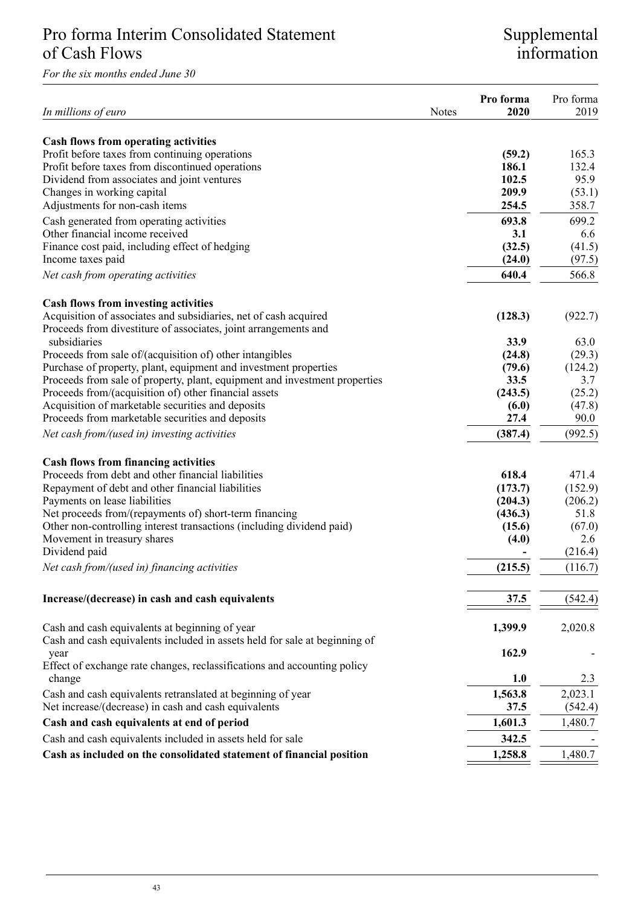# Pro forma Interim Consolidated Statement of Cash Flows

# Supplemental information

*For the six months ended June 30*

| *In millions of euro* | Notes | **Pro forma 2020** | Pro forma 2019 |
|---|---|---|---|
| **Cash flows from operating activities** | | | |
| Profit before taxes from continuing operations | | **(59.2)** | 165.3 |
| Profit before taxes from discontinued operations | | **186.1** | 132.4 |
| Dividend from associates and joint ventures | | **102.5** | 95.9 |
| Changes in working capital | | **209.9** | (53.1) |
| Adjustments for non-cash items | | **254.5** | 358.7 |
| Cash generated from operating activities | | **693.8** | 699.2 |
| Other financial income received | | **3.1** | 6.6 |
| Finance cost paid, including effect of hedging | | **(32.5)** | (41.5) |
| Income taxes paid | | **(24.0)** | (97.5) |
| *Net cash from operating activities* | | **640.4** | 566.8 |
| **Cash flows from investing activities** | | | |
| Acquisition of associates and subsidiaries, net of cash acquired | | **(128.3)** | (922.7) |
| Proceeds from divestiture of associates, joint arrangements and subsidiaries | | **33.9** | 63.0 |
| Proceeds from sale of/(acquisition of) other intangibles | | **(24.8)** | (29.3) |
| Purchase of property, plant, equipment and investment properties | | **(79.6)** | (124.2) |
| Proceeds from sale of property, plant, equipment and investment properties | | **33.5** | 3.7 |
| Proceeds from/(acquisition of) other financial assets | | **(243.5)** | (25.2) |
| Acquisition of marketable securities and deposits | | **(6.0)** | (47.8) |
| Proceeds from marketable securities and deposits | | **27.4** | 90.0 |
| *Net cash from/(used in) investing activities* | | **(387.4)** | (992.5) |
| **Cash flows from financing activities** | | | |
| Proceeds from debt and other financial liabilities | | **618.4** | 471.4 |
| Repayment of debt and other financial liabilities | | **(173.7)** | (152.9) |
| Payments on lease liabilities | | **(204.3)** | (206.2) |
| Net proceeds from/(repayments of) short-term financing | | **(436.3)** | 51.8 |
| Other non-controlling interest transactions (including dividend paid) | | **(15.6)** | (67.0) |
| Movement in treasury shares | | **(4.0)** | 2.6 |
| Dividend paid | | **-** | (216.4) |
| *Net cash from/(used in) financing activities* | | **(215.5)** | (116.7) |
| **Increase/(decrease) in cash and cash equivalents** | | **37.5** | (542.4) |
| Cash and cash equivalents at beginning of year | | **1,399.9** | 2,020.8 |
| Cash and cash equivalents included in assets held for sale at beginning of year | | **162.9** | - |
| Effect of exchange rate changes, reclassifications and accounting policy change | | **1.0** | 2.3 |
| Cash and cash equivalents retranslated at beginning of year | | **1,563.8** | 2,023.1 |
| Net increase/(decrease) in cash and cash equivalents | | **37.5** | (542.4) |
| **Cash and cash equivalents at end of period** | | **1,601.3** | 1,480.7 |
| Cash and cash equivalents included in assets held for sale | | **342.5** | - |
| **Cash as included on the consolidated statement of financial position** | | **1,258.8** | 1,480.7 |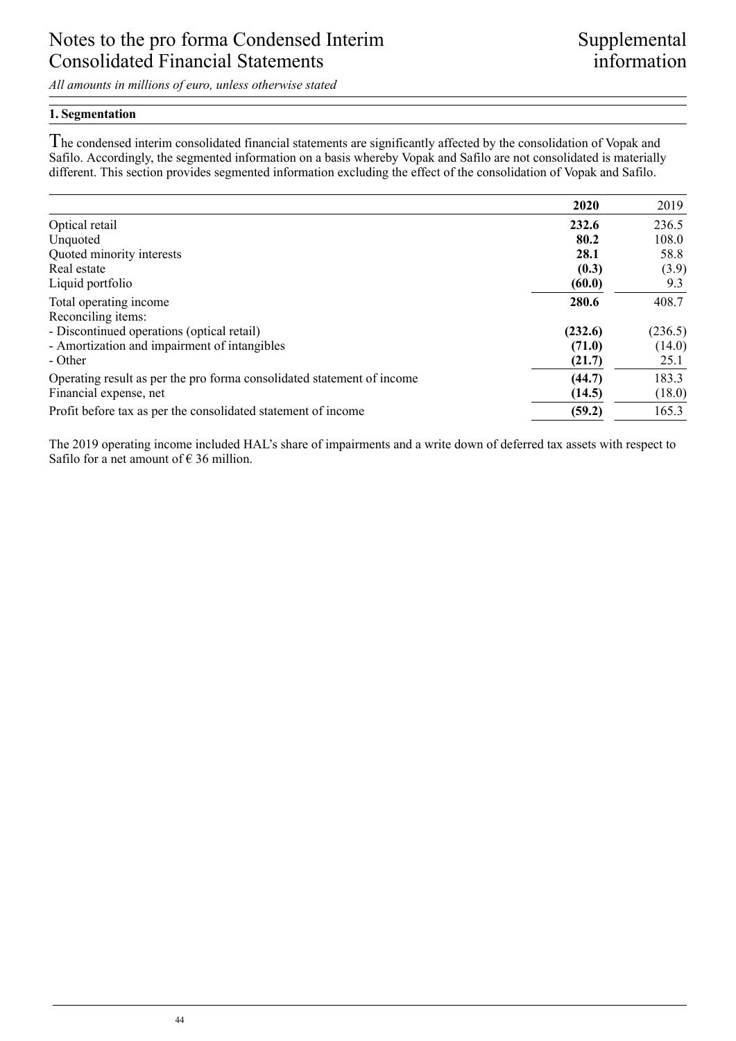# Notes to the pro forma Condensed Interim Consolidated Financial Statements

*All amounts in millions of euro, unless otherwise stated*

## 1. Segmentation

The condensed interim consolidated financial statements are significantly affected by the consolidation of Vopak and Safilo. Accordingly, the segmented information on a basis whereby Vopak and Safilo are not consolidated is materially different. This section provides segmented information excluding the effect of the consolidation of Vopak and Safilo.

| | **2020** | 2019 |
|---|---|---|
| Optical retail | **232.6** | 236.5 |
| Unquoted | **80.2** | 108.0 |
| Quoted minority interests | **28.1** | 58.8 |
| Real estate | **(0.3)** | (3.9) |
| Liquid portfolio | **(60.0)** | 9.3 |
| Total operating income | **280.6** | 408.7 |
| Reconciling items: | | |
| - Discontinued operations (optical retail) | **(232.6)** | (236.5) |
| - Amortization and impairment of intangibles | **(71.0)** | (14.0) |
| - Other | **(21.7)** | 25.1 |
| Operating result as per the pro forma consolidated statement of income | **(44.7)** | 183.3 |
| Financial expense, net | **(14.5)** | (18.0) |
| Profit before tax as per the consolidated statement of income | **(59.2)** | 165.3 |

The 2019 operating income included HAL's share of impairments and a write down of deferred tax assets with respect to Safilo for a net amount of € 36 million.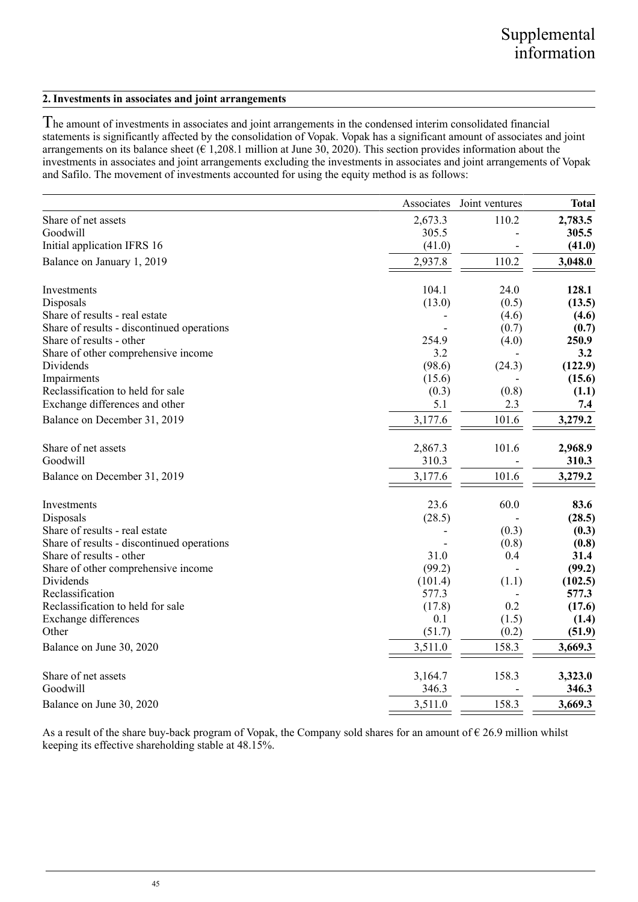## 2. Investments in associates and joint arrangements

The amount of investments in associates and joint arrangements in the condensed interim consolidated financial statements is significantly affected by the consolidation of Vopak. Vopak has a significant amount of associates and joint arrangements on its balance sheet (€ 1,208.1 million at June 30, 2020). This section provides information about the investments in associates and joint arrangements excluding the investments in associates and joint arrangements of Vopak and Safilo. The movement of investments accounted for using the equity method is as follows:

| | Associates | Joint ventures | **Total** |
|---|---|---|---|
| Share of net assets | 2,673.3 | 110.2 | **2,783.5** |
| Goodwill | 305.5 | - | **305.5** |
| Initial application IFRS 16 | (41.0) | - | **(41.0)** |
| Balance on January 1, 2019 | 2,937.8 | 110.2 | **3,048.0** |
| | | | |
| Investments | 104.1 | 24.0 | **128.1** |
| Disposals | (13.0) | (0.5) | **(13.5)** |
| Share of results - real estate | - | (4.6) | **(4.6)** |
| Share of results - discontinued operations | - | (0.7) | **(0.7)** |
| Share of results - other | 254.9 | (4.0) | **250.9** |
| Share of other comprehensive income | 3.2 | - | **3.2** |
| Dividends | (98.6) | (24.3) | **(122.9)** |
| Impairments | (15.6) | - | **(15.6)** |
| Reclassification to held for sale | (0.3) | (0.8) | **(1.1)** |
| Exchange differences and other | 5.1 | 2.3 | **7.4** |
| Balance on December 31, 2019 | 3,177.6 | 101.6 | **3,279.2** |
| | | | |
| Share of net assets | 2,867.3 | 101.6 | **2,968.9** |
| Goodwill | 310.3 | - | **310.3** |
| Balance on December 31, 2019 | 3,177.6 | 101.6 | **3,279.2** |
| | | | |
| Investments | 23.6 | 60.0 | **83.6** |
| Disposals | (28.5) | - | **(28.5)** |
| Share of results - real estate | - | (0.3) | **(0.3)** |
| Share of results - discontinued operations | - | (0.8) | **(0.8)** |
| Share of results - other | 31.0 | 0.4 | **31.4** |
| Share of other comprehensive income | (99.2) | - | **(99.2)** |
| Dividends | (101.4) | (1.1) | **(102.5)** |
| Reclassification | 577.3 | - | **577.3** |
| Reclassification to held for sale | (17.8) | 0.2 | **(17.6)** |
| Exchange differences | 0.1 | (1.5) | **(1.4)** |
| Other | (51.7) | (0.2) | **(51.9)** |
| Balance on June 30, 2020 | 3,511.0 | 158.3 | **3,669.3** |
| | | | |
| Share of net assets | 3,164.7 | 158.3 | **3,323.0** |
| Goodwill | 346.3 | - | **346.3** |
| Balance on June 30, 2020 | 3,511.0 | 158.3 | **3,669.3** |

As a result of the share buy-back program of Vopak, the Company sold shares for an amount of € 26.9 million whilst keeping its effective shareholding stable at 48.15%.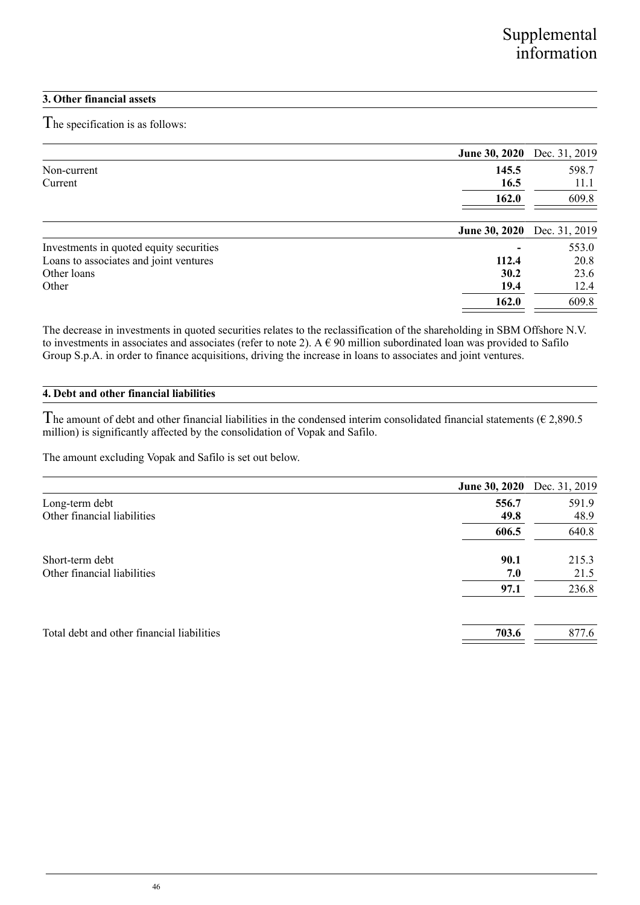### 3. Other financial assets

The specification is as follows:

| | **June 30, 2020** | Dec. 31, 2019 |
|---|---|---|
| Non-current | **145.5** | 598.7 |
| Current | **16.5** | 11.1 |
| | **162.0** | 609.8 |

| | **June 30, 2020** | Dec. 31, 2019 |
|---|---|---|
| Investments in quoted equity securities | **-** | 553.0 |
| Loans to associates and joint ventures | **112.4** | 20.8 |
| Other loans | **30.2** | 23.6 |
| Other | **19.4** | 12.4 |
| | **162.0** | 609.8 |

The decrease in investments in quoted securities relates to the reclassification of the shareholding in SBM Offshore N.V. to investments in associates and associates (refer to note 2). A € 90 million subordinated loan was provided to Safilo Group S.p.A. in order to finance acquisitions, driving the increase in loans to associates and joint ventures.

### 4. Debt and other financial liabilities

The amount of debt and other financial liabilities in the condensed interim consolidated financial statements (€ 2,890.5 million) is significantly affected by the consolidation of Vopak and Safilo.

The amount excluding Vopak and Safilo is set out below.

| | **June 30, 2020** | Dec. 31, 2019 |
|---|---|---|
| Long-term debt | **556.7** | 591.9 |
| Other financial liabilities | **49.8** | 48.9 |
| | **606.5** | 640.8 |
| | | |
| Short-term debt | **90.1** | 215.3 |
| Other financial liabilities | **7.0** | 21.5 |
| | **97.1** | 236.8 |
| | | |
| Total debt and other financial liabilities | **703.6** | 877.6 |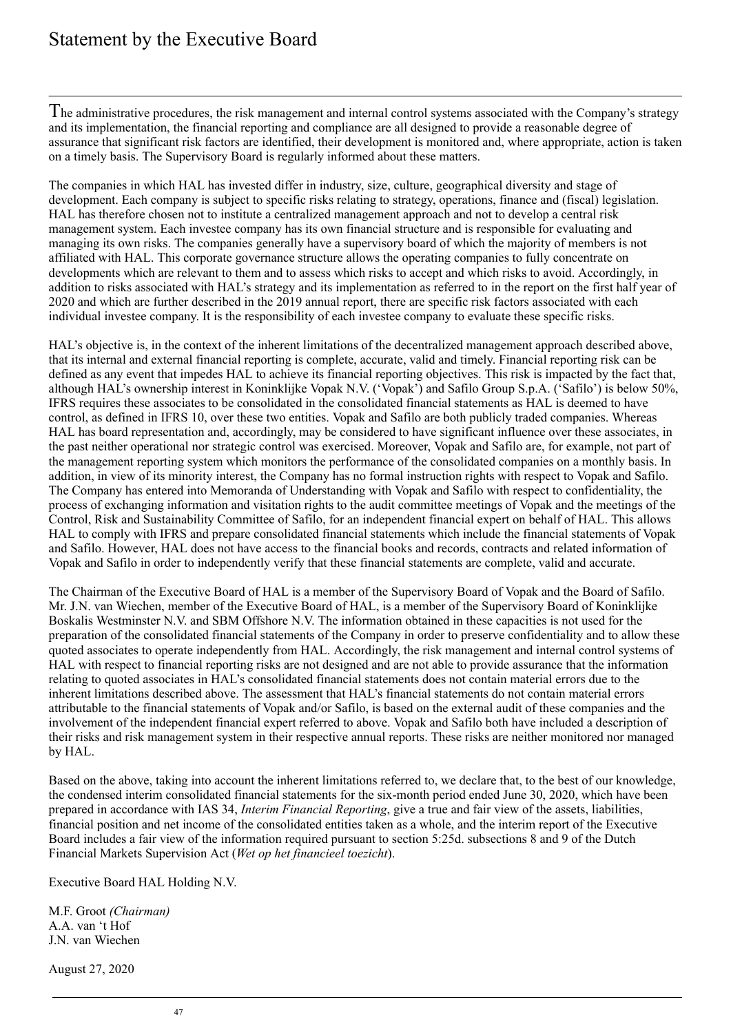# Statement by the Executive Board

The administrative procedures, the risk management and internal control systems associated with the Company's strategy and its implementation, the financial reporting and compliance are all designed to provide a reasonable degree of assurance that significant risk factors are identified, their development is monitored and, where appropriate, action is taken on a timely basis. The Supervisory Board is regularly informed about these matters.

The companies in which HAL has invested differ in industry, size, culture, geographical diversity and stage of development. Each company is subject to specific risks relating to strategy, operations, finance and (fiscal) legislation. HAL has therefore chosen not to institute a centralized management approach and not to develop a central risk management system. Each investee company has its own financial structure and is responsible for evaluating and managing its own risks. The companies generally have a supervisory board of which the majority of members is not affiliated with HAL. This corporate governance structure allows the operating companies to fully concentrate on developments which are relevant to them and to assess which risks to accept and which risks to avoid. Accordingly, in addition to risks associated with HAL's strategy and its implementation as referred to in the report on the first half year of 2020 and which are further described in the 2019 annual report, there are specific risk factors associated with each individual investee company. It is the responsibility of each investee company to evaluate these specific risks.

HAL's objective is, in the context of the inherent limitations of the decentralized management approach described above, that its internal and external financial reporting is complete, accurate, valid and timely. Financial reporting risk can be defined as any event that impedes HAL to achieve its financial reporting objectives. This risk is impacted by the fact that, although HAL's ownership interest in Koninklijke Vopak N.V. ('Vopak') and Safilo Group S.p.A. ('Safilo') is below 50%, IFRS requires these associates to be consolidated in the consolidated financial statements as HAL is deemed to have control, as defined in IFRS 10, over these two entities. Vopak and Safilo are both publicly traded companies. Whereas HAL has board representation and, accordingly, may be considered to have significant influence over these associates, in the past neither operational nor strategic control was exercised. Moreover, Vopak and Safilo are, for example, not part of the management reporting system which monitors the performance of the consolidated companies on a monthly basis. In addition, in view of its minority interest, the Company has no formal instruction rights with respect to Vopak and Safilo. The Company has entered into Memoranda of Understanding with Vopak and Safilo with respect to confidentiality, the process of exchanging information and visitation rights to the audit committee meetings of Vopak and the meetings of the Control, Risk and Sustainability Committee of Safilo, for an independent financial expert on behalf of HAL. This allows HAL to comply with IFRS and prepare consolidated financial statements which include the financial statements of Vopak and Safilo. However, HAL does not have access to the financial books and records, contracts and related information of Vopak and Safilo in order to independently verify that these financial statements are complete, valid and accurate.

The Chairman of the Executive Board of HAL is a member of the Supervisory Board of Vopak and the Board of Safilo. Mr. J.N. van Wiechen, member of the Executive Board of HAL, is a member of the Supervisory Board of Koninklijke Boskalis Westminster N.V. and SBM Offshore N.V. The information obtained in these capacities is not used for the preparation of the consolidated financial statements of the Company in order to preserve confidentiality and to allow these quoted associates to operate independently from HAL. Accordingly, the risk management and internal control systems of HAL with respect to financial reporting risks are not designed and are not able to provide assurance that the information relating to quoted associates in HAL's consolidated financial statements does not contain material errors due to the inherent limitations described above. The assessment that HAL's financial statements do not contain material errors attributable to the financial statements of Vopak and/or Safilo, is based on the external audit of these companies and the involvement of the independent financial expert referred to above. Vopak and Safilo both have included a description of their risks and risk management system in their respective annual reports. These risks are neither monitored nor managed by HAL.

Based on the above, taking into account the inherent limitations referred to, we declare that, to the best of our knowledge, the condensed interim consolidated financial statements for the six-month period ended June 30, 2020, which have been prepared in accordance with IAS 34, *Interim Financial Reporting*, give a true and fair view of the assets, liabilities, financial position and net income of the consolidated entities taken as a whole, and the interim report of the Executive Board includes a fair view of the information required pursuant to section 5:25d. subsections 8 and 9 of the Dutch Financial Markets Supervision Act (*Wet op het financieel toezicht*).

Executive Board HAL Holding N.V.

M.F. Groot *(Chairman)*
A.A. van 't Hof
J.N. van Wiechen

August 27, 2020